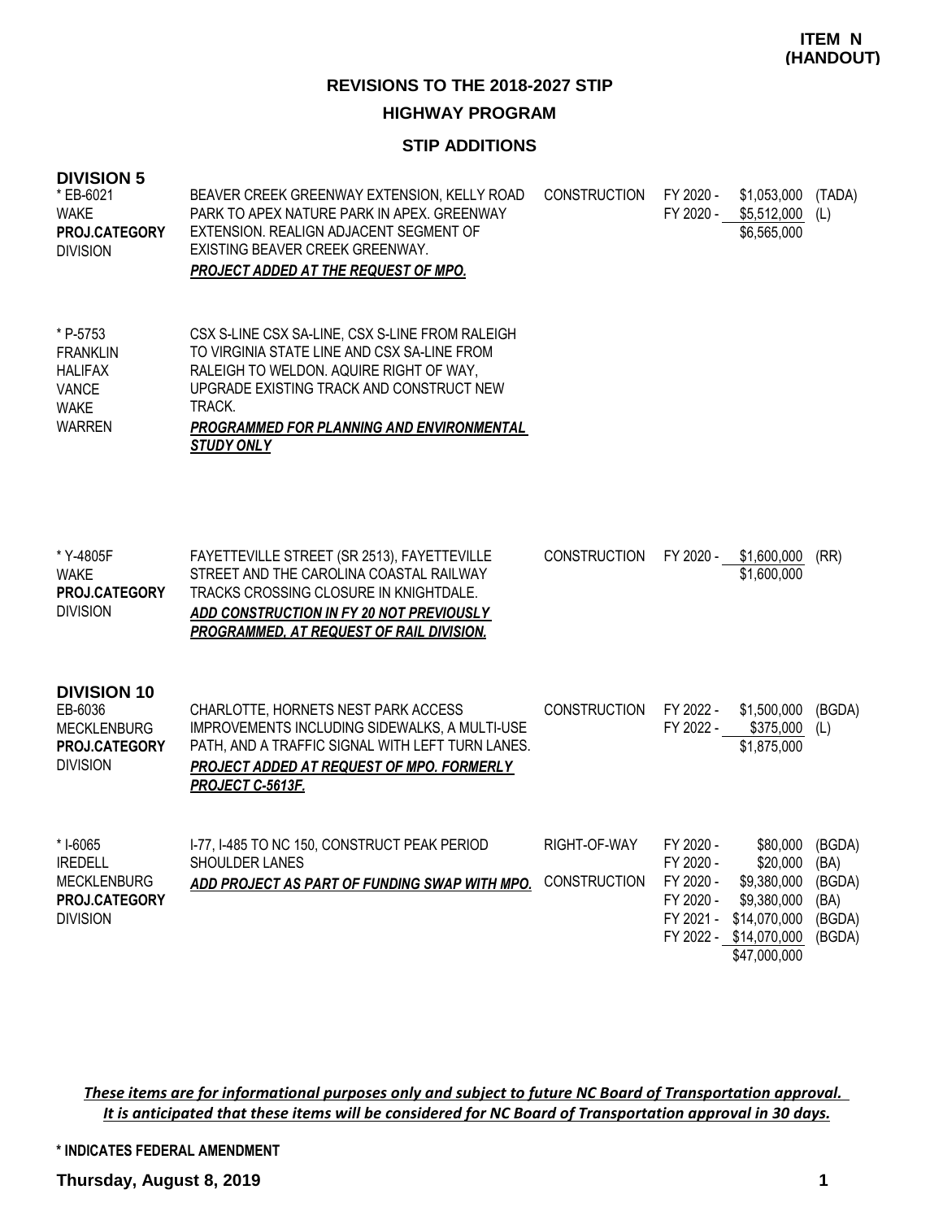**ITEM N (HANDOUT)**

## REVISIONS TO THE 2018-2027 STIP

## HIGHWAY PROGRAM

### STIP ADDITIONS

### DIVISION 5

| Project | Description | Phase | Year | Amount | Fund |
|---|---|---|---|---|---|
| * EB-6021<br>WAKE<br>**PROJ.CATEGORY**<br>DIVISION | BEAVER CREEK GREENWAY EXTENSION, KELLY ROAD PARK TO APEX NATURE PARK IN APEX. GREENWAY EXTENSION. REALIGN ADJACENT SEGMENT OF EXISTING BEAVER CREEK GREENWAY.<br>***PROJECT ADDED AT THE REQUEST OF MPO.*** | CONSTRUCTION | FY 2020 -<br>FY 2020 - | \$1,053,000<br>\$5,512,000<br>\$6,565,000 | (TADA)<br>(L) |
| * P-5753<br>FRANKLIN<br>HALIFAX<br>VANCE<br>WAKE<br>WARREN | CSX S-LINE CSX SA-LINE, CSX S-LINE FROM RALEIGH TO VIRGINIA STATE LINE AND CSX SA-LINE FROM RALEIGH TO WELDON. AQUIRE RIGHT OF WAY, UPGRADE EXISTING TRACK AND CONSTRUCT NEW TRACK.<br>***PROGRAMMED FOR PLANNING AND ENVIRONMENTAL STUDY ONLY*** | | | | |
| * Y-4805F<br>WAKE<br>**PROJ.CATEGORY**<br>DIVISION | FAYETTEVILLE STREET (SR 2513), FAYETTEVILLE STREET AND THE CAROLINA COASTAL RAILWAY TRACKS CROSSING CLOSURE IN KNIGHTDALE.<br>***ADD CONSTRUCTION IN FY 20 NOT PREVIOUSLY PROGRAMMED, AT REQUEST OF RAIL DIVISION.*** | CONSTRUCTION | FY 2020 - | \$1,600,000<br>\$1,600,000 | (RR) |

### DIVISION 10

| Project | Description | Phase | Year | Amount | Fund |
|---|---|---|---|---|---|
| EB-6036<br>MECKLENBURG<br>**PROJ.CATEGORY**<br>DIVISION | CHARLOTTE, HORNETS NEST PARK ACCESS IMPROVEMENTS INCLUDING SIDEWALKS, A MULTI-USE PATH, AND A TRAFFIC SIGNAL WITH LEFT TURN LANES.<br>***PROJECT ADDED AT REQUEST OF MPO. FORMERLY PROJECT C-5613F.*** | CONSTRUCTION | FY 2022 -<br>FY 2022 - | \$1,500,000<br>\$375,000<br>\$1,875,000 | (BGDA)<br>(L) |
| * I-6065<br>IREDELL<br>MECKLENBURG<br>**PROJ.CATEGORY**<br>DIVISION | I-77, I-485 TO NC 150, CONSTRUCT PEAK PERIOD SHOULDER LANES<br>***ADD PROJECT AS PART OF FUNDING SWAP WITH MPO.*** | RIGHT-OF-WAY<br><br>CONSTRUCTION | FY 2020 -<br>FY 2020 -<br>FY 2020 -<br>FY 2020 -<br>FY 2021 -<br>FY 2022 - | \$80,000<br>\$20,000<br>\$9,380,000<br>\$9,380,000<br>\$14,070,000<br>\$14,070,000<br>\$47,000,000 | (BGDA)<br>(BA)<br>(BGDA)<br>(BA)<br>(BGDA)<br>(BGDA) |

***These items are for informational purposes only and subject to future NC Board of Transportation approval. It is anticipated that these items will be considered for NC Board of Transportation approval in 30 days.***

**\* INDICATES FEDERAL AMENDMENT**

**Thursday, August 8, 2019**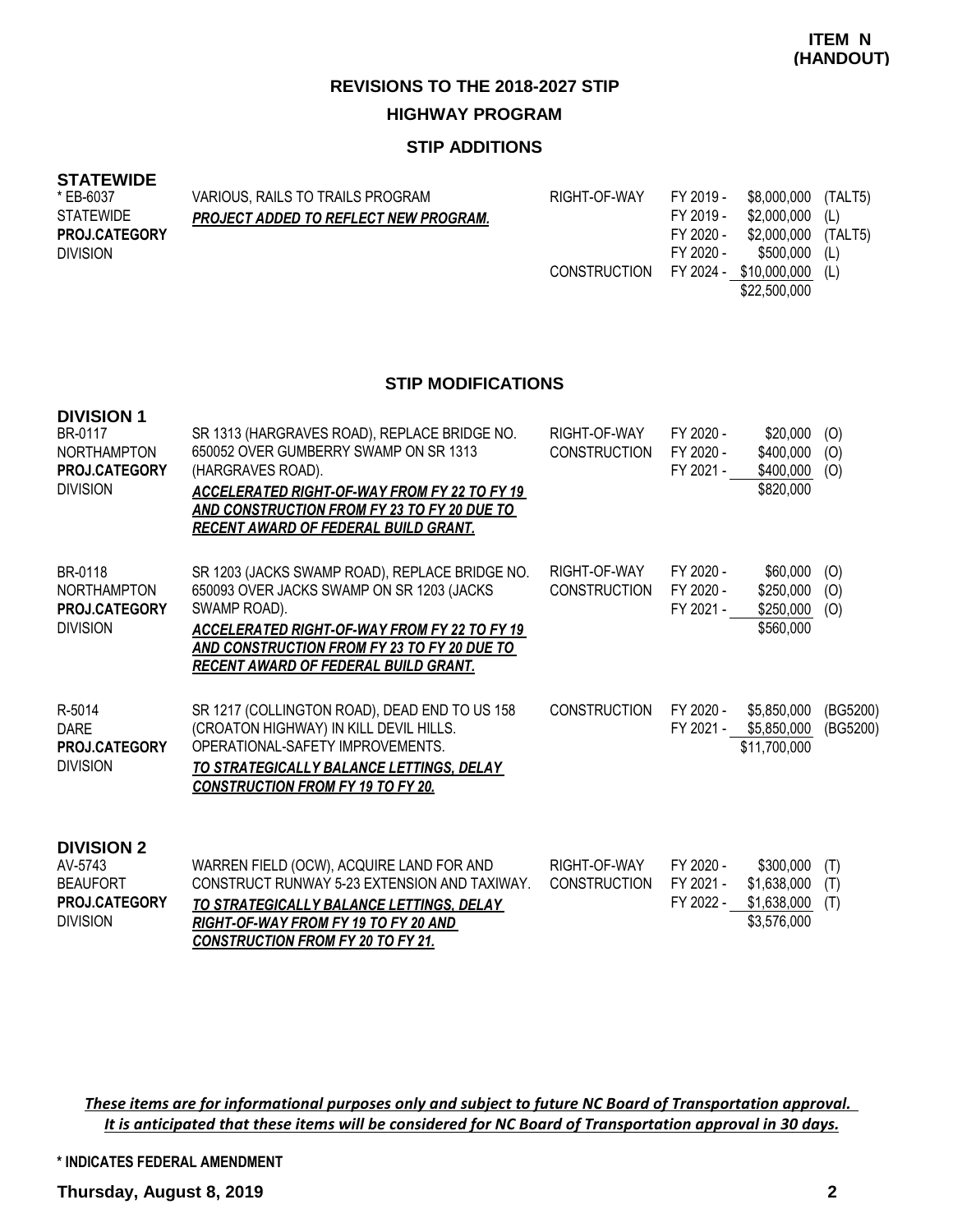**ITEM N (HANDOUT)**

# REVISIONS TO THE 2018-2027 STIP

## HIGHWAY PROGRAM

### STIP ADDITIONS

**STATEWIDE**

| Project | Description | Phase | Fiscal Year | Amount | Fund |
|---|---|---|---|---|---|
| * EB-6037<br>STATEWIDE<br>**PROJ.CATEGORY**<br>DIVISION | VARIOUS, RAILS TO TRAILS PROGRAM<br>***PROJECT ADDED TO REFLECT NEW PROGRAM.*** | RIGHT-OF-WAY | FY 2019 - | $8,000,000 | (TALT5) |
| | | | FY 2019 - | $2,000,000 | (L) |
| | | | FY 2020 - | $2,000,000 | (TALT5) |
| | | | FY 2020 - | $500,000 | (L) |
| | | CONSTRUCTION | FY 2024 - | $10,000,000 | (L) |
| | | | | $22,500,000 | |

### STIP MODIFICATIONS

**DIVISION 1**

| Project | Description | Phase | Fiscal Year | Amount | Fund |
|---|---|---|---|---|---|
| BR-0117<br>NORTHAMPTON<br>**PROJ.CATEGORY**<br>DIVISION | SR 1313 (HARGRAVES ROAD), REPLACE BRIDGE NO. 650052 OVER GUMBERRY SWAMP ON SR 1313 (HARGRAVES ROAD).<br>***ACCELERATED RIGHT-OF-WAY FROM FY 22 TO FY 19 AND CONSTRUCTION FROM FY 23 TO FY 20 DUE TO RECENT AWARD OF FEDERAL BUILD GRANT.*** | RIGHT-OF-WAY | FY 2020 - | $20,000 | (O) |
| | | CONSTRUCTION | FY 2020 - | $400,000 | (O) |
| | | | FY 2021 - | $400,000 | (O) |
| | | | | $820,000 | |
| BR-0118<br>NORTHAMPTON<br>**PROJ.CATEGORY**<br>DIVISION | SR 1203 (JACKS SWAMP ROAD), REPLACE BRIDGE NO. 650093 OVER JACKS SWAMP ON SR 1203 (JACKS SWAMP ROAD).<br>***ACCELERATED RIGHT-OF-WAY FROM FY 22 TO FY 19 AND CONSTRUCTION FROM FY 23 TO FY 20 DUE TO RECENT AWARD OF FEDERAL BUILD GRANT.*** | RIGHT-OF-WAY | FY 2020 - | $60,000 | (O) |
| | | CONSTRUCTION | FY 2020 - | $250,000 | (O) |
| | | | FY 2021 - | $250,000 | (O) |
| | | | | $560,000 | |
| R-5014<br>DARE<br>**PROJ.CATEGORY**<br>DIVISION | SR 1217 (COLLINGTON ROAD), DEAD END TO US 158 (CROATON HIGHWAY) IN KILL DEVIL HILLS. OPERATIONAL-SAFETY IMPROVEMENTS.<br>***TO STRATEGICALLY BALANCE LETTINGS, DELAY CONSTRUCTION FROM FY 19 TO FY 20.*** | CONSTRUCTION | FY 2020 - | $5,850,000 | (BG5200) |
| | | | FY 2021 - | $5,850,000 | (BG5200) |
| | | | | $11,700,000 | |

**DIVISION 2**

| Project | Description | Phase | Fiscal Year | Amount | Fund |
|---|---|---|---|---|---|
| AV-5743<br>BEAUFORT<br>**PROJ.CATEGORY**<br>DIVISION | WARREN FIELD (OCW), ACQUIRE LAND FOR AND CONSTRUCT RUNWAY 5-23 EXTENSION AND TAXIWAY.<br>***TO STRATEGICALLY BALANCE LETTINGS, DELAY RIGHT-OF-WAY FROM FY 19 TO FY 20 AND CONSTRUCTION FROM FY 20 TO FY 21.*** | RIGHT-OF-WAY | FY 2020 - | $300,000 | (T) |
| | | CONSTRUCTION | FY 2021 - | $1,638,000 | (T) |
| | | | FY 2022 - | $1,638,000 | (T) |
| | | | | $3,576,000 | |

***These items are for informational purposes only and subject to future NC Board of Transportation approval. It is anticipated that these items will be considered for NC Board of Transportation approval in 30 days.***

**\* INDICATES FEDERAL AMENDMENT**

**Thursday, August 8, 2019**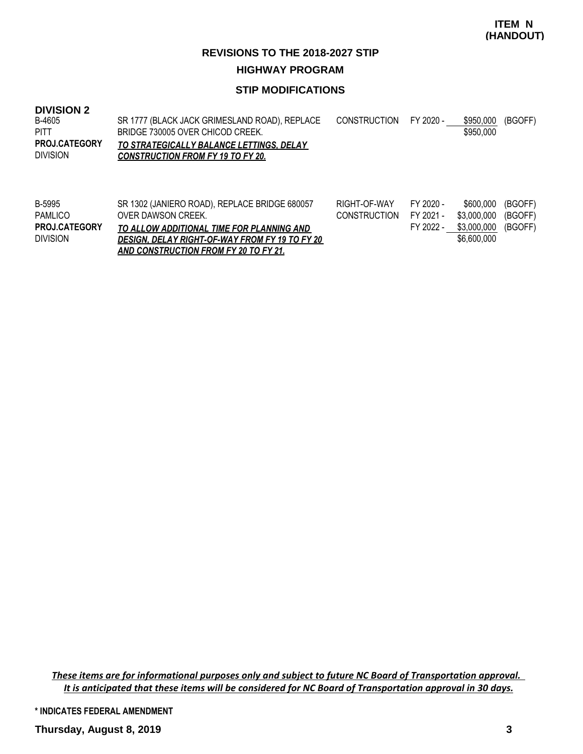**ITEM N (HANDOUT)**

## REVISIONS TO THE 2018-2027 STIP

### HIGHWAY PROGRAM

### STIP MODIFICATIONS

**DIVISION 2**

| | | | | | |
|---|---|---|---|---|---|
| B-4605<br>PITT<br>**PROJ.CATEGORY**<br>DIVISION | SR 1777 (BLACK JACK GRIMESLAND ROAD), REPLACE BRIDGE 730005 OVER CHICOD CREEK.<br>***TO STRATEGICALLY BALANCE LETTINGS, DELAY CONSTRUCTION FROM FY 19 TO FY 20.*** | CONSTRUCTION | FY 2020 - | $950,000<br>$950,000 | (BGOFF) |
| B-5995<br>PAMLICO<br>**PROJ.CATEGORY**<br>DIVISION | SR 1302 (JANIERO ROAD), REPLACE BRIDGE 680057 OVER DAWSON CREEK.<br>***TO ALLOW ADDITIONAL TIME FOR PLANNING AND DESIGN, DELAY RIGHT-OF-WAY FROM FY 19 TO FY 20 AND CONSTRUCTION FROM FY 20 TO FY 21.*** | RIGHT-OF-WAY<br>CONSTRUCTION | FY 2020 -<br>FY 2021 -<br>FY 2022 - | $600,000<br>$3,000,000<br>$3,000,000<br>$6,600,000 | (BGOFF)<br>(BGOFF)<br>(BGOFF) |

*These items are for informational purposes only and subject to future NC Board of Transportation approval. It is anticipated that these items will be considered for NC Board of Transportation approval in 30 days.*

\* INDICATES FEDERAL AMENDMENT

**Thursday, August 8, 2019**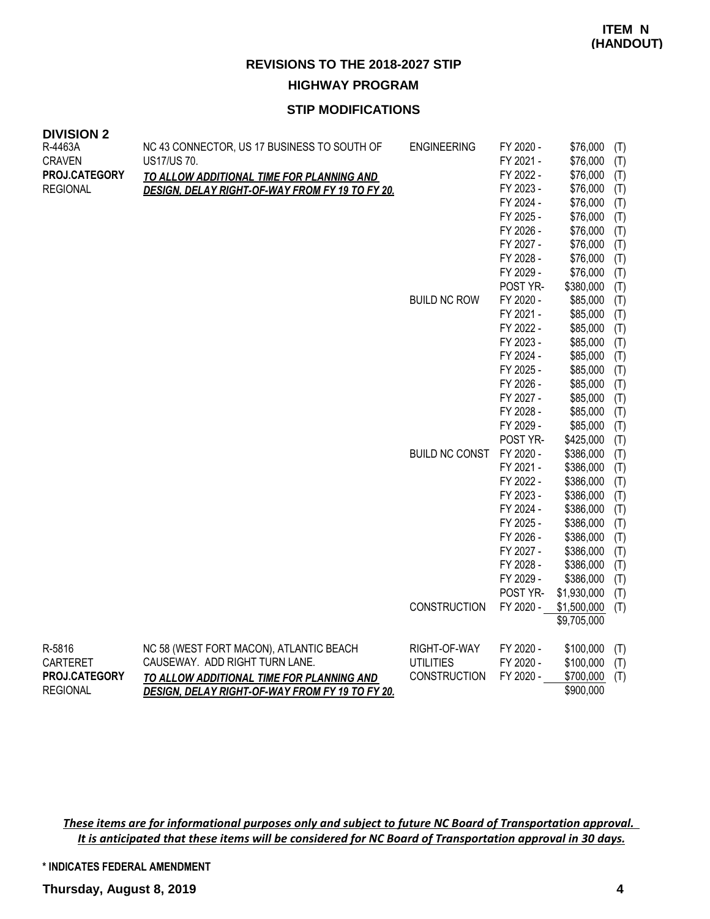**ITEM N (HANDOUT)**

## REVISIONS TO THE 2018-2027 STIP

### HIGHWAY PROGRAM

### STIP MODIFICATIONS

**DIVISION 2**

| Project | Description | Work Type | Year | Amount | |
|---|---|---|---|---|---|
| R-4463A<br>CRAVEN<br>**PROJ.CATEGORY**<br>REGIONAL | NC 43 CONNECTOR, US 17 BUSINESS TO SOUTH OF US17/US 70.<br>***TO ALLOW ADDITIONAL TIME FOR PLANNING AND DESIGN, DELAY RIGHT-OF-WAY FROM FY 19 TO FY 20.*** | ENGINEERING | FY 2020 - | $76,000 | (T) |
| | | | FY 2021 - | $76,000 | (T) |
| | | | FY 2022 - | $76,000 | (T) |
| | | | FY 2023 - | $76,000 | (T) |
| | | | FY 2024 - | $76,000 | (T) |
| | | | FY 2025 - | $76,000 | (T) |
| | | | FY 2026 - | $76,000 | (T) |
| | | | FY 2027 - | $76,000 | (T) |
| | | | FY 2028 - | $76,000 | (T) |
| | | | FY 2029 - | $76,000 | (T) |
| | | | POST YR- | $380,000 | (T) |
| | | BUILD NC ROW | FY 2020 - | $85,000 | (T) |
| | | | FY 2021 - | $85,000 | (T) |
| | | | FY 2022 - | $85,000 | (T) |
| | | | FY 2023 - | $85,000 | (T) |
| | | | FY 2024 - | $85,000 | (T) |
| | | | FY 2025 - | $85,000 | (T) |
| | | | FY 2026 - | $85,000 | (T) |
| | | | FY 2027 - | $85,000 | (T) |
| | | | FY 2028 - | $85,000 | (T) |
| | | | FY 2029 - | $85,000 | (T) |
| | | | POST YR- | $425,000 | (T) |
| | | BUILD NC CONST | FY 2020 - | $386,000 | (T) |
| | | | FY 2021 - | $386,000 | (T) |
| | | | FY 2022 - | $386,000 | (T) |
| | | | FY 2023 - | $386,000 | (T) |
| | | | FY 2024 - | $386,000 | (T) |
| | | | FY 2025 - | $386,000 | (T) |
| | | | FY 2026 - | $386,000 | (T) |
| | | | FY 2027 - | $386,000 | (T) |
| | | | FY 2028 - | $386,000 | (T) |
| | | | FY 2029 - | $386,000 | (T) |
| | | | POST YR- | $1,930,000 | (T) |
| | | CONSTRUCTION | FY 2020 - | $1,500,000 | (T) |
| | | | | $9,705,000 | |
| R-5816<br>CARTERET<br>**PROJ.CATEGORY**<br>REGIONAL | NC 58 (WEST FORT MACON), ATLANTIC BEACH CAUSEWAY. ADD RIGHT TURN LANE.<br>***TO ALLOW ADDITIONAL TIME FOR PLANNING AND DESIGN, DELAY RIGHT-OF-WAY FROM FY 19 TO FY 20.*** | RIGHT-OF-WAY | FY 2020 - | $100,000 | (T) |
| | | UTILITIES | FY 2020 - | $100,000 | (T) |
| | | CONSTRUCTION | FY 2020 - | $700,000 | (T) |
| | | | | $900,000 | |

***These items are for informational purposes only and subject to future NC Board of Transportation approval. It is anticipated that these items will be considered for NC Board of Transportation approval in 30 days.***

**\* INDICATES FEDERAL AMENDMENT**

**Thursday, August 8, 2019**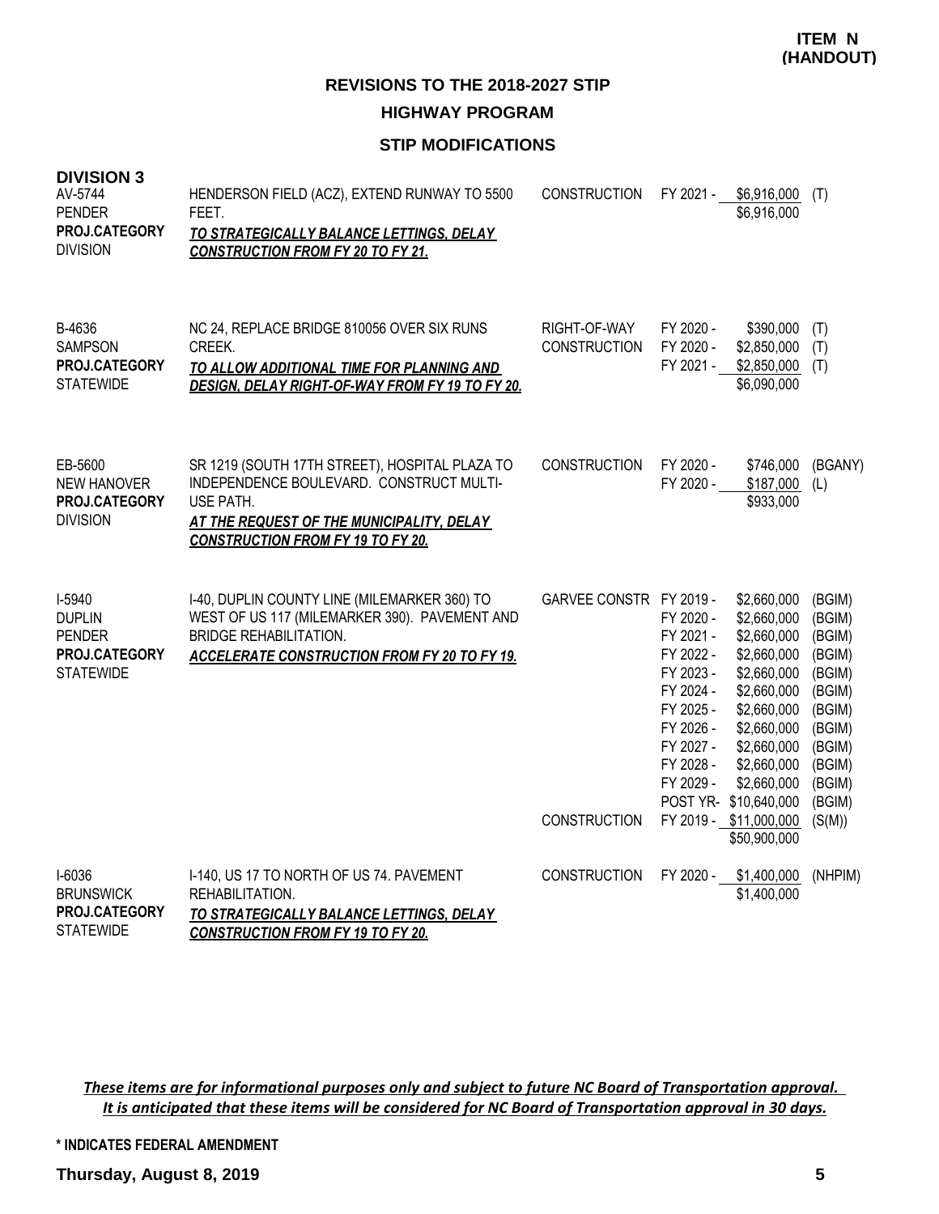**ITEM N (HANDOUT)**

## REVISIONS TO THE 2018-2027 STIP

### HIGHWAY PROGRAM

### STIP MODIFICATIONS

**DIVISION 3**

| Project | Description | Work Type | Fiscal Year | Amount | Fund |
|---|---|---|---|---|---|
| AV-5744<br>PENDER<br>**PROJ.CATEGORY**<br>DIVISION | HENDERSON FIELD (ACZ), EXTEND RUNWAY TO 5500 FEET.<br>***TO STRATEGICALLY BALANCE LETTINGS, DELAY CONSTRUCTION FROM FY 20 TO FY 21.*** | CONSTRUCTION | FY 2021 - | $6,916,000 | (T) |
| | | | | $6,916,000 | |
| B-4636<br>SAMPSON<br>**PROJ.CATEGORY**<br>STATEWIDE | NC 24, REPLACE BRIDGE 810056 OVER SIX RUNS CREEK.<br>***TO ALLOW ADDITIONAL TIME FOR PLANNING AND DESIGN, DELAY RIGHT-OF-WAY FROM FY 19 TO FY 20.*** | RIGHT-OF-WAY | FY 2020 - | $390,000 | (T) |
| | | CONSTRUCTION | FY 2020 - | $2,850,000 | (T) |
| | | | FY 2021 - | $2,850,000 | (T) |
| | | | | $6,090,000 | |
| EB-5600<br>NEW HANOVER<br>**PROJ.CATEGORY**<br>DIVISION | SR 1219 (SOUTH 17TH STREET), HOSPITAL PLAZA TO INDEPENDENCE BOULEVARD. CONSTRUCT MULTI-USE PATH.<br>***AT THE REQUEST OF THE MUNICIPALITY, DELAY CONSTRUCTION FROM FY 19 TO FY 20.*** | CONSTRUCTION | FY 2020 - | $746,000 | (BGANY) |
| | | | FY 2020 - | $187,000 | (L) |
| | | | | $933,000 | |
| I-5940<br>DUPLIN<br>PENDER<br>**PROJ.CATEGORY**<br>STATEWIDE | I-40, DUPLIN COUNTY LINE (MILEMARKER 360) TO WEST OF US 117 (MILEMARKER 390). PAVEMENT AND BRIDGE REHABILITATION.<br>***ACCELERATE CONSTRUCTION FROM FY 20 TO FY 19.*** | GARVEE CONSTR | FY 2019 - | $2,660,000 | (BGIM) |
| | | | FY 2020 - | $2,660,000 | (BGIM) |
| | | | FY 2021 - | $2,660,000 | (BGIM) |
| | | | FY 2022 - | $2,660,000 | (BGIM) |
| | | | FY 2023 - | $2,660,000 | (BGIM) |
| | | | FY 2024 - | $2,660,000 | (BGIM) |
| | | | FY 2025 - | $2,660,000 | (BGIM) |
| | | | FY 2026 - | $2,660,000 | (BGIM) |
| | | | FY 2027 - | $2,660,000 | (BGIM) |
| | | | FY 2028 - | $2,660,000 | (BGIM) |
| | | | FY 2029 - | $2,660,000 | (BGIM) |
| | | | POST YR- | $10,640,000 | (BGIM) |
| | | CONSTRUCTION | FY 2019 - | $11,000,000 | (S(M)) |
| | | | | $50,900,000 | |
| I-6036<br>BRUNSWICK<br>**PROJ.CATEGORY**<br>STATEWIDE | I-140, US 17 TO NORTH OF US 74. PAVEMENT REHABILITATION.<br>***TO STRATEGICALLY BALANCE LETTINGS, DELAY CONSTRUCTION FROM FY 19 TO FY 20.*** | CONSTRUCTION | FY 2020 - | $1,400,000 | (NHPIM) |
| | | | | $1,400,000 | |

***These items are for informational purposes only and subject to future NC Board of Transportation approval. It is anticipated that these items will be considered for NC Board of Transportation approval in 30 days.***

**\* INDICATES FEDERAL AMENDMENT**

**Thursday, August 8, 2019**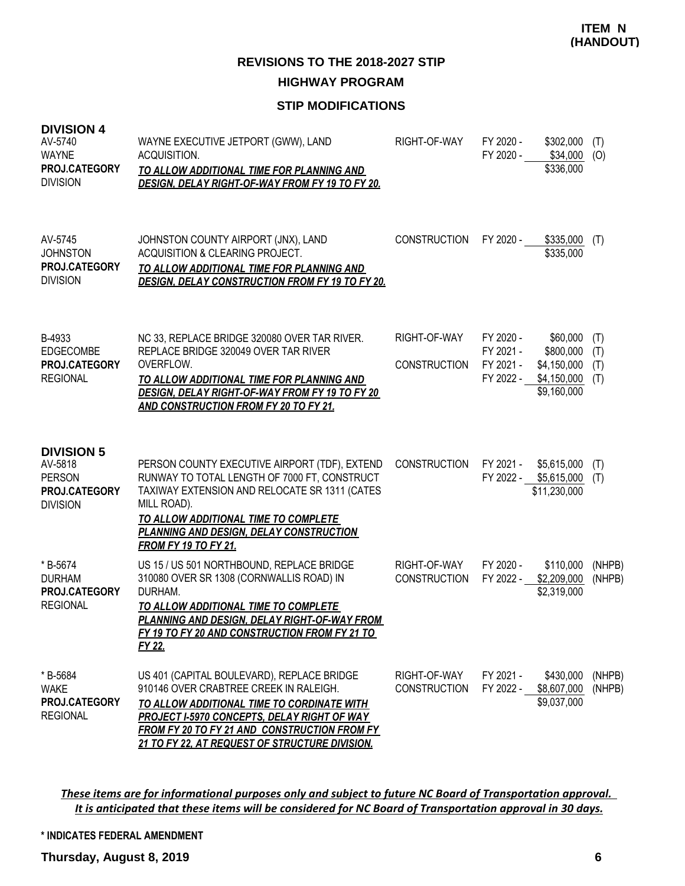**ITEM N (HANDOUT)**

## REVISIONS TO THE 2018-2027 STIP

### HIGHWAY PROGRAM

### STIP MODIFICATIONS

**DIVISION 4**

| Project | Description | Work Type | Fiscal Year | Amount | Fund |
|---|---|---|---|---|---|
| AV-5740<br>WAYNE<br>**PROJ.CATEGORY**<br>DIVISION | WAYNE EXECUTIVE JETPORT (GWW), LAND ACQUISITION.<br>***TO ALLOW ADDITIONAL TIME FOR PLANNING AND DESIGN, DELAY RIGHT-OF-WAY FROM FY 19 TO FY 20.*** | RIGHT-OF-WAY | FY 2020 -<br>FY 2020 - | \$302,000<br>\$34,000<br>\$336,000 | (T)<br>(O) |
| AV-5745<br>JOHNSTON<br>**PROJ.CATEGORY**<br>DIVISION | JOHNSTON COUNTY AIRPORT (JNX), LAND ACQUISITION & CLEARING PROJECT.<br>***TO ALLOW ADDITIONAL TIME FOR PLANNING AND DESIGN, DELAY CONSTRUCTION FROM FY 19 TO FY 20.*** | CONSTRUCTION | FY 2020 - | \$335,000<br>\$335,000 | (T) |
| B-4933<br>EDGECOMBE<br>**PROJ.CATEGORY**<br>REGIONAL | NC 33, REPLACE BRIDGE 320080 OVER TAR RIVER. REPLACE BRIDGE 320049 OVER TAR RIVER OVERFLOW.<br>***TO ALLOW ADDITIONAL TIME FOR PLANNING AND DESIGN, DELAY RIGHT-OF-WAY FROM FY 19 TO FY 20 AND CONSTRUCTION FROM FY 20 TO FY 21.*** | RIGHT-OF-WAY<br>CONSTRUCTION | FY 2020 -<br>FY 2021 -<br>FY 2021 -<br>FY 2022 - | \$60,000<br>\$800,000<br>\$4,150,000<br>\$4,150,000<br>\$9,160,000 | (T)<br>(T)<br>(T)<br>(T) |

**DIVISION 5**

| Project | Description | Work Type | Fiscal Year | Amount | Fund |
|---|---|---|---|---|---|
| AV-5818<br>PERSON<br>**PROJ.CATEGORY**<br>DIVISION | PERSON COUNTY EXECUTIVE AIRPORT (TDF), EXTEND RUNWAY TO TOTAL LENGTH OF 7000 FT, CONSTRUCT TAXIWAY EXTENSION AND RELOCATE SR 1311 (CATES MILL ROAD).<br>***TO ALLOW ADDITIONAL TIME TO COMPLETE PLANNING AND DESIGN, DELAY CONSTRUCTION FROM FY 19 TO FY 21.*** | CONSTRUCTION | FY 2021 -<br>FY 2022 - | \$5,615,000<br>\$5,615,000<br>\$11,230,000 | (T)<br>(T) |
| * B-5674<br>DURHAM<br>**PROJ.CATEGORY**<br>REGIONAL | US 15 / US 501 NORTHBOUND, REPLACE BRIDGE 310080 OVER SR 1308 (CORNWALLIS ROAD) IN DURHAM.<br>***TO ALLOW ADDITIONAL TIME TO COMPLETE PLANNING AND DESIGN, DELAY RIGHT-OF-WAY FROM FY 19 TO FY 20 AND CONSTRUCTION FROM FY 21 TO FY 22.*** | RIGHT-OF-WAY<br>CONSTRUCTION | FY 2020 -<br>FY 2022 - | \$110,000<br>\$2,209,000<br>\$2,319,000 | (NHPB)<br>(NHPB) |
| * B-5684<br>WAKE<br>**PROJ.CATEGORY**<br>REGIONAL | US 401 (CAPITAL BOULEVARD), REPLACE BRIDGE 910146 OVER CRABTREE CREEK IN RALEIGH.<br>***TO ALLOW ADDITIONAL TIME TO CORDINATE WITH PROJECT I-5970 CONCEPTS, DELAY RIGHT OF WAY FROM FY 20 TO FY 21 AND CONSTRUCTION FROM FY 21 TO FY 22, AT REQUEST OF STRUCTURE DIVISION.*** | RIGHT-OF-WAY<br>CONSTRUCTION | FY 2021 -<br>FY 2022 - | \$430,000<br>\$8,607,000<br>\$9,037,000 | (NHPB)<br>(NHPB) |

***These items are for informational purposes only and subject to future NC Board of Transportation approval. It is anticipated that these items will be considered for NC Board of Transportation approval in 30 days.***

**\* INDICATES FEDERAL AMENDMENT**

**Thursday, August 8, 2019**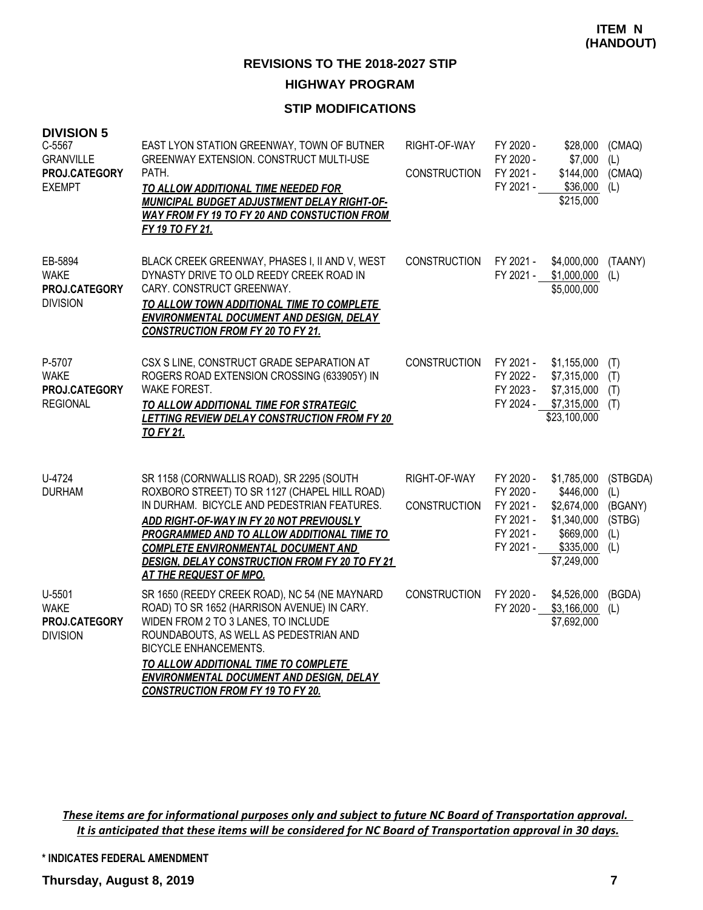**ITEM N (HANDOUT)**

## REVISIONS TO THE 2018-2027 STIP

### HIGHWAY PROGRAM

### STIP MODIFICATIONS

**DIVISION 5**

| Project | Description | Work Type | FY | Amount | Funding |
|---|---|---|---|---|---|
| C-5567<br>GRANVILLE<br>**PROJ.CATEGORY**<br>EXEMPT | EAST LYON STATION GREENWAY, TOWN OF BUTNER GREENWAY EXTENSION. CONSTRUCT MULTI-USE PATH.<br>***TO ALLOW ADDITIONAL TIME NEEDED FOR MUNICIPAL BUDGET ADJUSTMENT DELAY RIGHT-OF-WAY FROM FY 19 TO FY 20 AND CONSTUCTION FROM FY 19 TO FY 21.*** | RIGHT-OF-WAY | FY 2020 - | $28,000 | (CMAQ) |
| | | | FY 2020 - | $7,000 | (L) |
| | | CONSTRUCTION | FY 2021 - | $144,000 | (CMAQ) |
| | | | FY 2021 - | $36,000 | (L) |
| | | | | $215,000 | |
| EB-5894<br>WAKE<br>**PROJ.CATEGORY**<br>DIVISION | BLACK CREEK GREENWAY, PHASES I, II AND V, WEST DYNASTY DRIVE TO OLD REEDY CREEK ROAD IN CARY. CONSTRUCT GREENWAY.<br>***TO ALLOW TOWN ADDITIONAL TIME TO COMPLETE ENVIRONMENTAL DOCUMENT AND DESIGN, DELAY CONSTRUCTION FROM FY 20 TO FY 21.*** | CONSTRUCTION | FY 2021 - | $4,000,000 | (TAANY) |
| | | | FY 2021 - | $1,000,000 | (L) |
| | | | | $5,000,000 | |
| P-5707<br>WAKE<br>**PROJ.CATEGORY**<br>REGIONAL | CSX S LINE, CONSTRUCT GRADE SEPARATION AT ROGERS ROAD EXTENSION CROSSING (633905Y) IN WAKE FOREST.<br>***TO ALLOW ADDITIONAL TIME FOR STRATEGIC LETTING REVIEW DELAY CONSTRUCTION FROM FY 20 TO FY 21.*** | CONSTRUCTION | FY 2021 - | $1,155,000 | (T) |
| | | | FY 2022 - | $7,315,000 | (T) |
| | | | FY 2023 - | $7,315,000 | (T) |
| | | | FY 2024 - | $7,315,000 | (T) |
| | | | | $23,100,000 | |
| U-4724<br>DURHAM | SR 1158 (CORNWALLIS ROAD), SR 2295 (SOUTH ROXBORO STREET) TO SR 1127 (CHAPEL HILL ROAD) IN DURHAM. BICYCLE AND PEDESTRIAN FEATURES.<br>***ADD RIGHT-OF-WAY IN FY 20 NOT PREVIOUSLY PROGRAMMED AND TO ALLOW ADDITIONAL TIME TO COMPLETE ENVIRONMENTAL DOCUMENT AND DESIGN, DELAY CONSTRUCTION FROM FY 20 TO FY 21 AT THE REQUEST OF MPO.*** | RIGHT-OF-WAY | FY 2020 - | $1,785,000 | (STBGDA) |
| | | | FY 2020 - | $446,000 | (L) |
| | | CONSTRUCTION | FY 2021 - | $2,674,000 | (BGANY) |
| | | | FY 2021 - | $1,340,000 | (STBG) |
| | | | FY 2021 - | $669,000 | (L) |
| | | | FY 2021 - | $335,000 | (L) |
| | | | | $7,249,000 | |
| U-5501<br>WAKE<br>**PROJ.CATEGORY**<br>DIVISION | SR 1650 (REEDY CREEK ROAD), NC 54 (NE MAYNARD ROAD) TO SR 1652 (HARRISON AVENUE) IN CARY. WIDEN FROM 2 TO 3 LANES, TO INCLUDE ROUNDABOUTS, AS WELL AS PEDESTRIAN AND BICYCLE ENHANCEMENTS.<br>***TO ALLOW ADDITIONAL TIME TO COMPLETE ENVIRONMENTAL DOCUMENT AND DESIGN, DELAY CONSTRUCTION FROM FY 19 TO FY 20.*** | CONSTRUCTION | FY 2020 - | $4,526,000 | (BGDA) |
| | | | FY 2020 - | $3,166,000 | (L) |
| | | | | $7,692,000 | |

***These items are for informational purposes only and subject to future NC Board of Transportation approval. It is anticipated that these items will be considered for NC Board of Transportation approval in 30 days.***

**\* INDICATES FEDERAL AMENDMENT**

**Thursday, August 8, 2019**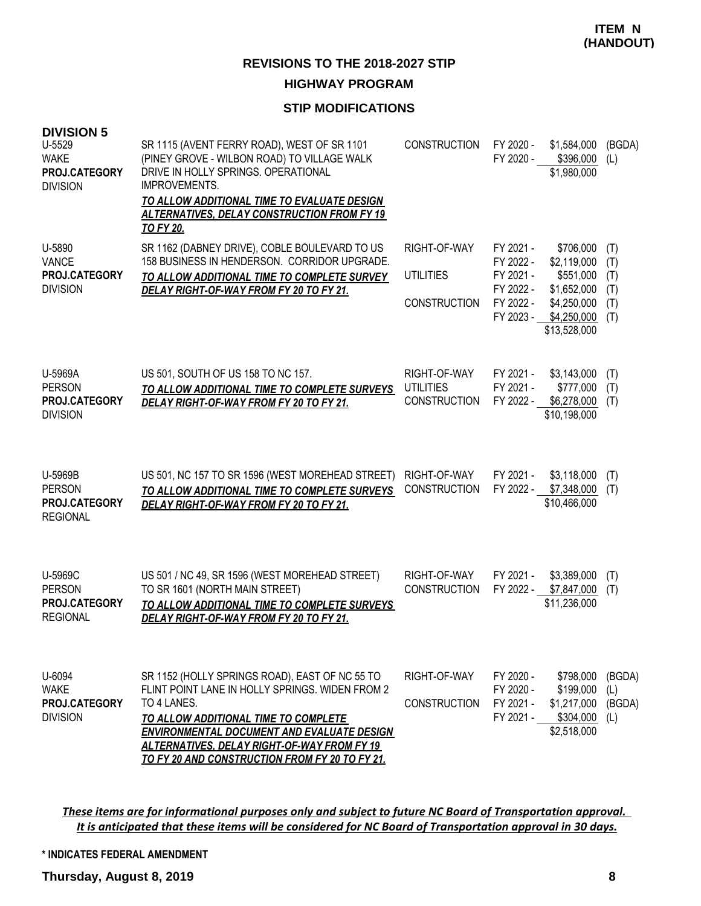**ITEM N (HANDOUT)**

## REVISIONS TO THE 2018-2027 STIP

## HIGHWAY PROGRAM

### STIP MODIFICATIONS

**DIVISION 5**

| Project | Description | Phase | FY | Amount | Fund |
|---|---|---|---|---|---|
| U-5529<br>WAKE<br>**PROJ.CATEGORY**<br>DIVISION | SR 1115 (AVENT FERRY ROAD), WEST OF SR 1101 (PINEY GROVE - WILBON ROAD) TO VILLAGE WALK DRIVE IN HOLLY SPRINGS. OPERATIONAL IMPROVEMENTS.<br>***TO ALLOW ADDITIONAL TIME TO EVALUATE DESIGN ALTERNATIVES, DELAY CONSTRUCTION FROM FY 19 TO FY 20.*** | CONSTRUCTION | FY 2020 - | $1,584,000 | (BGDA) |
| | | | FY 2020 - | $396,000 | (L) |
| | | | | $1,980,000 | |
| U-5890<br>VANCE<br>**PROJ.CATEGORY**<br>DIVISION | SR 1162 (DABNEY DRIVE), COBLE BOULEVARD TO US 158 BUSINESS IN HENDERSON. CORRIDOR UPGRADE.<br>***TO ALLOW ADDITIONAL TIME TO COMPLETE SURVEY DELAY RIGHT-OF-WAY FROM FY 20 TO FY 21.*** | RIGHT-OF-WAY | FY 2021 - | $706,000 | (T) |
| | | | FY 2022 - | $2,119,000 | (T) |
| | | UTILITIES | FY 2021 - | $551,000 | (T) |
| | | | FY 2022 - | $1,652,000 | (T) |
| | | CONSTRUCTION | FY 2022 - | $4,250,000 | (T) |
| | | | FY 2023 - | $4,250,000 | (T) |
| | | | | $13,528,000 | |
| U-5969A<br>PERSON<br>**PROJ.CATEGORY**<br>DIVISION | US 501, SOUTH OF US 158 TO NC 157.<br>***TO ALLOW ADDITIONAL TIME TO COMPLETE SURVEYS DELAY RIGHT-OF-WAY FROM FY 20 TO FY 21.*** | RIGHT-OF-WAY | FY 2021 - | $3,143,000 | (T) |
| | | UTILITIES | FY 2021 - | $777,000 | (T) |
| | | CONSTRUCTION | FY 2022 - | $6,278,000 | (T) |
| | | | | $10,198,000 | |
| U-5969B<br>PERSON<br>**PROJ.CATEGORY**<br>REGIONAL | US 501, NC 157 TO SR 1596 (WEST MOREHEAD STREET)<br>***TO ALLOW ADDITIONAL TIME TO COMPLETE SURVEYS DELAY RIGHT-OF-WAY FROM FY 20 TO FY 21.*** | RIGHT-OF-WAY | FY 2021 - | $3,118,000 | (T) |
| | | CONSTRUCTION | FY 2022 - | $7,348,000 | (T) |
| | | | | $10,466,000 | |
| U-5969C<br>PERSON<br>**PROJ.CATEGORY**<br>REGIONAL | US 501 / NC 49, SR 1596 (WEST MOREHEAD STREET) TO SR 1601 (NORTH MAIN STREET)<br>***TO ALLOW ADDITIONAL TIME TO COMPLETE SURVEYS DELAY RIGHT-OF-WAY FROM FY 20 TO FY 21.*** | RIGHT-OF-WAY | FY 2021 - | $3,389,000 | (T) |
| | | CONSTRUCTION | FY 2022 - | $7,847,000 | (T) |
| | | | | $11,236,000 | |
| U-6094<br>WAKE<br>**PROJ.CATEGORY**<br>DIVISION | SR 1152 (HOLLY SPRINGS ROAD), EAST OF NC 55 TO FLINT POINT LANE IN HOLLY SPRINGS. WIDEN FROM 2 TO 4 LANES.<br>***TO ALLOW ADDITIONAL TIME TO COMPLETE ENVIRONMENTAL DOCUMENT AND EVALUATE DESIGN ALTERNATIVES, DELAY RIGHT-OF-WAY FROM FY 19 TO FY 20 AND CONSTRUCTION FROM FY 20 TO FY 21.*** | RIGHT-OF-WAY | FY 2020 - | $798,000 | (BGDA) |
| | | | FY 2020 - | $199,000 | (L) |
| | | CONSTRUCTION | FY 2021 - | $1,217,000 | (BGDA) |
| | | | FY 2021 - | $304,000 | (L) |
| | | | | $2,518,000 | |

***These items are for informational purposes only and subject to future NC Board of Transportation approval. It is anticipated that these items will be considered for NC Board of Transportation approval in 30 days.***

**\* INDICATES FEDERAL AMENDMENT**

**Thursday, August 8, 2019**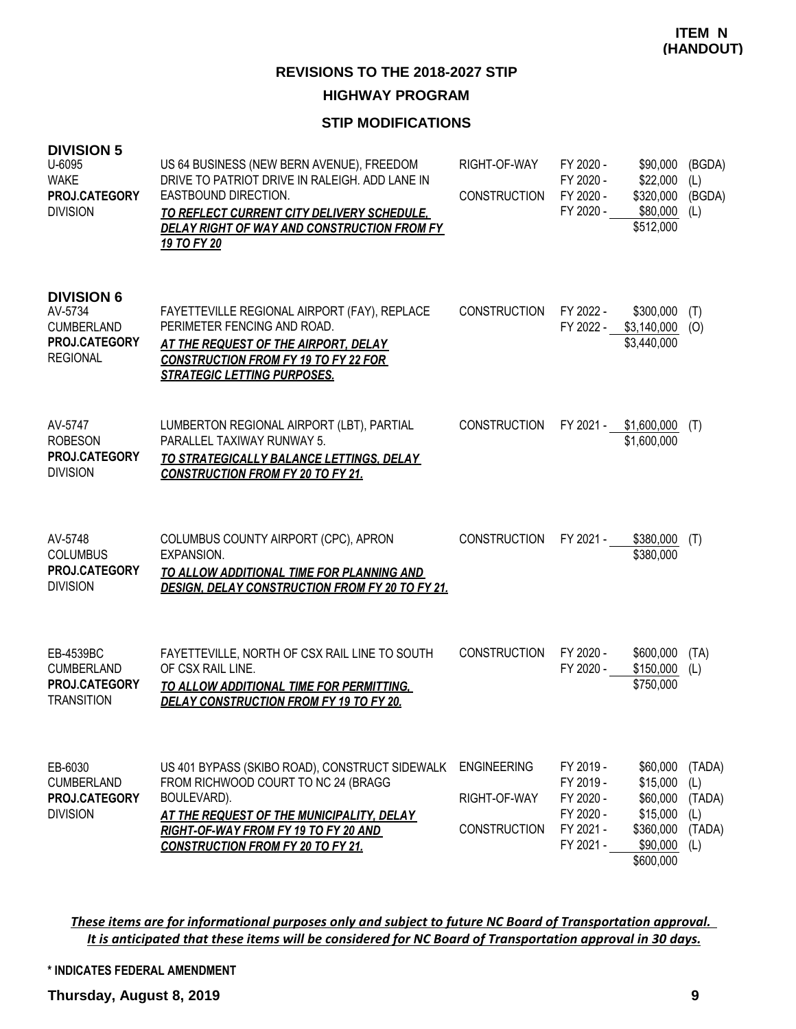**ITEM N (HANDOUT)**

## REVISIONS TO THE 2018-2027 STIP

## HIGHWAY PROGRAM

### STIP MODIFICATIONS

### DIVISION 5

| Project | Description | Phase | Year | Amount | Source |
|---|---|---|---|---|---|
| U-6095<br>WAKE<br>**PROJ.CATEGORY**<br>DIVISION | US 64 BUSINESS (NEW BERN AVENUE), FREEDOM DRIVE TO PATRIOT DRIVE IN RALEIGH. ADD LANE IN EASTBOUND DIRECTION.<br>***TO REFLECT CURRENT CITY DELIVERY SCHEDULE, DELAY RIGHT OF WAY AND CONSTRUCTION FROM FY 19 TO FY 20*** | RIGHT-OF-WAY | FY 2020 - | $90,000 | (BGDA) |
| | | | FY 2020 - | $22,000 | (L) |
| | | CONSTRUCTION | FY 2020 - | $320,000 | (BGDA) |
| | | | FY 2020 - | $80,000 | (L) |
| | | | | $512,000 | |

### DIVISION 6

| Project | Description | Phase | Year | Amount | Source |
|---|---|---|---|---|---|
| AV-5734<br>CUMBERLAND<br>**PROJ.CATEGORY**<br>REGIONAL | FAYETTEVILLE REGIONAL AIRPORT (FAY), REPLACE PERIMETER FENCING AND ROAD.<br>***AT THE REQUEST OF THE AIRPORT, DELAY CONSTRUCTION FROM FY 19 TO FY 22 FOR STRATEGIC LETTING PURPOSES.*** | CONSTRUCTION | FY 2022 - | $300,000 | (T) |
| | | | FY 2022 - | $3,140,000 | (O) |
| | | | | $3,440,000 | |
| AV-5747<br>ROBESON<br>**PROJ.CATEGORY**<br>DIVISION | LUMBERTON REGIONAL AIRPORT (LBT), PARTIAL PARALLEL TAXIWAY RUNWAY 5.<br>***TO STRATEGICALLY BALANCE LETTINGS, DELAY CONSTRUCTION FROM FY 20 TO FY 21.*** | CONSTRUCTION | FY 2021 - | $1,600,000 | (T) |
| | | | | $1,600,000 | |
| AV-5748<br>COLUMBUS<br>**PROJ.CATEGORY**<br>DIVISION | COLUMBUS COUNTY AIRPORT (CPC), APRON EXPANSION.<br>***TO ALLOW ADDITIONAL TIME FOR PLANNING AND DESIGN, DELAY CONSTRUCTION FROM FY 20 TO FY 21.*** | CONSTRUCTION | FY 2021 - | $380,000 | (T) |
| | | | | $380,000 | |
| EB-4539BC<br>CUMBERLAND<br>**PROJ.CATEGORY**<br>TRANSITION | FAYETTEVILLE, NORTH OF CSX RAIL LINE TO SOUTH OF CSX RAIL LINE.<br>***TO ALLOW ADDITIONAL TIME FOR PERMITTING, DELAY CONSTRUCTION FROM FY 19 TO FY 20.*** | CONSTRUCTION | FY 2020 - | $600,000 | (TA) |
| | | | FY 2020 - | $150,000 | (L) |
| | | | | $750,000 | |
| EB-6030<br>CUMBERLAND<br>**PROJ.CATEGORY**<br>DIVISION | US 401 BYPASS (SKIBO ROAD), CONSTRUCT SIDEWALK FROM RICHWOOD COURT TO NC 24 (BRAGG BOULEVARD).<br>***AT THE REQUEST OF THE MUNICIPALITY, DELAY RIGHT-OF-WAY FROM FY 19 TO FY 20 AND CONSTRUCTION FROM FY 20 TO FY 21.*** | ENGINEERING | FY 2019 - | $60,000 | (TADA) |
| | | | FY 2019 - | $15,000 | (L) |
| | | RIGHT-OF-WAY | FY 2020 - | $60,000 | (TADA) |
| | | | FY 2020 - | $15,000 | (L) |
| | | CONSTRUCTION | FY 2021 - | $360,000 | (TADA) |
| | | | FY 2021 - | $90,000 | (L) |
| | | | | $600,000 | |

*These items are for informational purposes only and subject to future NC Board of Transportation approval. It is anticipated that these items will be considered for NC Board of Transportation approval in 30 days.*

\* INDICATES FEDERAL AMENDMENT

**Thursday, August 8, 2019**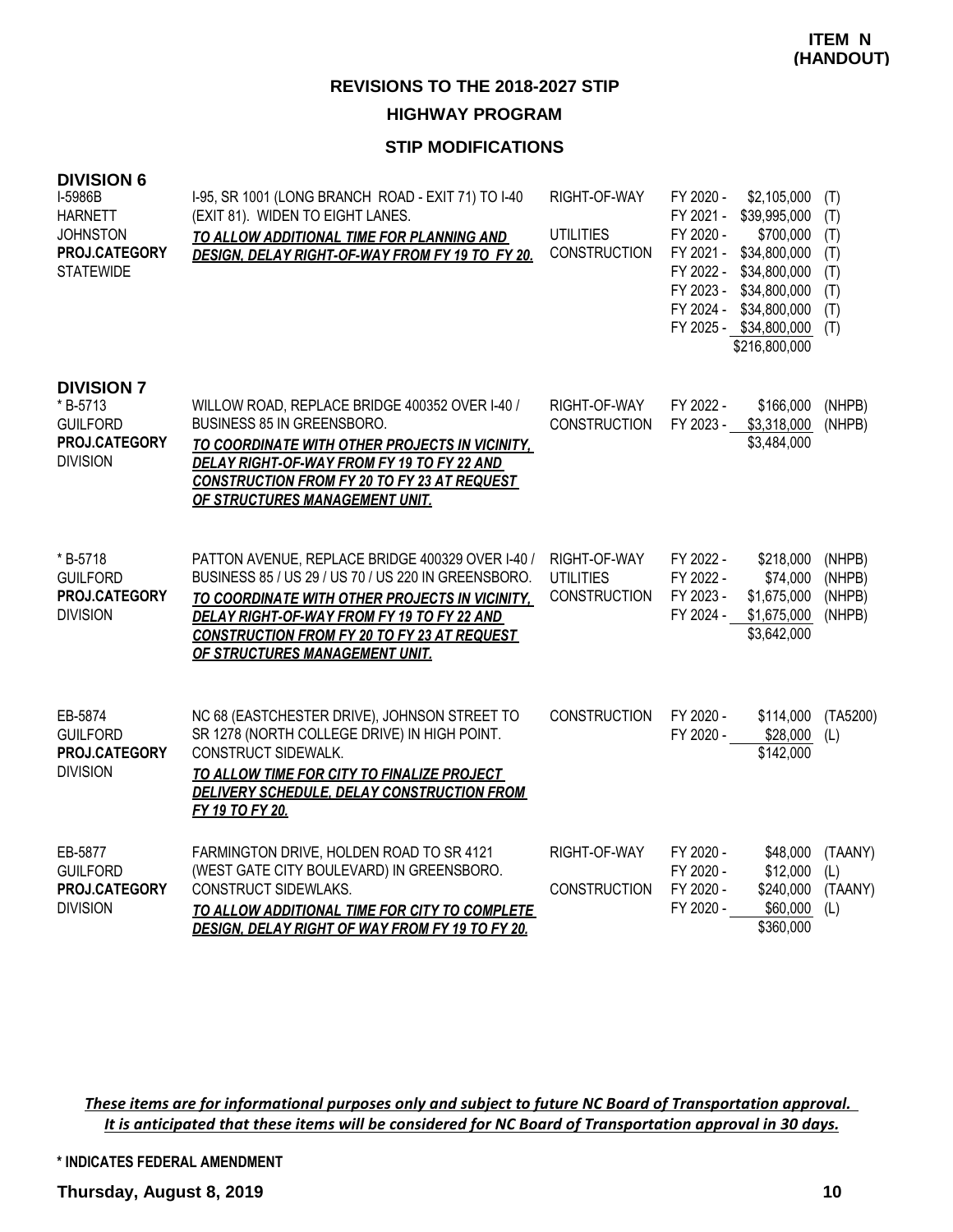**ITEM N (HANDOUT)**

## REVISIONS TO THE 2018-2027 STIP

### HIGHWAY PROGRAM

### STIP MODIFICATIONS

**DIVISION 6**

| Project | Description | Work Type | Fiscal Year | Amount | Source |
|---|---|---|---|---|---|
| I-5986B<br>HARNETT<br>JOHNSTON<br>**PROJ.CATEGORY**<br>STATEWIDE | I-95, SR 1001 (LONG BRANCH ROAD - EXIT 71) TO I-40 (EXIT 81). WIDEN TO EIGHT LANES.<br>***TO ALLOW ADDITIONAL TIME FOR PLANNING AND DESIGN, DELAY RIGHT-OF-WAY FROM FY 19 TO FY 20.*** | RIGHT-OF-WAY | FY 2020 - | $2,105,000 | (T) |
| | | | FY 2021 - | $39,995,000 | (T) |
| | | UTILITIES | FY 2020 - | $700,000 | (T) |
| | | CONSTRUCTION | FY 2021 - | $34,800,000 | (T) |
| | | | FY 2022 - | $34,800,000 | (T) |
| | | | FY 2023 - | $34,800,000 | (T) |
| | | | FY 2024 - | $34,800,000 | (T) |
| | | | FY 2025 - | $34,800,000 | (T) |
| | | | | $216,800,000 | |

**DIVISION 7**

| Project | Description | Work Type | Fiscal Year | Amount | Source |
|---|---|---|---|---|---|
| * B-5713<br>GUILFORD<br>**PROJ.CATEGORY**<br>DIVISION | WILLOW ROAD, REPLACE BRIDGE 400352 OVER I-40 / BUSINESS 85 IN GREENSBORO.<br>***TO COORDINATE WITH OTHER PROJECTS IN VICINITY, DELAY RIGHT-OF-WAY FROM FY 19 TO FY 22 AND CONSTRUCTION FROM FY 20 TO FY 23 AT REQUEST OF STRUCTURES MANAGEMENT UNIT.*** | RIGHT-OF-WAY | FY 2022 - | $166,000 | (NHPB) |
| | | CONSTRUCTION | FY 2023 - | $3,318,000 | (NHPB) |
| | | | | $3,484,000 | |
| * B-5718<br>GUILFORD<br>**PROJ.CATEGORY**<br>DIVISION | PATTON AVENUE, REPLACE BRIDGE 400329 OVER I-40 / BUSINESS 85 / US 29 / US 70 / US 220 IN GREENSBORO.<br>***TO COORDINATE WITH OTHER PROJECTS IN VICINITY, DELAY RIGHT-OF-WAY FROM FY 19 TO FY 22 AND CONSTRUCTION FROM FY 20 TO FY 23 AT REQUEST OF STRUCTURES MANAGEMENT UNIT.*** | RIGHT-OF-WAY | FY 2022 - | $218,000 | (NHPB) |
| | | UTILITIES | FY 2022 - | $74,000 | (NHPB) |
| | | CONSTRUCTION | FY 2023 - | $1,675,000 | (NHPB) |
| | | | FY 2024 - | $1,675,000 | (NHPB) |
| | | | | $3,642,000 | |
| EB-5874<br>GUILFORD<br>**PROJ.CATEGORY**<br>DIVISION | NC 68 (EASTCHESTER DRIVE), JOHNSON STREET TO SR 1278 (NORTH COLLEGE DRIVE) IN HIGH POINT. CONSTRUCT SIDEWALK.<br>***TO ALLOW TIME FOR CITY TO FINALIZE PROJECT DELIVERY SCHEDULE, DELAY CONSTRUCTION FROM FY 19 TO FY 20.*** | CONSTRUCTION | FY 2020 - | $114,000 | (TA5200) |
| | | | FY 2020 - | $28,000 | (L) |
| | | | | $142,000 | |
| EB-5877<br>GUILFORD<br>**PROJ.CATEGORY**<br>DIVISION | FARMINGTON DRIVE, HOLDEN ROAD TO SR 4121 (WEST GATE CITY BOULEVARD) IN GREENSBORO. CONSTRUCT SIDEWLAKS.<br>***TO ALLOW ADDITIONAL TIME FOR CITY TO COMPLETE DESIGN, DELAY RIGHT OF WAY FROM FY 19 TO FY 20.*** | RIGHT-OF-WAY | FY 2020 - | $48,000 | (TAANY) |
| | | | FY 2020 - | $12,000 | (L) |
| | | CONSTRUCTION | FY 2020 - | $240,000 | (TAANY) |
| | | | FY 2020 - | $60,000 | (L) |
| | | | | $360,000 | |

*These items are for informational purposes only and subject to future NC Board of Transportation approval. It is anticipated that these items will be considered for NC Board of Transportation approval in 30 days.*

**\* INDICATES FEDERAL AMENDMENT**

**Thursday, August 8, 2019**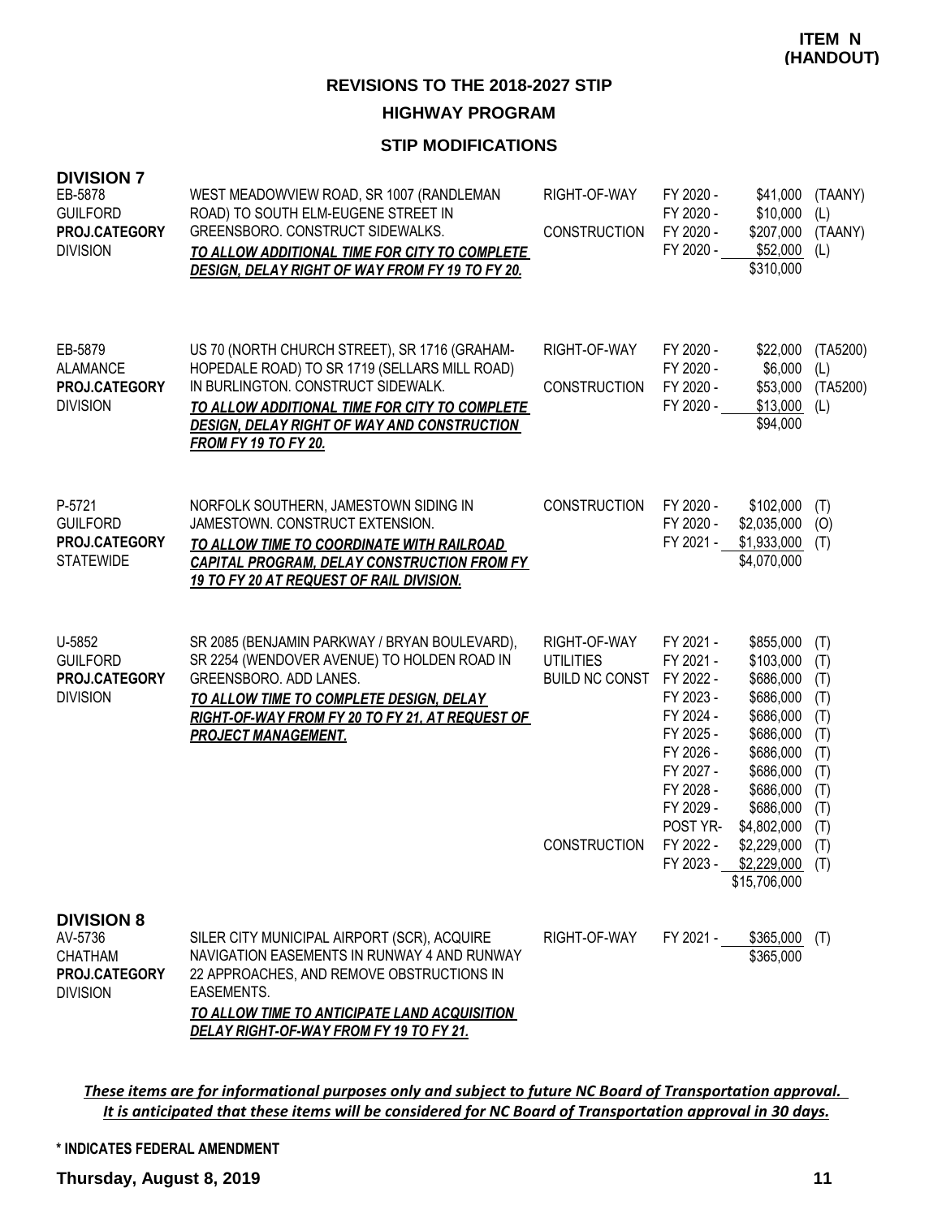**ITEM N (HANDOUT)**

## REVISIONS TO THE 2018-2027 STIP

### HIGHWAY PROGRAM

### STIP MODIFICATIONS

### DIVISION 7

| Project | Description | Work Type | Fiscal Year | Amount | Source |
|---|---|---|---|---|---|
| EB-5878<br>GUILFORD<br>**PROJ.CATEGORY**<br>DIVISION | WEST MEADOWVIEW ROAD, SR 1007 (RANDLEMAN ROAD) TO SOUTH ELM-EUGENE STREET IN GREENSBORO. CONSTRUCT SIDEWALKS.<br>***TO ALLOW ADDITIONAL TIME FOR CITY TO COMPLETE DESIGN, DELAY RIGHT OF WAY FROM FY 19 TO FY 20.*** | RIGHT-OF-WAY | FY 2020 - | $41,000 | (TAANY) |
| | | | FY 2020 - | $10,000 | (L) |
| | | CONSTRUCTION | FY 2020 - | $207,000 | (TAANY) |
| | | | FY 2020 - | $52,000 | (L) |
| | | | | $310,000 | |
| EB-5879<br>ALAMANCE<br>**PROJ.CATEGORY**<br>DIVISION | US 70 (NORTH CHURCH STREET), SR 1716 (GRAHAM-HOPEDALE ROAD) TO SR 1719 (SELLARS MILL ROAD) IN BURLINGTON. CONSTRUCT SIDEWALK.<br>***TO ALLOW ADDITIONAL TIME FOR CITY TO COMPLETE DESIGN, DELAY RIGHT OF WAY AND CONSTRUCTION FROM FY 19 TO FY 20.*** | RIGHT-OF-WAY | FY 2020 - | $22,000 | (TA5200) |
| | | | FY 2020 - | $6,000 | (L) |
| | | CONSTRUCTION | FY 2020 - | $53,000 | (TA5200) |
| | | | FY 2020 - | $13,000 | (L) |
| | | | | $94,000 | |
| P-5721<br>GUILFORD<br>**PROJ.CATEGORY**<br>STATEWIDE | NORFOLK SOUTHERN, JAMESTOWN SIDING IN JAMESTOWN. CONSTRUCT EXTENSION.<br>***TO ALLOW TIME TO COORDINATE WITH RAILROAD CAPITAL PROGRAM, DELAY CONSTRUCTION FROM FY 19 TO FY 20 AT REQUEST OF RAIL DIVISION.*** | CONSTRUCTION | FY 2020 - | $102,000 | (T) |
| | | | FY 2020 - | $2,035,000 | (O) |
| | | | FY 2021 - | $1,933,000 | (T) |
| | | | | $4,070,000 | |
| U-5852<br>GUILFORD<br>**PROJ.CATEGORY**<br>DIVISION | SR 2085 (BENJAMIN PARKWAY / BRYAN BOULEVARD), SR 2254 (WENDOVER AVENUE) TO HOLDEN ROAD IN GREENSBORO. ADD LANES.<br>***TO ALLOW TIME TO COMPLETE DESIGN, DELAY RIGHT-OF-WAY FROM FY 20 TO FY 21, AT REQUEST OF PROJECT MANAGEMENT.*** | RIGHT-OF-WAY | FY 2021 - | $855,000 | (T) |
| | | UTILITIES | FY 2021 - | $103,000 | (T) |
| | | BUILD NC CONST | FY 2022 - | $686,000 | (T) |
| | | | FY 2023 - | $686,000 | (T) |
| | | | FY 2024 - | $686,000 | (T) |
| | | | FY 2025 - | $686,000 | (T) |
| | | | FY 2026 - | $686,000 | (T) |
| | | | FY 2027 - | $686,000 | (T) |
| | | | FY 2028 - | $686,000 | (T) |
| | | | FY 2029 - | $686,000 | (T) |
| | | | POST YR- | $4,802,000 | (T) |
| | | CONSTRUCTION | FY 2022 - | $2,229,000 | (T) |
| | | | FY 2023 - | $2,229,000 | (T) |
| | | | | $15,706,000 | |

### DIVISION 8

| Project | Description | Work Type | Fiscal Year | Amount | Source |
|---|---|---|---|---|---|
| AV-5736<br>CHATHAM<br>**PROJ.CATEGORY**<br>DIVISION | SILER CITY MUNICIPAL AIRPORT (SCR), ACQUIRE NAVIGATION EASEMENTS IN RUNWAY 4 AND RUNWAY 22 APPROACHES, AND REMOVE OBSTRUCTIONS IN EASEMENTS.<br>***TO ALLOW TIME TO ANTICIPATE LAND ACQUISITION DELAY RIGHT-OF-WAY FROM FY 19 TO FY 21.*** | RIGHT-OF-WAY | FY 2021 - | $365,000 | (T) |
| | | | | $365,000 | |

***These items are for informational purposes only and subject to future NC Board of Transportation approval. It is anticipated that these items will be considered for NC Board of Transportation approval in 30 days.***

**\* INDICATES FEDERAL AMENDMENT**

**Thursday, August 8, 2019**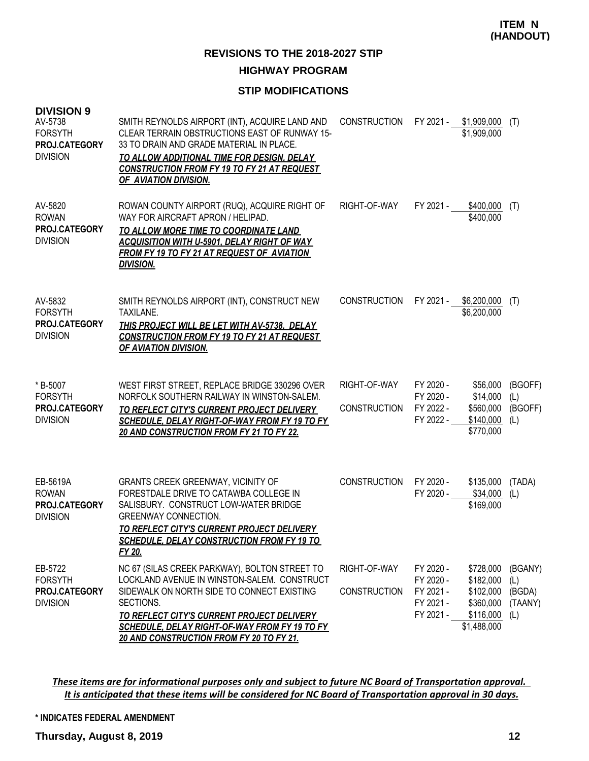**ITEM N (HANDOUT)**

## REVISIONS TO THE 2018-2027 STIP

### HIGHWAY PROGRAM

### STIP MODIFICATIONS

**DIVISION 9**

| Project | Description | Work Type | Fiscal Year | Amount | Funding |
|---|---|---|---|---|---|
| AV-5738<br>FORSYTH<br>**PROJ.CATEGORY**<br>DIVISION | SMITH REYNOLDS AIRPORT (INT), ACQUIRE LAND AND CLEAR TERRAIN OBSTRUCTIONS EAST OF RUNWAY 15-33 TO DRAIN AND GRADE MATERIAL IN PLACE.<br>***TO ALLOW ADDITIONAL TIME FOR DESIGN, DELAY CONSTRUCTION FROM FY 19 TO FY 21 AT REQUEST OF AVIATION DIVISION.*** | CONSTRUCTION | FY 2021 - | $1,909,000 | (T) |
| | | | | $1,909,000 | |
| AV-5820<br>ROWAN<br>**PROJ.CATEGORY**<br>DIVISION | ROWAN COUNTY AIRPORT (RUQ), ACQUIRE RIGHT OF WAY FOR AIRCRAFT APRON / HELIPAD.<br>***TO ALLOW MORE TIME TO COORDINATE LAND ACQUISITION WITH U-5901, DELAY RIGHT OF WAY FROM FY 19 TO FY 21 AT REQUEST OF AVIATION DIVISION.*** | RIGHT-OF-WAY | FY 2021 - | $400,000 | (T) |
| | | | | $400,000 | |
| AV-5832<br>FORSYTH<br>**PROJ.CATEGORY**<br>DIVISION | SMITH REYNOLDS AIRPORT (INT), CONSTRUCT NEW TAXILANE.<br>***THIS PROJECT WILL BE LET WITH AV-5738. DELAY CONSTRUCTION FROM FY 19 TO FY 21 AT REQUEST OF AVIATION DIVISION.*** | CONSTRUCTION | FY 2021 - | $6,200,000 | (T) |
| | | | | $6,200,000 | |
| * B-5007<br>FORSYTH<br>**PROJ.CATEGORY**<br>DIVISION | WEST FIRST STREET, REPLACE BRIDGE 330296 OVER NORFOLK SOUTHERN RAILWAY IN WINSTON-SALEM.<br>***TO REFLECT CITY'S CURRENT PROJECT DELIVERY SCHEDULE, DELAY RIGHT-OF-WAY FROM FY 19 TO FY 20 AND CONSTRUCTION FROM FY 21 TO FY 22.*** | RIGHT-OF-WAY | FY 2020 - | $56,000 | (BGOFF) |
| | | | FY 2020 - | $14,000 | (L) |
| | | CONSTRUCTION | FY 2022 - | $560,000 | (BGOFF) |
| | | | FY 2022 - | $140,000 | (L) |
| | | | | $770,000 | |
| EB-5619A<br>ROWAN<br>**PROJ.CATEGORY**<br>DIVISION | GRANTS CREEK GREENWAY, VICINITY OF FORESTDALE DRIVE TO CATAWBA COLLEGE IN SALISBURY. CONSTRUCT LOW-WATER BRIDGE GREENWAY CONNECTION.<br>***TO REFLECT CITY'S CURRENT PROJECT DELIVERY SCHEDULE, DELAY CONSTRUCTION FROM FY 19 TO FY 20.*** | CONSTRUCTION | FY 2020 - | $135,000 | (TADA) |
| | | | FY 2020 - | $34,000 | (L) |
| | | | | $169,000 | |
| EB-5722<br>FORSYTH<br>**PROJ.CATEGORY**<br>DIVISION | NC 67 (SILAS CREEK PARKWAY), BOLTON STREET TO LOCKLAND AVENUE IN WINSTON-SALEM. CONSTRUCT SIDEWALK ON NORTH SIDE TO CONNECT EXISTING SECTIONS.<br>***TO REFLECT CITY'S CURRENT PROJECT DELIVERY SCHEDULE, DELAY RIGHT-OF-WAY FROM FY 19 TO FY 20 AND CONSTRUCTION FROM FY 20 TO FY 21.*** | RIGHT-OF-WAY | FY 2020 - | $728,000 | (BGANY) |
| | | | FY 2020 - | $182,000 | (L) |
| | | CONSTRUCTION | FY 2021 - | $102,000 | (BGDA) |
| | | | FY 2021 - | $360,000 | (TAANY) |
| | | | FY 2021 - | $116,000 | (L) |
| | | | | $1,488,000 | |

***These items are for informational purposes only and subject to future NC Board of Transportation approval. It is anticipated that these items will be considered for NC Board of Transportation approval in 30 days.***

**\* INDICATES FEDERAL AMENDMENT**

**Thursday, August 8, 2019**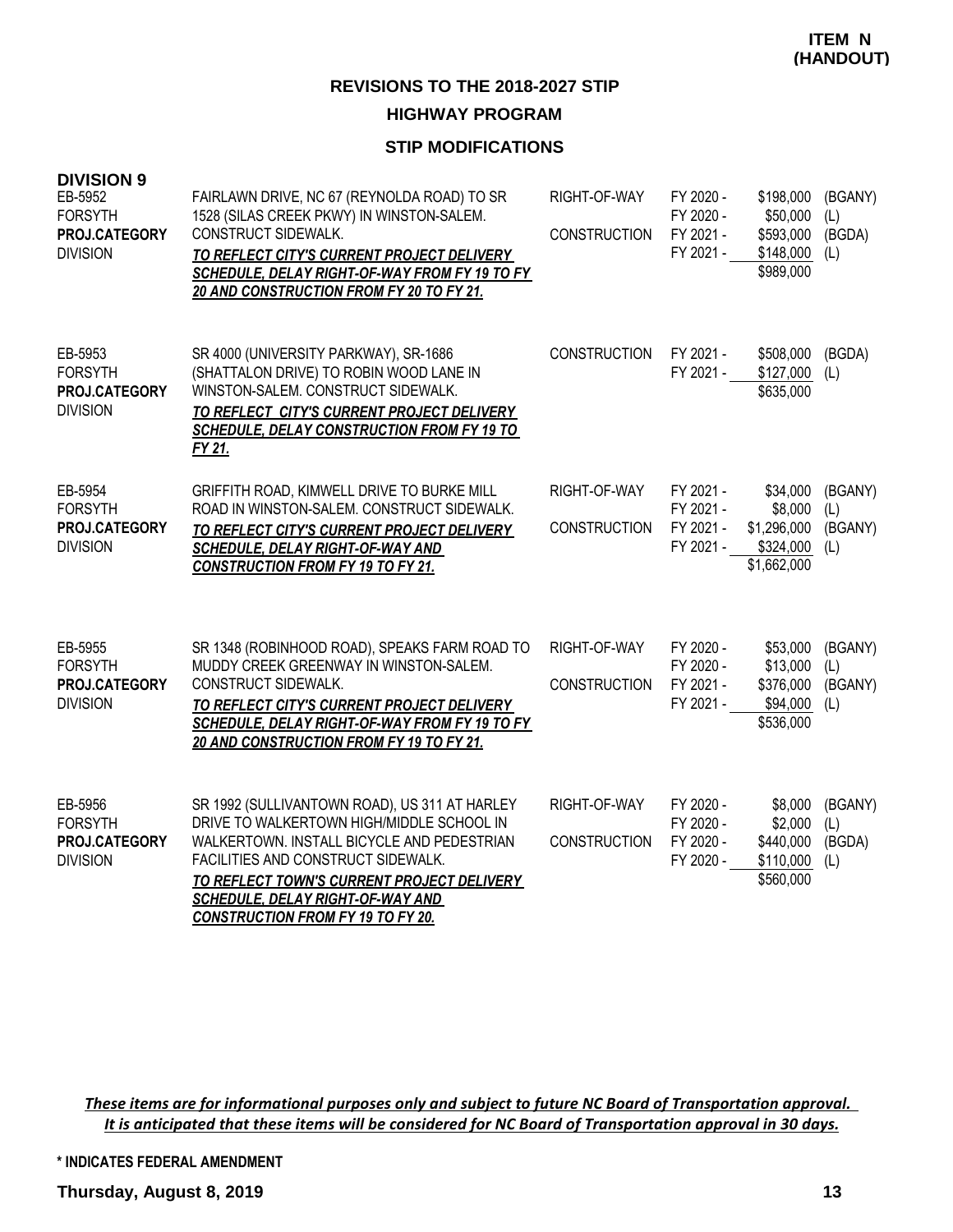**ITEM N (HANDOUT)**

# REVISIONS TO THE 2018-2027 STIP

## HIGHWAY PROGRAM

### STIP MODIFICATIONS

**DIVISION 9**

| Project | Description | Work Type | Fiscal Year | Amount | Fund |
|---|---|---|---|---|---|
| EB-5952<br>FORSYTH<br>**PROJ.CATEGORY**<br>DIVISION | FAIRLAWN DRIVE, NC 67 (REYNOLDA ROAD) TO SR 1528 (SILAS CREEK PKWY) IN WINSTON-SALEM. CONSTRUCT SIDEWALK.<br>***TO REFLECT CITY'S CURRENT PROJECT DELIVERY SCHEDULE, DELAY RIGHT-OF-WAY FROM FY 19 TO FY 20 AND CONSTRUCTION FROM FY 20 TO FY 21.*** | RIGHT-OF-WAY<br><br>CONSTRUCTION | FY 2020 -<br>FY 2020 -<br>FY 2021 -<br>FY 2021 - | \$198,000<br>\$50,000<br>\$593,000<br>\$148,000<br>\$989,000 | (BGANY)<br>(L)<br>(BGDA)<br>(L) |
| EB-5953<br>FORSYTH<br>**PROJ.CATEGORY**<br>DIVISION | SR 4000 (UNIVERSITY PARKWAY), SR-1686 (SHATTALON DRIVE) TO ROBIN WOOD LANE IN WINSTON-SALEM. CONSTRUCT SIDEWALK.<br>***TO REFLECT CITY'S CURRENT PROJECT DELIVERY SCHEDULE, DELAY CONSTRUCTION FROM FY 19 TO FY 21.*** | CONSTRUCTION | FY 2021 -<br>FY 2021 - | \$508,000<br>\$127,000<br>\$635,000 | (BGDA)<br>(L) |
| EB-5954<br>FORSYTH<br>**PROJ.CATEGORY**<br>DIVISION | GRIFFITH ROAD, KIMWELL DRIVE TO BURKE MILL ROAD IN WINSTON-SALEM. CONSTRUCT SIDEWALK.<br>***TO REFLECT CITY'S CURRENT PROJECT DELIVERY SCHEDULE, DELAY RIGHT-OF-WAY AND CONSTRUCTION FROM FY 19 TO FY 21.*** | RIGHT-OF-WAY<br><br>CONSTRUCTION | FY 2021 -<br>FY 2021 -<br>FY 2021 -<br>FY 2021 - | \$34,000<br>\$8,000<br>\$1,296,000<br>\$324,000<br>\$1,662,000 | (BGANY)<br>(L)<br>(BGANY)<br>(L) |
| EB-5955<br>FORSYTH<br>**PROJ.CATEGORY**<br>DIVISION | SR 1348 (ROBINHOOD ROAD), SPEAKS FARM ROAD TO MUDDY CREEK GREENWAY IN WINSTON-SALEM. CONSTRUCT SIDEWALK.<br>***TO REFLECT CITY'S CURRENT PROJECT DELIVERY SCHEDULE, DELAY RIGHT-OF-WAY FROM FY 19 TO FY 20 AND CONSTRUCTION FROM FY 19 TO FY 21.*** | RIGHT-OF-WAY<br><br>CONSTRUCTION | FY 2020 -<br>FY 2020 -<br>FY 2021 -<br>FY 2021 - | \$53,000<br>\$13,000<br>\$376,000<br>\$94,000<br>\$536,000 | (BGANY)<br>(L)<br>(BGANY)<br>(L) |
| EB-5956<br>FORSYTH<br>**PROJ.CATEGORY**<br>DIVISION | SR 1992 (SULLIVANTOWN ROAD), US 311 AT HARLEY DRIVE TO WALKERTOWN HIGH/MIDDLE SCHOOL IN WALKERTOWN. INSTALL BICYCLE AND PEDESTRIAN FACILITIES AND CONSTRUCT SIDEWALK.<br>***TO REFLECT TOWN'S CURRENT PROJECT DELIVERY SCHEDULE, DELAY RIGHT-OF-WAY AND CONSTRUCTION FROM FY 19 TO FY 20.*** | RIGHT-OF-WAY<br><br>CONSTRUCTION | FY 2020 -<br>FY 2020 -<br>FY 2020 -<br>FY 2020 - | \$8,000<br>\$2,000<br>\$440,000<br>\$110,000<br>\$560,000 | (BGANY)<br>(L)<br>(BGDA)<br>(L) |

***These items are for informational purposes only and subject to future NC Board of Transportation approval. It is anticipated that these items will be considered for NC Board of Transportation approval in 30 days.***

\* INDICATES FEDERAL AMENDMENT

**Thursday, August 8, 2019**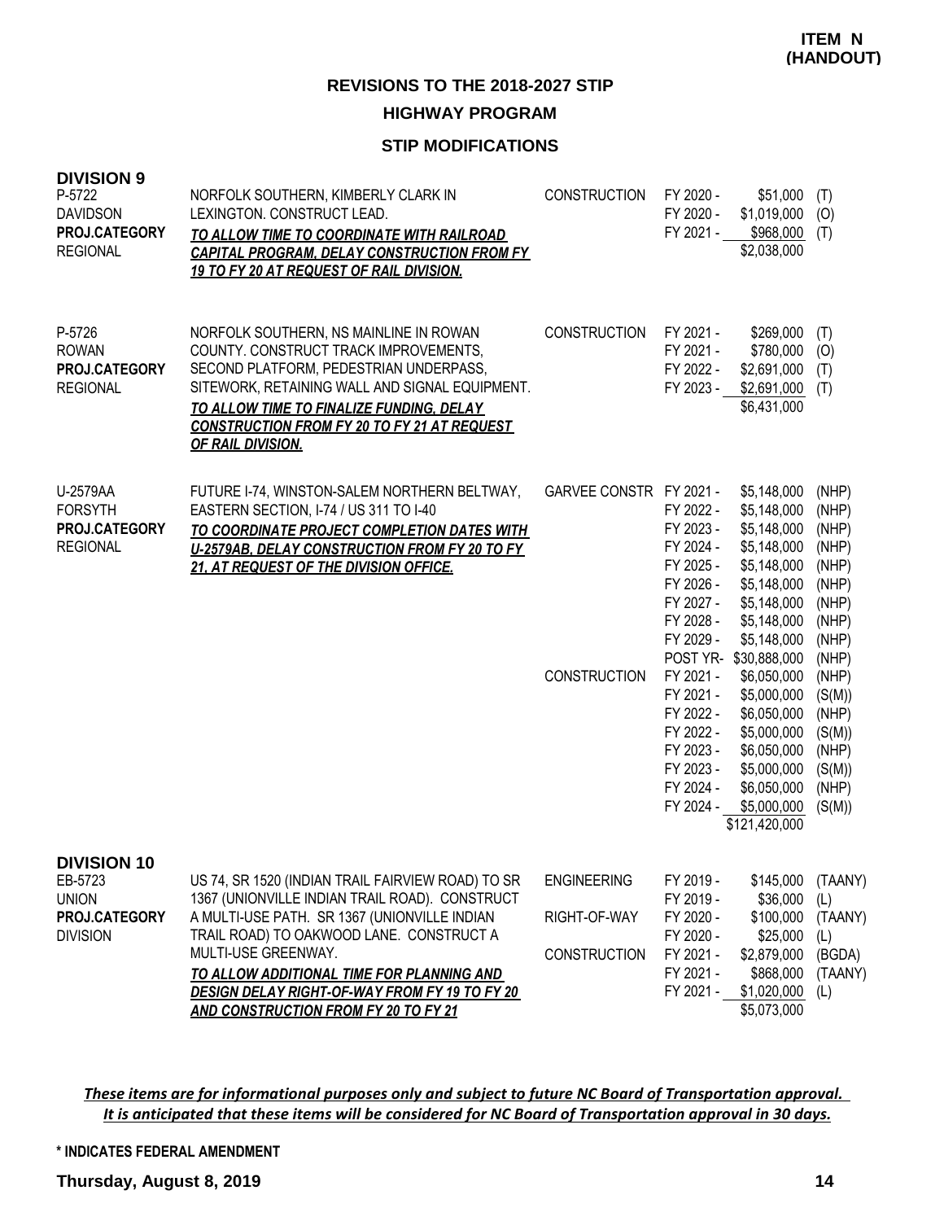**ITEM N (HANDOUT)**

## REVISIONS TO THE 2018-2027 STIP

### HIGHWAY PROGRAM

### STIP MODIFICATIONS

**DIVISION 9**

| Project | Description | Work Type | Fiscal Year | Amount | Fund |
|---|---|---|---|---|---|
| P-5722<br>DAVIDSON<br>**PROJ.CATEGORY**<br>REGIONAL | NORFOLK SOUTHERN, KIMBERLY CLARK IN LEXINGTON. CONSTRUCT LEAD.<br>***TO ALLOW TIME TO COORDINATE WITH RAILROAD CAPITAL PROGRAM, DELAY CONSTRUCTION FROM FY 19 TO FY 20 AT REQUEST OF RAIL DIVISION.*** | CONSTRUCTION | FY 2020 - | $51,000 | (T) |
| | | | FY 2020 - | $1,019,000 | (O) |
| | | | FY 2021 - | $968,000 | (T) |
| | | | | $2,038,000 | |
| P-5726<br>ROWAN<br>**PROJ.CATEGORY**<br>REGIONAL | NORFOLK SOUTHERN, NS MAINLINE IN ROWAN COUNTY. CONSTRUCT TRACK IMPROVEMENTS, SECOND PLATFORM, PEDESTRIAN UNDERPASS, SITEWORK, RETAINING WALL AND SIGNAL EQUIPMENT.<br>***TO ALLOW TIME TO FINALIZE FUNDING, DELAY CONSTRUCTION FROM FY 20 TO FY 21 AT REQUEST OF RAIL DIVISION.*** | CONSTRUCTION | FY 2021 - | $269,000 | (T) |
| | | | FY 2021 - | $780,000 | (O) |
| | | | FY 2022 - | $2,691,000 | (T) |
| | | | FY 2023 - | $2,691,000 | (T) |
| | | | | $6,431,000 | |
| U-2579AA<br>FORSYTH<br>**PROJ.CATEGORY**<br>REGIONAL | FUTURE I-74, WINSTON-SALEM NORTHERN BELTWAY, EASTERN SECTION, I-74 / US 311 TO I-40<br>***TO COORDINATE PROJECT COMPLETION DATES WITH U-2579AB, DELAY CONSTRUCTION FROM FY 20 TO FY 21, AT REQUEST OF THE DIVISION OFFICE.*** | GARVEE CONSTR | FY 2021 - | $5,148,000 | (NHP) |
| | | | FY 2022 - | $5,148,000 | (NHP) |
| | | | FY 2023 - | $5,148,000 | (NHP) |
| | | | FY 2024 - | $5,148,000 | (NHP) |
| | | | FY 2025 - | $5,148,000 | (NHP) |
| | | | FY 2026 - | $5,148,000 | (NHP) |
| | | | FY 2027 - | $5,148,000 | (NHP) |
| | | | FY 2028 - | $5,148,000 | (NHP) |
| | | | FY 2029 - | $5,148,000 | (NHP) |
| | | | POST YR- | $30,888,000 | (NHP) |
| | | CONSTRUCTION | FY 2021 - | $6,050,000 | (NHP) |
| | | | FY 2021 - | $5,000,000 | (S(M)) |
| | | | FY 2022 - | $6,050,000 | (NHP) |
| | | | FY 2022 - | $5,000,000 | (S(M)) |
| | | | FY 2023 - | $6,050,000 | (NHP) |
| | | | FY 2023 - | $5,000,000 | (S(M)) |
| | | | FY 2024 - | $6,050,000 | (NHP) |
| | | | FY 2024 - | $5,000,000 | (S(M)) |
| | | | | $121,420,000 | |

**DIVISION 10**

| Project | Description | Work Type | Fiscal Year | Amount | Fund |
|---|---|---|---|---|---|
| EB-5723<br>UNION<br>**PROJ.CATEGORY**<br>DIVISION | US 74, SR 1520 (INDIAN TRAIL FAIRVIEW ROAD) TO SR 1367 (UNIONVILLE INDIAN TRAIL ROAD). CONSTRUCT A MULTI-USE PATH. SR 1367 (UNIONVILLE INDIAN TRAIL ROAD) TO OAKWOOD LANE. CONSTRUCT A MULTI-USE GREENWAY.<br>***TO ALLOW ADDITIONAL TIME FOR PLANNING AND DESIGN DELAY RIGHT-OF-WAY FROM FY 19 TO FY 20 AND CONSTRUCTION FROM FY 20 TO FY 21*** | ENGINEERING | FY 2019 - | $145,000 | (TAANY) |
| | | | FY 2019 - | $36,000 | (L) |
| | | RIGHT-OF-WAY | FY 2020 - | $100,000 | (TAANY) |
| | | | FY 2020 - | $25,000 | (L) |
| | | CONSTRUCTION | FY 2021 - | $2,879,000 | (BGDA) |
| | | | FY 2021 - | $868,000 | (TAANY) |
| | | | FY 2021 - | $1,020,000 | (L) |
| | | | | $5,073,000 | |

***These items are for informational purposes only and subject to future NC Board of Transportation approval. It is anticipated that these items will be considered for NC Board of Transportation approval in 30 days.***

**\* INDICATES FEDERAL AMENDMENT**

**Thursday, August 8, 2019**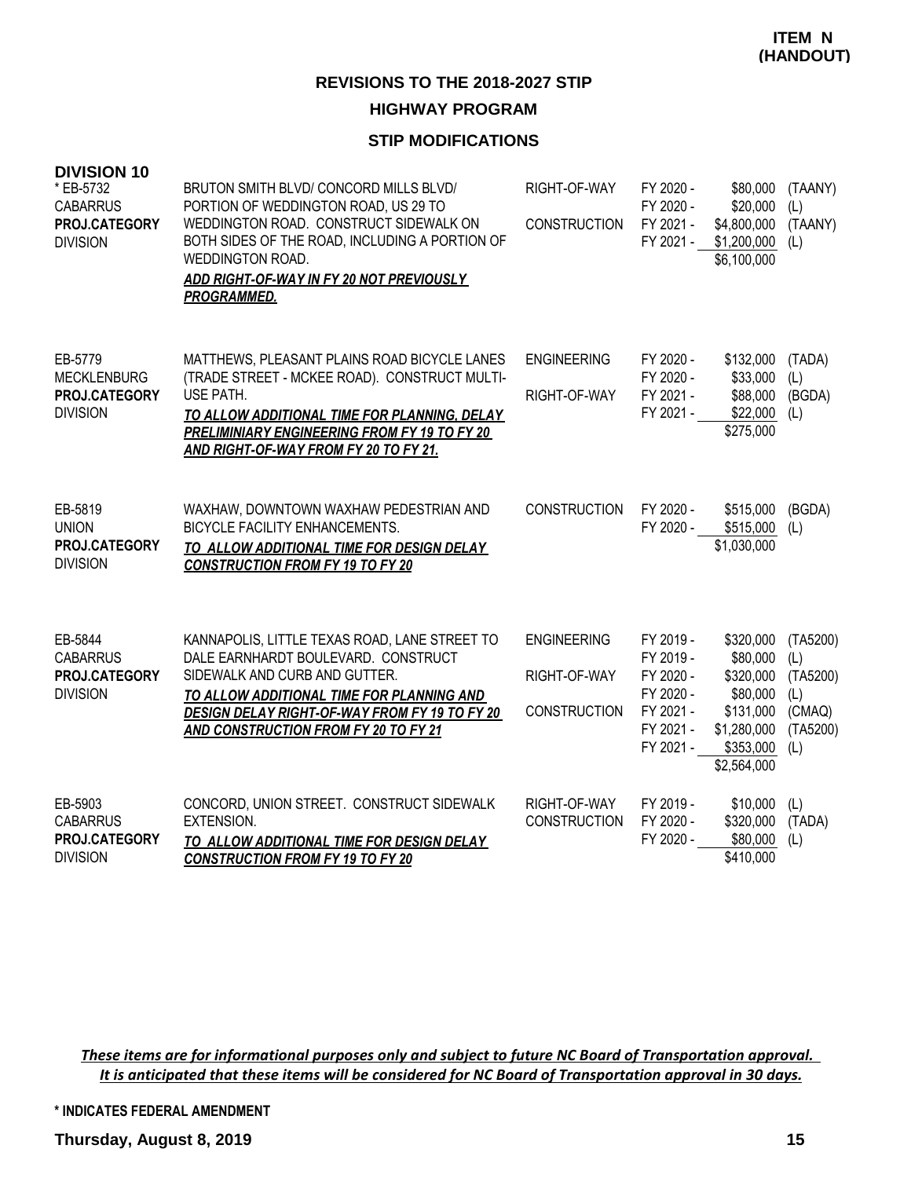**ITEM N (HANDOUT)**

## REVISIONS TO THE 2018-2027 STIP

### HIGHWAY PROGRAM

### STIP MODIFICATIONS

**DIVISION 10**

| Project | Description | Work Type | Fiscal Year | Amount | Fund |
|---|---|---|---|---|---|
| * EB-5732<br>CABARRUS<br>**PROJ.CATEGORY**<br>DIVISION | BRUTON SMITH BLVD/ CONCORD MILLS BLVD/ PORTION OF WEDDINGTON ROAD, US 29 TO WEDDINGTON ROAD. CONSTRUCT SIDEWALK ON BOTH SIDES OF THE ROAD, INCLUDING A PORTION OF WEDDINGTON ROAD.<br>***ADD RIGHT-OF-WAY IN FY 20 NOT PREVIOUSLY PROGRAMMED.*** | RIGHT-OF-WAY | FY 2020 - | $80,000 | (TAANY) |
| | | | FY 2020 - | $20,000 | (L) |
| | | CONSTRUCTION | FY 2021 - | $4,800,000 | (TAANY) |
| | | | FY 2021 - | $1,200,000 | (L) |
| | | | | $6,100,000 | |
| EB-5779<br>MECKLENBURG<br>**PROJ.CATEGORY**<br>DIVISION | MATTHEWS, PLEASANT PLAINS ROAD BICYCLE LANES (TRADE STREET - MCKEE ROAD). CONSTRUCT MULTI-USE PATH.<br>***TO ALLOW ADDITIONAL TIME FOR PLANNING, DELAY PRELIMINIARY ENGINEERING FROM FY 19 TO FY 20 AND RIGHT-OF-WAY FROM FY 20 TO FY 21.*** | ENGINEERING | FY 2020 - | $132,000 | (TADA) |
| | | | FY 2020 - | $33,000 | (L) |
| | | RIGHT-OF-WAY | FY 2021 - | $88,000 | (BGDA) |
| | | | FY 2021 - | $22,000 | (L) |
| | | | | $275,000 | |
| EB-5819<br>UNION<br>**PROJ.CATEGORY**<br>DIVISION | WAXHAW, DOWNTOWN WAXHAW PEDESTRIAN AND BICYCLE FACILITY ENHANCEMENTS.<br>***TO ALLOW ADDITIONAL TIME FOR DESIGN DELAY CONSTRUCTION FROM FY 19 TO FY 20*** | CONSTRUCTION | FY 2020 - | $515,000 | (BGDA) |
| | | | FY 2020 - | $515,000 | (L) |
| | | | | $1,030,000 | |
| EB-5844<br>CABARRUS<br>**PROJ.CATEGORY**<br>DIVISION | KANNAPOLIS, LITTLE TEXAS ROAD, LANE STREET TO DALE EARNHARDT BOULEVARD. CONSTRUCT SIDEWALK AND CURB AND GUTTER.<br>***TO ALLOW ADDITIONAL TIME FOR PLANNING AND DESIGN DELAY RIGHT-OF-WAY FROM FY 19 TO FY 20 AND CONSTRUCTION FROM FY 20 TO FY 21*** | ENGINEERING | FY 2019 - | $320,000 | (TA5200) |
| | | | FY 2019 - | $80,000 | (L) |
| | | RIGHT-OF-WAY | FY 2020 - | $320,000 | (TA5200) |
| | | | FY 2020 - | $80,000 | (L) |
| | | CONSTRUCTION | FY 2021 - | $131,000 | (CMAQ) |
| | | | FY 2021 - | $1,280,000 | (TA5200) |
| | | | FY 2021 - | $353,000 | (L) |
| | | | | $2,564,000 | |
| EB-5903<br>CABARRUS<br>**PROJ.CATEGORY**<br>DIVISION | CONCORD, UNION STREET. CONSTRUCT SIDEWALK EXTENSION.<br>***TO ALLOW ADDITIONAL TIME FOR DESIGN DELAY CONSTRUCTION FROM FY 19 TO FY 20*** | RIGHT-OF-WAY | FY 2019 - | $10,000 | (L) |
| | | CONSTRUCTION | FY 2020 - | $320,000 | (TADA) |
| | | | FY 2020 - | $80,000 | (L) |
| | | | | $410,000 | |

***These items are for informational purposes only and subject to future NC Board of Transportation approval. It is anticipated that these items will be considered for NC Board of Transportation approval in 30 days.***

**\* INDICATES FEDERAL AMENDMENT**

**Thursday, August 8, 2019**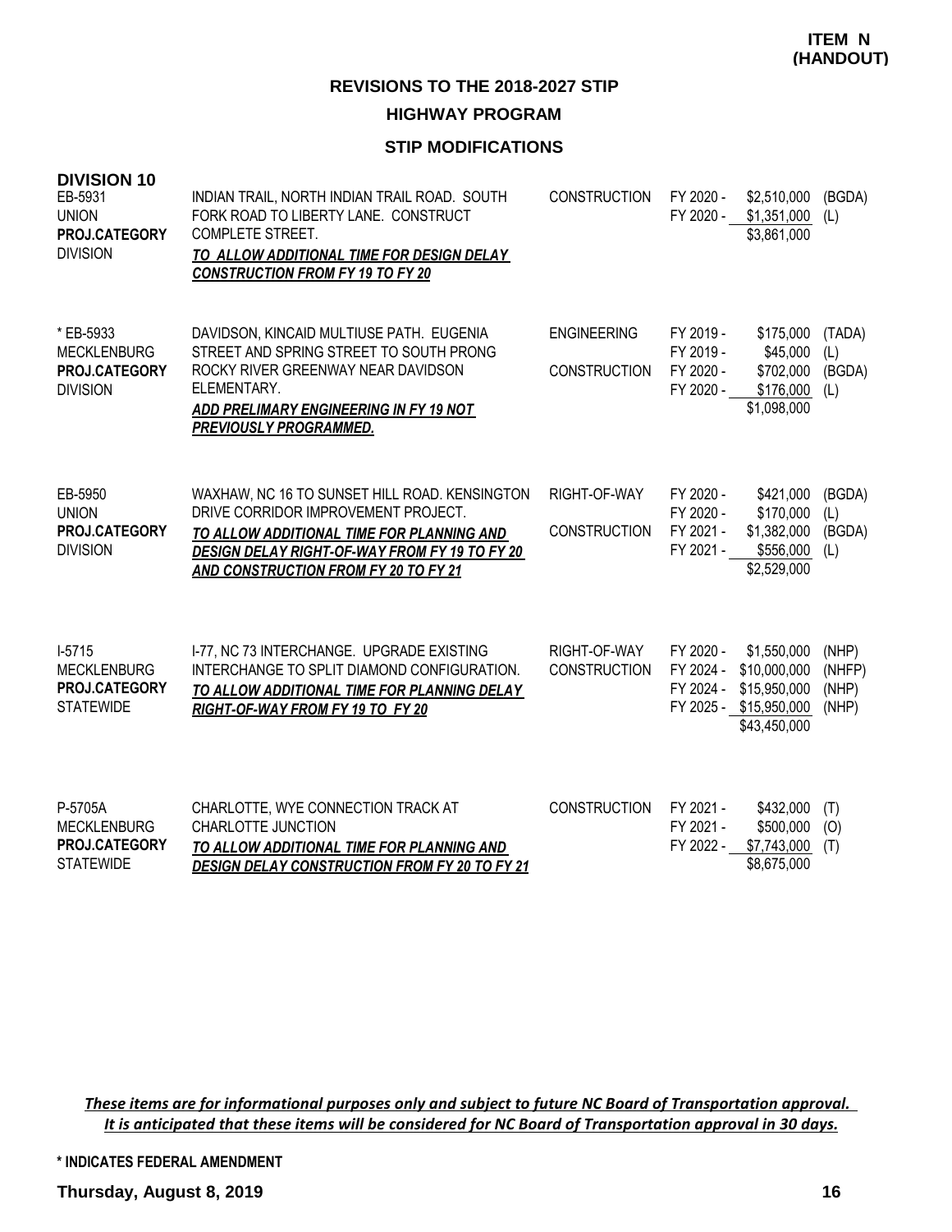**ITEM N (HANDOUT)**

## REVISIONS TO THE 2018-2027 STIP

### HIGHWAY PROGRAM

### STIP MODIFICATIONS

**DIVISION 10**

| Project | Description | Phase | FY | Amount | Fund |
|---|---|---|---|---|---|
| EB-5931<br>UNION<br>**PROJ.CATEGORY**<br>DIVISION | INDIAN TRAIL, NORTH INDIAN TRAIL ROAD. SOUTH FORK ROAD TO LIBERTY LANE. CONSTRUCT COMPLETE STREET.<br>***TO ALLOW ADDITIONAL TIME FOR DESIGN DELAY CONSTRUCTION FROM FY 19 TO FY 20*** | CONSTRUCTION | FY 2020 - | $2,510,000 | (BGDA) |
| | | | FY 2020 - | $1,351,000 | (L) |
| | | | | $3,861,000 | |
| * EB-5933<br>MECKLENBURG<br>**PROJ.CATEGORY**<br>DIVISION | DAVIDSON, KINCAID MULTIUSE PATH. EUGENIA STREET AND SPRING STREET TO SOUTH PRONG ROCKY RIVER GREENWAY NEAR DAVIDSON ELEMENTARY.<br>***ADD PRELIMARY ENGINEERING IN FY 19 NOT PREVIOUSLY PROGRAMMED.*** | ENGINEERING | FY 2019 - | $175,000 | (TADA) |
| | | | FY 2019 - | $45,000 | (L) |
| | | CONSTRUCTION | FY 2020 - | $702,000 | (BGDA) |
| | | | FY 2020 - | $176,000 | (L) |
| | | | | $1,098,000 | |
| EB-5950<br>UNION<br>**PROJ.CATEGORY**<br>DIVISION | WAXHAW, NC 16 TO SUNSET HILL ROAD. KENSINGTON DRIVE CORRIDOR IMPROVEMENT PROJECT.<br>***TO ALLOW ADDITIONAL TIME FOR PLANNING AND DESIGN DELAY RIGHT-OF-WAY FROM FY 19 TO FY 20 AND CONSTRUCTION FROM FY 20 TO FY 21*** | RIGHT-OF-WAY | FY 2020 - | $421,000 | (BGDA) |
| | | | FY 2020 - | $170,000 | (L) |
| | | CONSTRUCTION | FY 2021 - | $1,382,000 | (BGDA) |
| | | | FY 2021 - | $556,000 | (L) |
| | | | | $2,529,000 | |
| I-5715<br>MECKLENBURG<br>**PROJ.CATEGORY**<br>STATEWIDE | I-77, NC 73 INTERCHANGE. UPGRADE EXISTING INTERCHANGE TO SPLIT DIAMOND CONFIGURATION.<br>***TO ALLOW ADDITIONAL TIME FOR PLANNING DELAY RIGHT-OF-WAY FROM FY 19 TO FY 20*** | RIGHT-OF-WAY | FY 2020 - | $1,550,000 | (NHP) |
| | | CONSTRUCTION | FY 2024 - | $10,000,000 | (NHFP) |
| | | | FY 2024 - | $15,950,000 | (NHP) |
| | | | FY 2025 - | $15,950,000 | (NHP) |
| | | | | $43,450,000 | |
| P-5705A<br>MECKLENBURG<br>**PROJ.CATEGORY**<br>STATEWIDE | CHARLOTTE, WYE CONNECTION TRACK AT CHARLOTTE JUNCTION<br>***TO ALLOW ADDITIONAL TIME FOR PLANNING AND DESIGN DELAY CONSTRUCTION FROM FY 20 TO FY 21*** | CONSTRUCTION | FY 2021 - | $432,000 | (T) |
| | | | FY 2021 - | $500,000 | (O) |
| | | | FY 2022 - | $7,743,000 | (T) |
| | | | | $8,675,000 | |

***These items are for informational purposes only and subject to future NC Board of Transportation approval. It is anticipated that these items will be considered for NC Board of Transportation approval in 30 days.***

**\* INDICATES FEDERAL AMENDMENT**

**Thursday, August 8, 2019**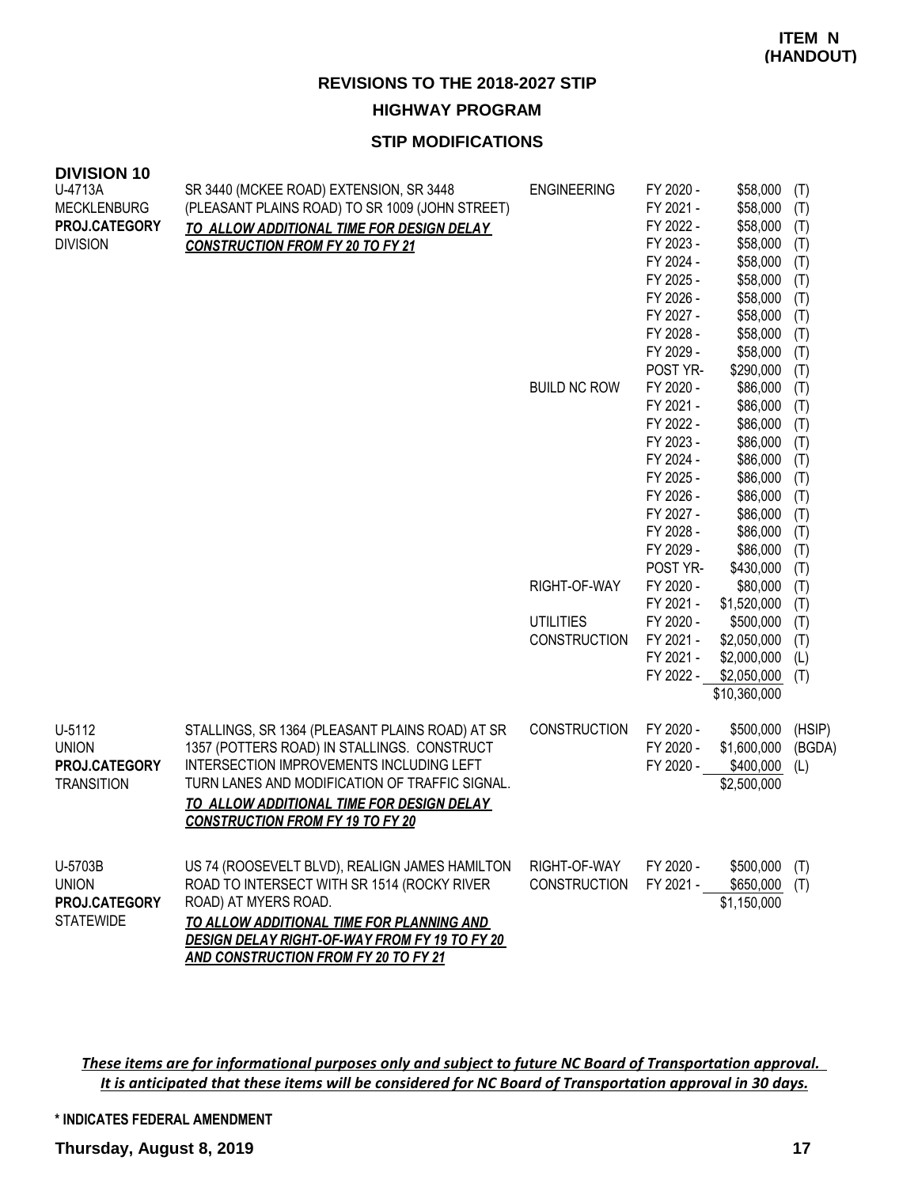**ITEM N (HANDOUT)**

# REVISIONS TO THE 2018-2027 STIP

## HIGHWAY PROGRAM

### STIP MODIFICATIONS

**DIVISION 10**

| Project | Description | Phase | Year | Amount | Source |
|---|---|---|---|---|---|
| U-4713A<br>MECKLENBURG<br>**PROJ.CATEGORY**<br>DIVISION | SR 3440 (MCKEE ROAD) EXTENSION, SR 3448 (PLEASANT PLAINS ROAD) TO SR 1009 (JOHN STREET)<br>***TO ALLOW ADDITIONAL TIME FOR DESIGN DELAY CONSTRUCTION FROM FY 20 TO FY 21*** | ENGINEERING | FY 2020 - | $58,000 | (T) |
| | | | FY 2021 - | $58,000 | (T) |
| | | | FY 2022 - | $58,000 | (T) |
| | | | FY 2023 - | $58,000 | (T) |
| | | | FY 2024 - | $58,000 | (T) |
| | | | FY 2025 - | $58,000 | (T) |
| | | | FY 2026 - | $58,000 | (T) |
| | | | FY 2027 - | $58,000 | (T) |
| | | | FY 2028 - | $58,000 | (T) |
| | | | FY 2029 - | $58,000 | (T) |
| | | | POST YR- | $290,000 | (T) |
| | | BUILD NC ROW | FY 2020 - | $86,000 | (T) |
| | | | FY 2021 - | $86,000 | (T) |
| | | | FY 2022 - | $86,000 | (T) |
| | | | FY 2023 - | $86,000 | (T) |
| | | | FY 2024 - | $86,000 | (T) |
| | | | FY 2025 - | $86,000 | (T) |
| | | | FY 2026 - | $86,000 | (T) |
| | | | FY 2027 - | $86,000 | (T) |
| | | | FY 2028 - | $86,000 | (T) |
| | | | FY 2029 - | $86,000 | (T) |
| | | | POST YR- | $430,000 | (T) |
| | | RIGHT-OF-WAY | FY 2020 - | $80,000 | (T) |
| | | | FY 2021 - | $1,520,000 | (T) |
| | | UTILITIES | FY 2020 - | $500,000 | (T) |
| | | CONSTRUCTION | FY 2021 - | $2,050,000 | (T) |
| | | | FY 2021 - | $2,000,000 | (L) |
| | | | FY 2022 - | $2,050,000 | (T) |
| | | | | $10,360,000 | |
| U-5112<br>UNION<br>**PROJ.CATEGORY**<br>TRANSITION | STALLINGS, SR 1364 (PLEASANT PLAINS ROAD) AT SR 1357 (POTTERS ROAD) IN STALLINGS. CONSTRUCT INTERSECTION IMPROVEMENTS INCLUDING LEFT TURN LANES AND MODIFICATION OF TRAFFIC SIGNAL.<br>***TO ALLOW ADDITIONAL TIME FOR DESIGN DELAY CONSTRUCTION FROM FY 19 TO FY 20*** | CONSTRUCTION | FY 2020 - | $500,000 | (HSIP) |
| | | | FY 2020 - | $1,600,000 | (BGDA) |
| | | | FY 2020 - | $400,000 | (L) |
| | | | | $2,500,000 | |
| U-5703B<br>UNION<br>**PROJ.CATEGORY**<br>STATEWIDE | US 74 (ROOSEVELT BLVD), REALIGN JAMES HAMILTON ROAD TO INTERSECT WITH SR 1514 (ROCKY RIVER ROAD) AT MYERS ROAD.<br>***TO ALLOW ADDITIONAL TIME FOR PLANNING AND DESIGN DELAY RIGHT-OF-WAY FROM FY 19 TO FY 20 AND CONSTRUCTION FROM FY 20 TO FY 21*** | RIGHT-OF-WAY | FY 2020 - | $500,000 | (T) |
| | | CONSTRUCTION | FY 2021 - | $650,000 | (T) |
| | | | | $1,150,000 | |

***These items are for informational purposes only and subject to future NC Board of Transportation approval. It is anticipated that these items will be considered for NC Board of Transportation approval in 30 days.***

**\* INDICATES FEDERAL AMENDMENT**

**Thursday, August 8, 2019**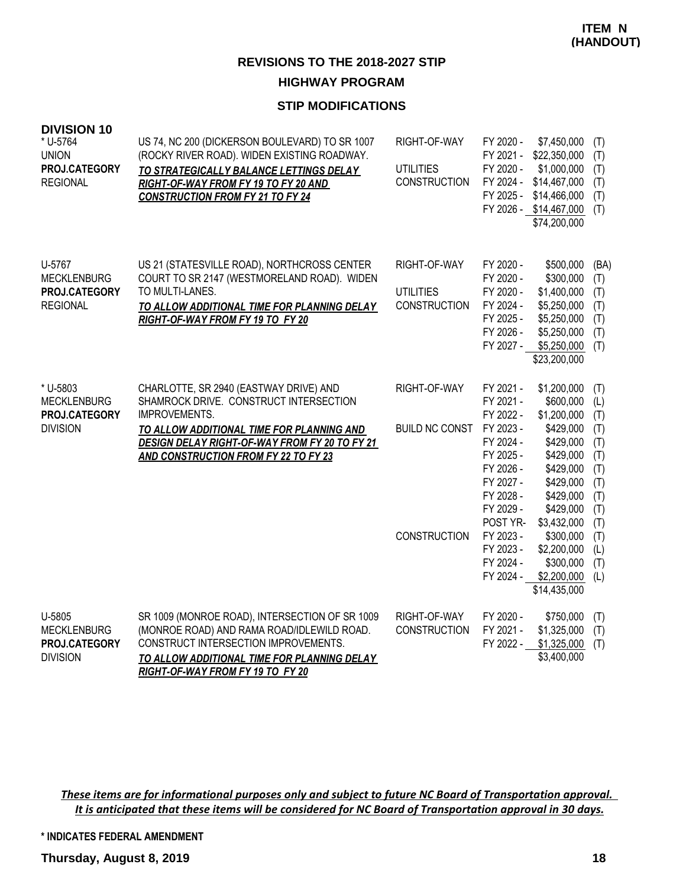**ITEM N (HANDOUT)**

## REVISIONS TO THE 2018-2027 STIP

### HIGHWAY PROGRAM

### STIP MODIFICATIONS

**DIVISION 10**

| Project | Description | Work Type | Fiscal Year | Amount | Source |
|---|---|---|---|---|---|
| * U-5764<br>UNION<br>**PROJ.CATEGORY**<br>REGIONAL | US 74, NC 200 (DICKERSON BOULEVARD) TO SR 1007 (ROCKY RIVER ROAD). WIDEN EXISTING ROADWAY.<br>***TO STRATEGICALLY BALANCE LETTINGS DELAY RIGHT-OF-WAY FROM FY 19 TO FY 20 AND CONSTRUCTION FROM FY 21 TO FY 24*** | RIGHT-OF-WAY | FY 2020 - | $7,450,000 | (T) |
| | | | FY 2021 - | $22,350,000 | (T) |
| | | UTILITIES | FY 2020 - | $1,000,000 | (T) |
| | | CONSTRUCTION | FY 2024 - | $14,467,000 | (T) |
| | | | FY 2025 - | $14,466,000 | (T) |
| | | | FY 2026 - | $14,467,000 | (T) |
| | | | | $74,200,000 | |
| U-5767<br>MECKLENBURG<br>**PROJ.CATEGORY**<br>REGIONAL | US 21 (STATESVILLE ROAD), NORTHCROSS CENTER COURT TO SR 2147 (WESTMORELAND ROAD). WIDEN TO MULTI-LANES.<br>***TO ALLOW ADDITIONAL TIME FOR PLANNING DELAY RIGHT-OF-WAY FROM FY 19 TO FY 20*** | RIGHT-OF-WAY | FY 2020 - | $500,000 | (BA) |
| | | | FY 2020 - | $300,000 | (T) |
| | | UTILITIES | FY 2020 - | $1,400,000 | (T) |
| | | CONSTRUCTION | FY 2024 - | $5,250,000 | (T) |
| | | | FY 2025 - | $5,250,000 | (T) |
| | | | FY 2026 - | $5,250,000 | (T) |
| | | | FY 2027 - | $5,250,000 | (T) |
| | | | | $23,200,000 | |
| * U-5803<br>MECKLENBURG<br>**PROJ.CATEGORY**<br>DIVISION | CHARLOTTE, SR 2940 (EASTWAY DRIVE) AND SHAMROCK DRIVE. CONSTRUCT INTERSECTION IMPROVEMENTS.<br>***TO ALLOW ADDITIONAL TIME FOR PLANNING AND DESIGN DELAY RIGHT-OF-WAY FROM FY 20 TO FY 21 AND CONSTRUCTION FROM FY 22 TO FY 23*** | RIGHT-OF-WAY | FY 2021 - | $1,200,000 | (T) |
| | | | FY 2021 - | $600,000 | (L) |
| | | | FY 2022 - | $1,200,000 | (T) |
| | | BUILD NC CONST | FY 2023 - | $429,000 | (T) |
| | | | FY 2024 - | $429,000 | (T) |
| | | | FY 2025 - | $429,000 | (T) |
| | | | FY 2026 - | $429,000 | (T) |
| | | | FY 2027 - | $429,000 | (T) |
| | | | FY 2028 - | $429,000 | (T) |
| | | | FY 2029 - | $429,000 | (T) |
| | | | POST YR- | $3,432,000 | (T) |
| | | CONSTRUCTION | FY 2023 - | $300,000 | (T) |
| | | | FY 2023 - | $2,200,000 | (L) |
| | | | FY 2024 - | $300,000 | (T) |
| | | | FY 2024 - | $2,200,000 | (L) |
| | | | | $14,435,000 | |
| U-5805<br>MECKLENBURG<br>**PROJ.CATEGORY**<br>DIVISION | SR 1009 (MONROE ROAD), INTERSECTION OF SR 1009 (MONROE ROAD) AND RAMA ROAD/IDLEWILD ROAD. CONSTRUCT INTERSECTION IMPROVEMENTS.<br>***TO ALLOW ADDITIONAL TIME FOR PLANNING DELAY RIGHT-OF-WAY FROM FY 19 TO FY 20*** | RIGHT-OF-WAY | FY 2020 - | $750,000 | (T) |
| | | CONSTRUCTION | FY 2021 - | $1,325,000 | (T) |
| | | | FY 2022 - | $1,325,000 | (T) |
| | | | | $3,400,000 | |

***These items are for informational purposes only and subject to future NC Board of Transportation approval. It is anticipated that these items will be considered for NC Board of Transportation approval in 30 days.***

**\* INDICATES FEDERAL AMENDMENT**

**Thursday, August 8, 2019**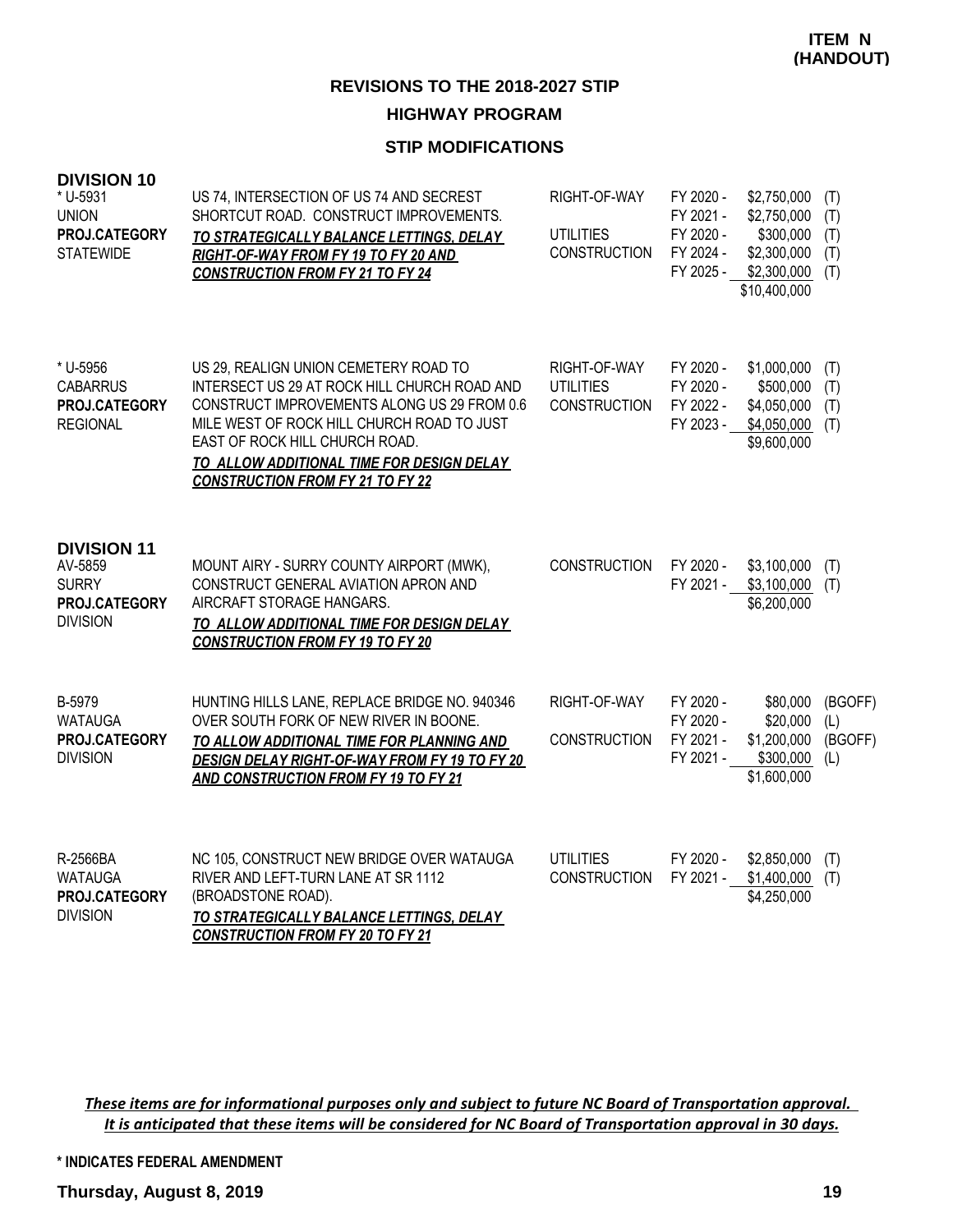**ITEM N (HANDOUT)**

## REVISIONS TO THE 2018-2027 STIP

### HIGHWAY PROGRAM

### STIP MODIFICATIONS

**DIVISION 10**

| Project | Description | Work Type | Fiscal Year | Amount | Fund |
|---|---|---|---|---|---|
| * U-5931<br>UNION<br>**PROJ.CATEGORY**<br>STATEWIDE | US 74, INTERSECTION OF US 74 AND SECREST SHORTCUT ROAD. CONSTRUCT IMPROVEMENTS.<br>***TO STRATEGICALLY BALANCE LETTINGS, DELAY RIGHT-OF-WAY FROM FY 19 TO FY 20 AND CONSTRUCTION FROM FY 21 TO FY 24*** | RIGHT-OF-WAY | FY 2020 - | $2,750,000 | (T) |
| | | | FY 2021 - | $2,750,000 | (T) |
| | | UTILITIES | FY 2020 - | $300,000 | (T) |
| | | CONSTRUCTION | FY 2024 - | $2,300,000 | (T) |
| | | | FY 2025 - | $2,300,000 | (T) |
| | | | | $10,400,000 | |
| * U-5956<br>CABARRUS<br>**PROJ.CATEGORY**<br>REGIONAL | US 29, REALIGN UNION CEMETERY ROAD TO INTERSECT US 29 AT ROCK HILL CHURCH ROAD AND CONSTRUCT IMPROVEMENTS ALONG US 29 FROM 0.6 MILE WEST OF ROCK HILL CHURCH ROAD TO JUST EAST OF ROCK HILL CHURCH ROAD.<br>***TO ALLOW ADDITIONAL TIME FOR DESIGN DELAY CONSTRUCTION FROM FY 21 TO FY 22*** | RIGHT-OF-WAY | FY 2020 - | $1,000,000 | (T) |
| | | UTILITIES | FY 2020 - | $500,000 | (T) |
| | | CONSTRUCTION | FY 2022 - | $4,050,000 | (T) |
| | | | FY 2023 - | $4,050,000 | (T) |
| | | | | $9,600,000 | |

**DIVISION 11**

| Project | Description | Work Type | Fiscal Year | Amount | Fund |
|---|---|---|---|---|---|
| AV-5859<br>SURRY<br>**PROJ.CATEGORY**<br>DIVISION | MOUNT AIRY - SURRY COUNTY AIRPORT (MWK), CONSTRUCT GENERAL AVIATION APRON AND AIRCRAFT STORAGE HANGARS.<br>***TO ALLOW ADDITIONAL TIME FOR DESIGN DELAY CONSTRUCTION FROM FY 19 TO FY 20*** | CONSTRUCTION | FY 2020 - | $3,100,000 | (T) |
| | | | FY 2021 - | $3,100,000 | (T) |
| | | | | $6,200,000 | |
| B-5979<br>WATAUGA<br>**PROJ.CATEGORY**<br>DIVISION | HUNTING HILLS LANE, REPLACE BRIDGE NO. 940346 OVER SOUTH FORK OF NEW RIVER IN BOONE.<br>***TO ALLOW ADDITIONAL TIME FOR PLANNING AND DESIGN DELAY RIGHT-OF-WAY FROM FY 19 TO FY 20 AND CONSTRUCTION FROM FY 19 TO FY 21*** | RIGHT-OF-WAY | FY 2020 - | $80,000 | (BGOFF) |
| | | | FY 2020 - | $20,000 | (L) |
| | | CONSTRUCTION | FY 2021 - | $1,200,000 | (BGOFF) |
| | | | FY 2021 - | $300,000 | (L) |
| | | | | $1,600,000 | |
| R-2566BA<br>WATAUGA<br>**PROJ.CATEGORY**<br>DIVISION | NC 105, CONSTRUCT NEW BRIDGE OVER WATAUGA RIVER AND LEFT-TURN LANE AT SR 1112 (BROADSTONE ROAD).<br>***TO STRATEGICALLY BALANCE LETTINGS, DELAY CONSTRUCTION FROM FY 20 TO FY 21*** | UTILITIES | FY 2020 - | $2,850,000 | (T) |
| | | CONSTRUCTION | FY 2021 - | $1,400,000 | (T) |
| | | | | $4,250,000 | |

***These items are for informational purposes only and subject to future NC Board of Transportation approval. It is anticipated that these items will be considered for NC Board of Transportation approval in 30 days.***

**\* INDICATES FEDERAL AMENDMENT**

**Thursday, August 8, 2019**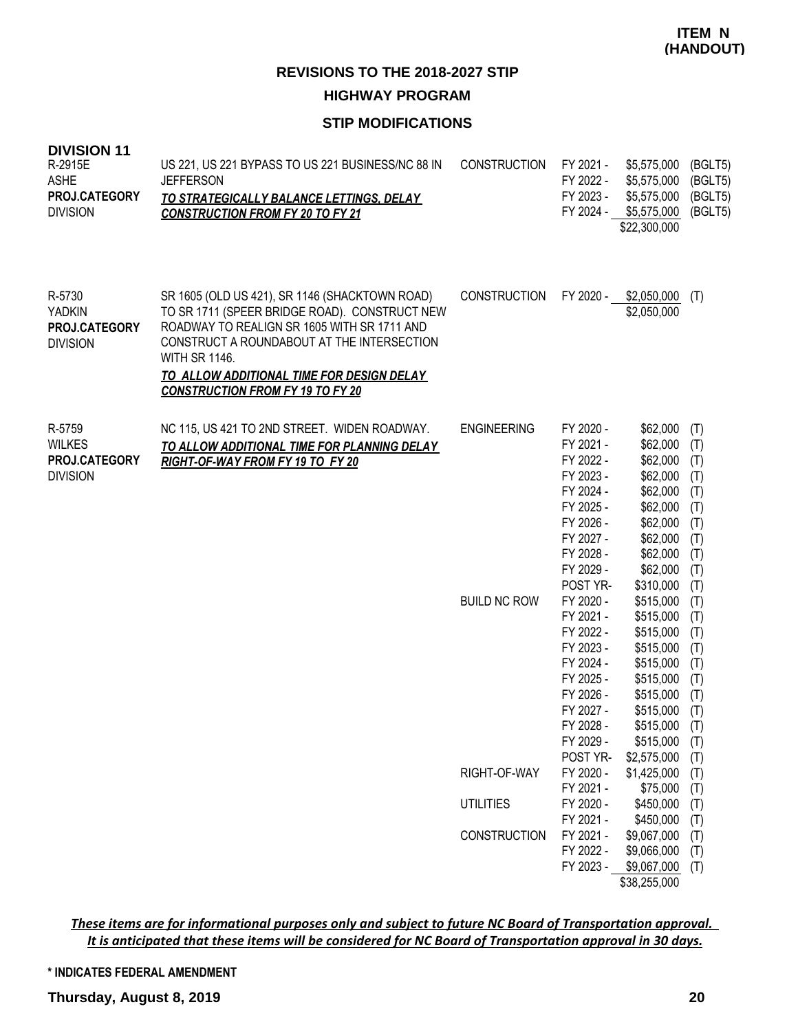**ITEM N (HANDOUT)**

## REVISIONS TO THE 2018-2027 STIP

### HIGHWAY PROGRAM

### STIP MODIFICATIONS

**DIVISION 11**

| Project | Description | Work Type | Fiscal Year | Amount | Fund |
|---|---|---|---|---|---|
| R-2915E<br>ASHE<br>**PROJ.CATEGORY**<br>DIVISION | US 221, US 221 BYPASS TO US 221 BUSINESS/NC 88 IN JEFFERSON<br>***TO STRATEGICALLY BALANCE LETTINGS, DELAY CONSTRUCTION FROM FY 20 TO FY 21*** | CONSTRUCTION | FY 2021 - | $5,575,000 | (BGLT5) |
| | | | FY 2022 - | $5,575,000 | (BGLT5) |
| | | | FY 2023 - | $5,575,000 | (BGLT5) |
| | | | FY 2024 - | $5,575,000 | (BGLT5) |
| | | | | $22,300,000 | |
| R-5730<br>YADKIN<br>**PROJ.CATEGORY**<br>DIVISION | SR 1605 (OLD US 421), SR 1146 (SHACKTOWN ROAD) TO SR 1711 (SPEER BRIDGE ROAD). CONSTRUCT NEW ROADWAY TO REALIGN SR 1605 WITH SR 1711 AND CONSTRUCT A ROUNDABOUT AT THE INTERSECTION WITH SR 1146.<br>***TO ALLOW ADDITIONAL TIME FOR DESIGN DELAY CONSTRUCTION FROM FY 19 TO FY 20*** | CONSTRUCTION | FY 2020 - | $2,050,000 | (T) |
| | | | | $2,050,000 | |
| R-5759<br>WILKES<br>**PROJ.CATEGORY**<br>DIVISION | NC 115, US 421 TO 2ND STREET. WIDEN ROADWAY.<br>***TO ALLOW ADDITIONAL TIME FOR PLANNING DELAY RIGHT-OF-WAY FROM FY 19 TO FY 20*** | ENGINEERING | FY 2020 - | $62,000 | (T) |
| | | | FY 2021 - | $62,000 | (T) |
| | | | FY 2022 - | $62,000 | (T) |
| | | | FY 2023 - | $62,000 | (T) |
| | | | FY 2024 - | $62,000 | (T) |
| | | | FY 2025 - | $62,000 | (T) |
| | | | FY 2026 - | $62,000 | (T) |
| | | | FY 2027 - | $62,000 | (T) |
| | | | FY 2028 - | $62,000 | (T) |
| | | | FY 2029 - | $62,000 | (T) |
| | | | POST YR- | $310,000 | (T) |
| | | BUILD NC ROW | FY 2020 - | $515,000 | (T) |
| | | | FY 2021 - | $515,000 | (T) |
| | | | FY 2022 - | $515,000 | (T) |
| | | | FY 2023 - | $515,000 | (T) |
| | | | FY 2024 - | $515,000 | (T) |
| | | | FY 2025 - | $515,000 | (T) |
| | | | FY 2026 - | $515,000 | (T) |
| | | | FY 2027 - | $515,000 | (T) |
| | | | FY 2028 - | $515,000 | (T) |
| | | | FY 2029 - | $515,000 | (T) |
| | | | POST YR- | $2,575,000 | (T) |
| | | RIGHT-OF-WAY | FY 2020 - | $1,425,000 | (T) |
| | | | FY 2021 - | $75,000 | (T) |
| | | UTILITIES | FY 2020 - | $450,000 | (T) |
| | | | FY 2021 - | $450,000 | (T) |
| | | CONSTRUCTION | FY 2021 - | $9,067,000 | (T) |
| | | | FY 2022 - | $9,066,000 | (T) |
| | | | FY 2023 - | $9,067,000 | (T) |
| | | | | $38,255,000 | |

***These items are for informational purposes only and subject to future NC Board of Transportation approval. It is anticipated that these items will be considered for NC Board of Transportation approval in 30 days.***

\* INDICATES FEDERAL AMENDMENT

**Thursday, August 8, 2019**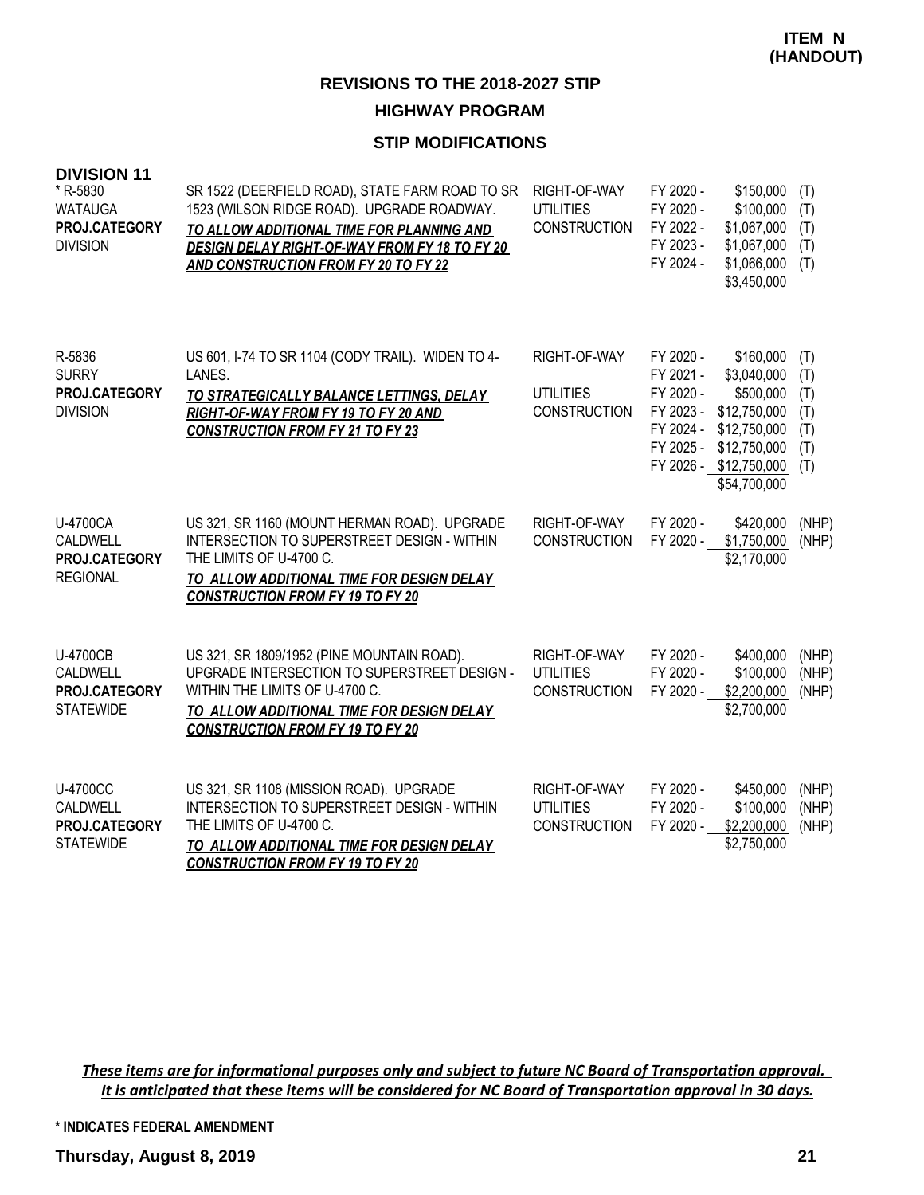**ITEM N (HANDOUT)**

## REVISIONS TO THE 2018-2027 STIP

### HIGHWAY PROGRAM

### STIP MODIFICATIONS

**DIVISION 11**

| Project | Description | Phase | Fiscal Year | Amount | Fund |
|---|---|---|---|---|---|
| * R-5830<br>WATAUGA<br>**PROJ.CATEGORY**<br>DIVISION | SR 1522 (DEERFIELD ROAD), STATE FARM ROAD TO SR 1523 (WILSON RIDGE ROAD). UPGRADE ROADWAY.<br>***TO ALLOW ADDITIONAL TIME FOR PLANNING AND DESIGN DELAY RIGHT-OF-WAY FROM FY 18 TO FY 20 AND CONSTRUCTION FROM FY 20 TO FY 22*** | RIGHT-OF-WAY | FY 2020 - | $150,000 | (T) |
| | | UTILITIES | FY 2020 - | $100,000 | (T) |
| | | CONSTRUCTION | FY 2022 - | $1,067,000 | (T) |
| | | | FY 2023 - | $1,067,000 | (T) |
| | | | FY 2024 - | $1,066,000 | (T) |
| | | | | $3,450,000 | |
| R-5836<br>SURRY<br>**PROJ.CATEGORY**<br>DIVISION | US 601, I-74 TO SR 1104 (CODY TRAIL). WIDEN TO 4-LANES.<br>***TO STRATEGICALLY BALANCE LETTINGS, DELAY RIGHT-OF-WAY FROM FY 19 TO FY 20 AND CONSTRUCTION FROM FY 21 TO FY 23*** | RIGHT-OF-WAY | FY 2020 - | $160,000 | (T) |
| | | | FY 2021 - | $3,040,000 | (T) |
| | | UTILITIES | FY 2020 - | $500,000 | (T) |
| | | CONSTRUCTION | FY 2023 - | $12,750,000 | (T) |
| | | | FY 2024 - | $12,750,000 | (T) |
| | | | FY 2025 - | $12,750,000 | (T) |
| | | | FY 2026 - | $12,750,000 | (T) |
| | | | | $54,700,000 | |
| U-4700CA<br>CALDWELL<br>**PROJ.CATEGORY**<br>REGIONAL | US 321, SR 1160 (MOUNT HERMAN ROAD). UPGRADE INTERSECTION TO SUPERSTREET DESIGN - WITHIN THE LIMITS OF U-4700 C.<br>***TO ALLOW ADDITIONAL TIME FOR DESIGN DELAY CONSTRUCTION FROM FY 19 TO FY 20*** | RIGHT-OF-WAY | FY 2020 - | $420,000 | (NHP) |
| | | CONSTRUCTION | FY 2020 - | $1,750,000 | (NHP) |
| | | | | $2,170,000 | |
| U-4700CB<br>CALDWELL<br>**PROJ.CATEGORY**<br>STATEWIDE | US 321, SR 1809/1952 (PINE MOUNTAIN ROAD). UPGRADE INTERSECTION TO SUPERSTREET DESIGN - WITHIN THE LIMITS OF U-4700 C.<br>***TO ALLOW ADDITIONAL TIME FOR DESIGN DELAY CONSTRUCTION FROM FY 19 TO FY 20*** | RIGHT-OF-WAY | FY 2020 - | $400,000 | (NHP) |
| | | UTILITIES | FY 2020 - | $100,000 | (NHP) |
| | | CONSTRUCTION | FY 2020 - | $2,200,000 | (NHP) |
| | | | | $2,700,000 | |
| U-4700CC<br>CALDWELL<br>**PROJ.CATEGORY**<br>STATEWIDE | US 321, SR 1108 (MISSION ROAD). UPGRADE INTERSECTION TO SUPERSTREET DESIGN - WITHIN THE LIMITS OF U-4700 C.<br>***TO ALLOW ADDITIONAL TIME FOR DESIGN DELAY CONSTRUCTION FROM FY 19 TO FY 20*** | RIGHT-OF-WAY | FY 2020 - | $450,000 | (NHP) |
| | | UTILITIES | FY 2020 - | $100,000 | (NHP) |
| | | CONSTRUCTION | FY 2020 - | $2,200,000 | (NHP) |
| | | | | $2,750,000 | |

***These items are for informational purposes only and subject to future NC Board of Transportation approval. It is anticipated that these items will be considered for NC Board of Transportation approval in 30 days.***

**\* INDICATES FEDERAL AMENDMENT**

**Thursday, August 8, 2019**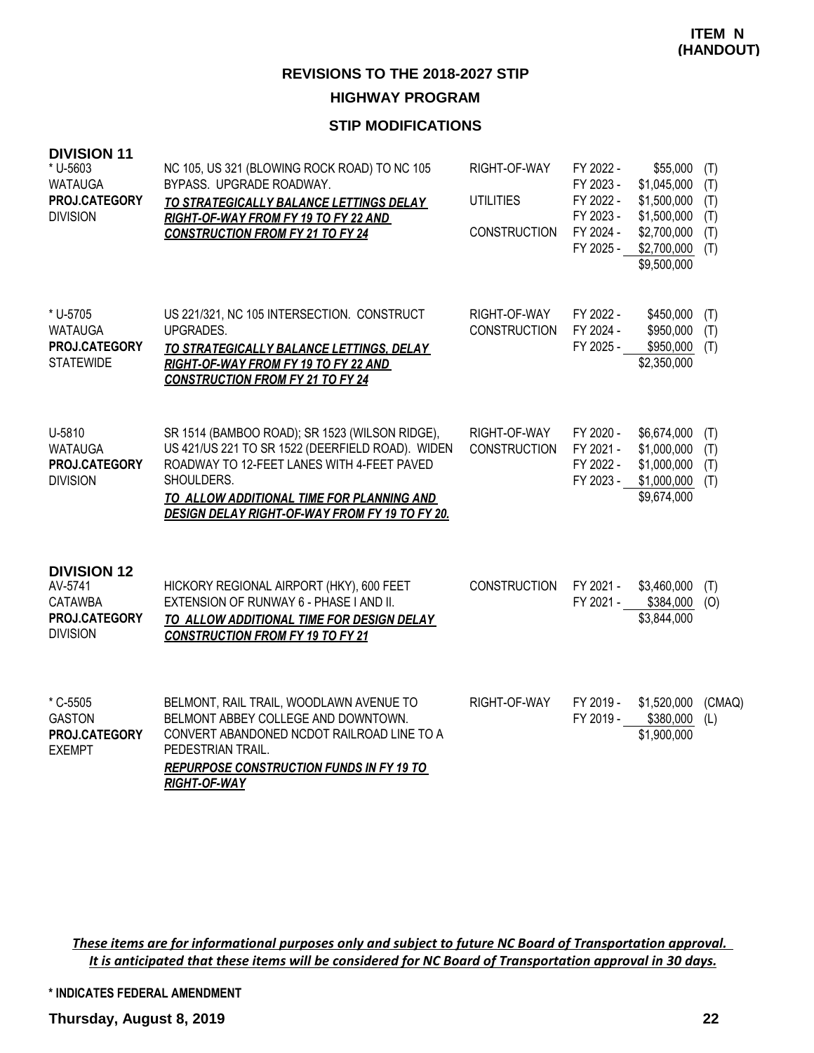**ITEM N (HANDOUT)**

## REVISIONS TO THE 2018-2027 STIP

### HIGHWAY PROGRAM

### STIP MODIFICATIONS

**DIVISION 11**

| Project | Description | Phase | Year | Amount | Fund |
|---|---|---|---|---|---|
| * U-5603<br>WATAUGA<br>**PROJ.CATEGORY**<br>DIVISION | NC 105, US 321 (BLOWING ROCK ROAD) TO NC 105 BYPASS. UPGRADE ROADWAY.<br>***TO STRATEGICALLY BALANCE LETTINGS DELAY RIGHT-OF-WAY FROM FY 19 TO FY 22 AND CONSTRUCTION FROM FY 21 TO FY 24*** | RIGHT-OF-WAY | FY 2022 - | $55,000 | (T) |
| | | | FY 2023 - | $1,045,000 | (T) |
| | | UTILITIES | FY 2022 - | $1,500,000 | (T) |
| | | | FY 2023 - | $1,500,000 | (T) |
| | | CONSTRUCTION | FY 2024 - | $2,700,000 | (T) |
| | | | FY 2025 - | $2,700,000 | (T) |
| | | | | $9,500,000 | |
| * U-5705<br>WATAUGA<br>**PROJ.CATEGORY**<br>STATEWIDE | US 221/321, NC 105 INTERSECTION. CONSTRUCT UPGRADES.<br>***TO STRATEGICALLY BALANCE LETTINGS, DELAY RIGHT-OF-WAY FROM FY 19 TO FY 22 AND CONSTRUCTION FROM FY 21 TO FY 24*** | RIGHT-OF-WAY | FY 2022 - | $450,000 | (T) |
| | | CONSTRUCTION | FY 2024 - | $950,000 | (T) |
| | | | FY 2025 - | $950,000 | (T) |
| | | | | $2,350,000 | |
| U-5810<br>WATAUGA<br>**PROJ.CATEGORY**<br>DIVISION | SR 1514 (BAMBOO ROAD); SR 1523 (WILSON RIDGE), US 421/US 221 TO SR 1522 (DEERFIELD ROAD). WIDEN ROADWAY TO 12-FEET LANES WITH 4-FEET PAVED SHOULDERS.<br>***TO ALLOW ADDITIONAL TIME FOR PLANNING AND DESIGN DELAY RIGHT-OF-WAY FROM FY 19 TO FY 20.*** | RIGHT-OF-WAY | FY 2020 - | $6,674,000 | (T) |
| | | CONSTRUCTION | FY 2021 - | $1,000,000 | (T) |
| | | | FY 2022 - | $1,000,000 | (T) |
| | | | FY 2023 - | $1,000,000 | (T) |
| | | | | $9,674,000 | |

**DIVISION 12**

| Project | Description | Phase | Year | Amount | Fund |
|---|---|---|---|---|---|
| AV-5741<br>CATAWBA<br>**PROJ.CATEGORY**<br>DIVISION | HICKORY REGIONAL AIRPORT (HKY), 600 FEET EXTENSION OF RUNWAY 6 - PHASE I AND II.<br>***TO ALLOW ADDITIONAL TIME FOR DESIGN DELAY CONSTRUCTION FROM FY 19 TO FY 21*** | CONSTRUCTION | FY 2021 - | $3,460,000 | (T) |
| | | | FY 2021 - | $384,000 | (O) |
| | | | | $3,844,000 | |
| * C-5505<br>GASTON<br>**PROJ.CATEGORY**<br>EXEMPT | BELMONT, RAIL TRAIL, WOODLAWN AVENUE TO BELMONT ABBEY COLLEGE AND DOWNTOWN. CONVERT ABANDONED NCDOT RAILROAD LINE TO A PEDESTRIAN TRAIL.<br>***REPURPOSE CONSTRUCTION FUNDS IN FY 19 TO RIGHT-OF-WAY*** | RIGHT-OF-WAY | FY 2019 - | $1,520,000 | (CMAQ) |
| | | | FY 2019 - | $380,000 | (L) |
| | | | | $1,900,000 | |

*These items are for informational purposes only and subject to future NC Board of Transportation approval. It is anticipated that these items will be considered for NC Board of Transportation approval in 30 days.*

**\* INDICATES FEDERAL AMENDMENT**

**Thursday, August 8, 2019**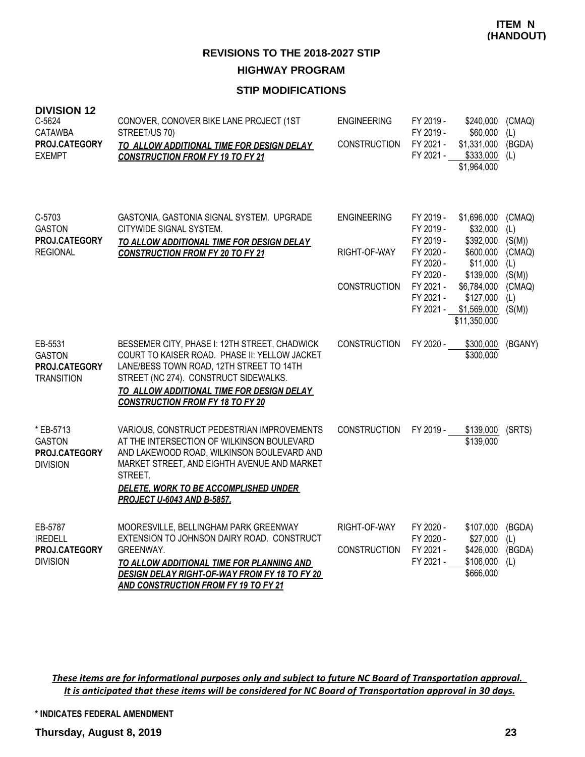**ITEM N (HANDOUT)**

## REVISIONS TO THE 2018-2027 STIP

## HIGHWAY PROGRAM

### STIP MODIFICATIONS

**DIVISION 12**

| Project | Description | Phase | Fiscal Year | Amount | Source |
|---|---|---|---|---|---|
| C-5624<br>CATAWBA<br>**PROJ.CATEGORY**<br>EXEMPT | CONOVER, CONOVER BIKE LANE PROJECT (1ST STREET/US 70)<br>***TO ALLOW ADDITIONAL TIME FOR DESIGN DELAY CONSTRUCTION FROM FY 19 TO FY 21*** | ENGINEERING | FY 2019 - | $240,000 | (CMAQ) |
| | | | FY 2019 - | $60,000 | (L) |
| | | CONSTRUCTION | FY 2021 - | $1,331,000 | (BGDA) |
| | | | FY 2021 - | $333,000 | (L) |
| | | | | $1,964,000 | |
| C-5703<br>GASTON<br>**PROJ.CATEGORY**<br>REGIONAL | GASTONIA, GASTONIA SIGNAL SYSTEM. UPGRADE CITYWIDE SIGNAL SYSTEM.<br>***TO ALLOW ADDITIONAL TIME FOR DESIGN DELAY CONSTRUCTION FROM FY 20 TO FY 21*** | ENGINEERING | FY 2019 - | $1,696,000 | (CMAQ) |
| | | | FY 2019 - | $32,000 | (L) |
| | | | FY 2019 - | $392,000 | (S(M)) |
| | | RIGHT-OF-WAY | FY 2020 - | $600,000 | (CMAQ) |
| | | | FY 2020 - | $11,000 | (L) |
| | | | FY 2020 - | $139,000 | (S(M)) |
| | | CONSTRUCTION | FY 2021 - | $6,784,000 | (CMAQ) |
| | | | FY 2021 - | $127,000 | (L) |
| | | | FY 2021 - | $1,569,000 | (S(M)) |
| | | | | $11,350,000 | |
| EB-5531<br>GASTON<br>**PROJ.CATEGORY**<br>TRANSITION | BESSEMER CITY, PHASE I: 12TH STREET, CHADWICK COURT TO KAISER ROAD. PHASE II: YELLOW JACKET LANE/BESS TOWN ROAD, 12TH STREET TO 14TH STREET (NC 274). CONSTRUCT SIDEWALKS.<br>***TO ALLOW ADDITIONAL TIME FOR DESIGN DELAY CONSTRUCTION FROM FY 18 TO FY 20*** | CONSTRUCTION | FY 2020 - | $300,000 | (BGANY) |
| | | | | $300,000 | |
| * EB-5713<br>GASTON<br>**PROJ.CATEGORY**<br>DIVISION | VARIOUS, CONSTRUCT PEDESTRIAN IMPROVEMENTS AT THE INTERSECTION OF WILKINSON BOULEVARD AND LAKEWOOD ROAD, WILKINSON BOULEVARD AND MARKET STREET, AND EIGHTH AVENUE AND MARKET STREET.<br>***DELETE, WORK TO BE ACCOMPLISHED UNDER PROJECT U-6043 AND B-5857.*** | CONSTRUCTION | FY 2019 - | $139,000 | (SRTS) |
| | | | | $139,000 | |
| EB-5787<br>IREDELL<br>**PROJ.CATEGORY**<br>DIVISION | MOORESVILLE, BELLINGHAM PARK GREENWAY EXTENSION TO JOHNSON DAIRY ROAD. CONSTRUCT GREENWAY.<br>***TO ALLOW ADDITIONAL TIME FOR PLANNING AND DESIGN DELAY RIGHT-OF-WAY FROM FY 18 TO FY 20 AND CONSTRUCTION FROM FY 19 TO FY 21*** | RIGHT-OF-WAY | FY 2020 - | $107,000 | (BGDA) |
| | | | FY 2020 - | $27,000 | (L) |
| | | CONSTRUCTION | FY 2021 - | $426,000 | (BGDA) |
| | | | FY 2021 - | $106,000 | (L) |
| | | | | $666,000 | |

***These items are for informational purposes only and subject to future NC Board of Transportation approval. It is anticipated that these items will be considered for NC Board of Transportation approval in 30 days.***

**\* INDICATES FEDERAL AMENDMENT**

**Thursday, August 8, 2019**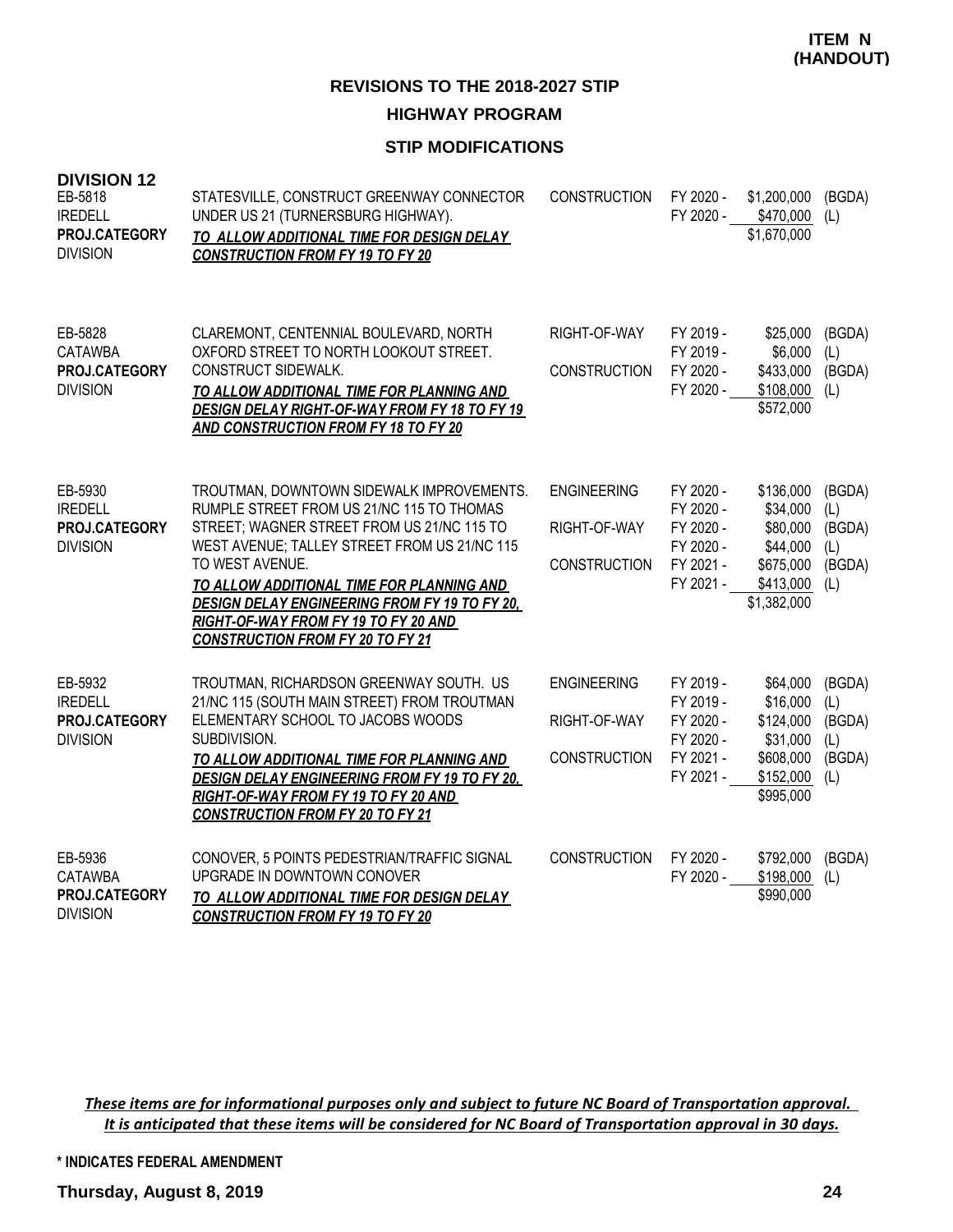**ITEM N (HANDOUT)**

## REVISIONS TO THE 2018-2027 STIP

### HIGHWAY PROGRAM

### STIP MODIFICATIONS

**DIVISION 12**

| Project | Description | Phase | Fiscal Year | Amount | Source |
|---|---|---|---|---|---|
| EB-5818<br>IREDELL<br>**PROJ.CATEGORY**<br>DIVISION | STATESVILLE, CONSTRUCT GREENWAY CONNECTOR UNDER US 21 (TURNERSBURG HIGHWAY).<br>***TO ALLOW ADDITIONAL TIME FOR DESIGN DELAY CONSTRUCTION FROM FY 19 TO FY 20*** | CONSTRUCTION | FY 2020 -<br>FY 2020 - | $1,200,000<br>$470,000<br>$1,670,000 | (BGDA)<br>(L) |
| EB-5828<br>CATAWBA<br>**PROJ.CATEGORY**<br>DIVISION | CLAREMONT, CENTENNIAL BOULEVARD, NORTH OXFORD STREET TO NORTH LOOKOUT STREET. CONSTRUCT SIDEWALK.<br>***TO ALLOW ADDITIONAL TIME FOR PLANNING AND DESIGN DELAY RIGHT-OF-WAY FROM FY 18 TO FY 19 AND CONSTRUCTION FROM FY 18 TO FY 20*** | RIGHT-OF-WAY<br><br>CONSTRUCTION | FY 2019 -<br>FY 2019 -<br>FY 2020 -<br>FY 2020 - | $25,000<br>$6,000<br>$433,000<br>$108,000<br>$572,000 | (BGDA)<br>(L)<br>(BGDA)<br>(L) |
| EB-5930<br>IREDELL<br>**PROJ.CATEGORY**<br>DIVISION | TROUTMAN, DOWNTOWN SIDEWALK IMPROVEMENTS. RUMPLE STREET FROM US 21/NC 115 TO THOMAS STREET; WAGNER STREET FROM US 21/NC 115 TO WEST AVENUE; TALLEY STREET FROM US 21/NC 115 TO WEST AVENUE.<br>***TO ALLOW ADDITIONAL TIME FOR PLANNING AND DESIGN DELAY ENGINEERING FROM FY 19 TO FY 20, RIGHT-OF-WAY FROM FY 19 TO FY 20 AND CONSTRUCTION FROM FY 20 TO FY 21*** | ENGINEERING<br><br>RIGHT-OF-WAY<br><br>CONSTRUCTION | FY 2020 -<br>FY 2020 -<br>FY 2020 -<br>FY 2020 -<br>FY 2021 -<br>FY 2021 - | $136,000<br>$34,000<br>$80,000<br>$44,000<br>$675,000<br>$413,000<br>$1,382,000 | (BGDA)<br>(L)<br>(BGDA)<br>(L)<br>(BGDA)<br>(L) |
| EB-5932<br>IREDELL<br>**PROJ.CATEGORY**<br>DIVISION | TROUTMAN, RICHARDSON GREENWAY SOUTH. US 21/NC 115 (SOUTH MAIN STREET) FROM TROUTMAN ELEMENTARY SCHOOL TO JACOBS WOODS SUBDIVISION.<br>***TO ALLOW ADDITIONAL TIME FOR PLANNING AND DESIGN DELAY ENGINEERING FROM FY 19 TO FY 20, RIGHT-OF-WAY FROM FY 19 TO FY 20 AND CONSTRUCTION FROM FY 20 TO FY 21*** | ENGINEERING<br><br>RIGHT-OF-WAY<br><br>CONSTRUCTION | FY 2019 -<br>FY 2019 -<br>FY 2020 -<br>FY 2020 -<br>FY 2021 -<br>FY 2021 - | $64,000<br>$16,000<br>$124,000<br>$31,000<br>$608,000<br>$152,000<br>$995,000 | (BGDA)<br>(L)<br>(BGDA)<br>(L)<br>(BGDA)<br>(L) |
| EB-5936<br>CATAWBA<br>**PROJ.CATEGORY**<br>DIVISION | CONOVER, 5 POINTS PEDESTRIAN/TRAFFIC SIGNAL UPGRADE IN DOWNTOWN CONOVER<br>***TO ALLOW ADDITIONAL TIME FOR DESIGN DELAY CONSTRUCTION FROM FY 19 TO FY 20*** | CONSTRUCTION | FY 2020 -<br>FY 2020 - | $792,000<br>$198,000<br>$990,000 | (BGDA)<br>(L) |

***These items are for informational purposes only and subject to future NC Board of Transportation approval. It is anticipated that these items will be considered for NC Board of Transportation approval in 30 days.***

**\* INDICATES FEDERAL AMENDMENT**

**Thursday, August 8, 2019**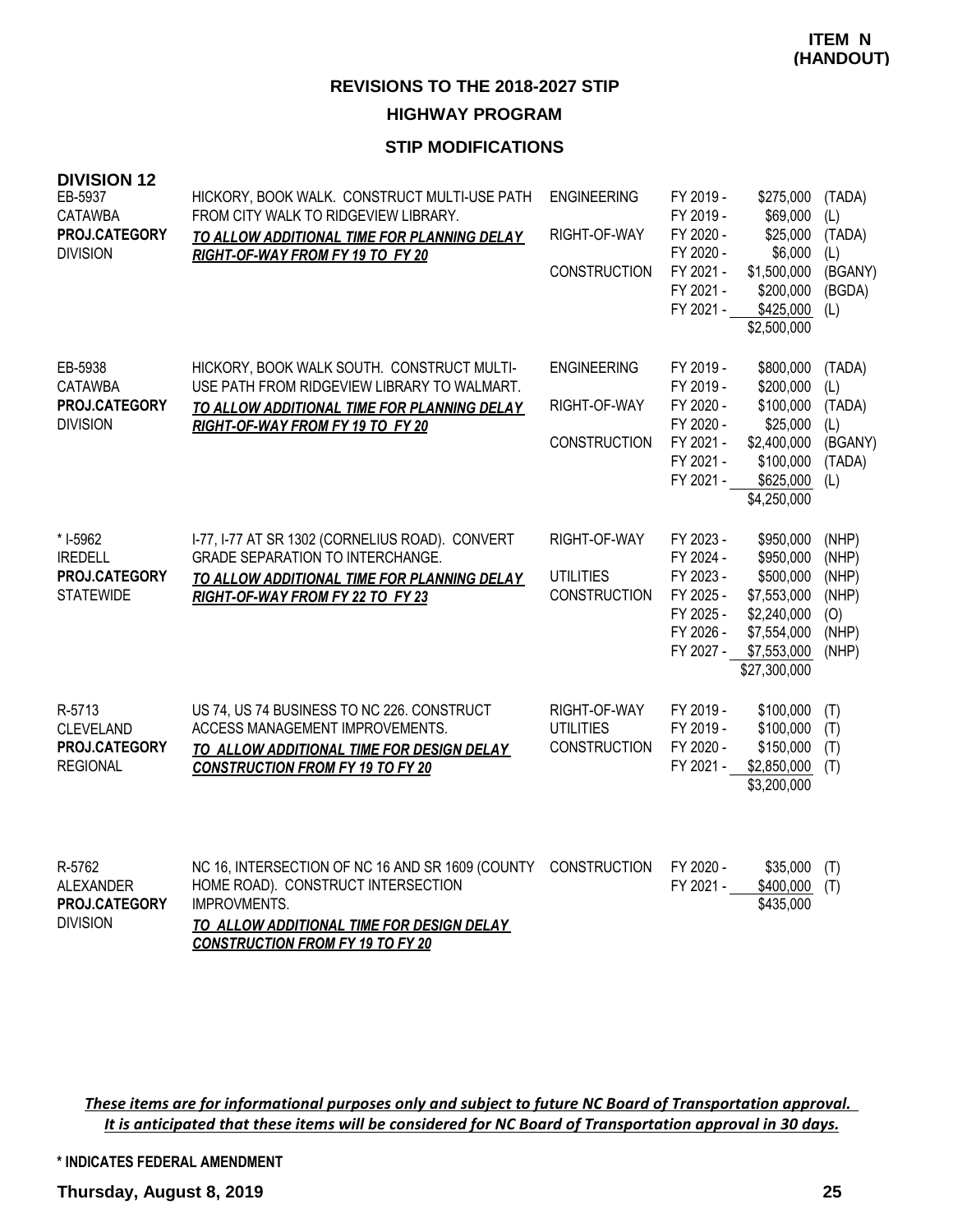**ITEM N (HANDOUT)**

## REVISIONS TO THE 2018-2027 STIP

### HIGHWAY PROGRAM

### STIP MODIFICATIONS

**DIVISION 12**

| Project | Description | Phase | Year | Amount | Source |
|---|---|---|---|---|---|
| EB-5937<br>CATAWBA<br>**PROJ.CATEGORY**<br>DIVISION | HICKORY, BOOK WALK. CONSTRUCT MULTI-USE PATH FROM CITY WALK TO RIDGEVIEW LIBRARY.<br>***TO ALLOW ADDITIONAL TIME FOR PLANNING DELAY RIGHT-OF-WAY FROM FY 19 TO FY 20*** | ENGINEERING | FY 2019 - | $275,000 | (TADA) |
| | | | FY 2019 - | $69,000 | (L) |
| | | RIGHT-OF-WAY | FY 2020 - | $25,000 | (TADA) |
| | | | FY 2020 - | $6,000 | (L) |
| | | CONSTRUCTION | FY 2021 - | $1,500,000 | (BGANY) |
| | | | FY 2021 - | $200,000 | (BGDA) |
| | | | FY 2021 - | $425,000 | (L) |
| | | | | $2,500,000 | |
| EB-5938<br>CATAWBA<br>**PROJ.CATEGORY**<br>DIVISION | HICKORY, BOOK WALK SOUTH. CONSTRUCT MULTI-USE PATH FROM RIDGEVIEW LIBRARY TO WALMART.<br>***TO ALLOW ADDITIONAL TIME FOR PLANNING DELAY RIGHT-OF-WAY FROM FY 19 TO FY 20*** | ENGINEERING | FY 2019 - | $800,000 | (TADA) |
| | | | FY 2019 - | $200,000 | (L) |
| | | RIGHT-OF-WAY | FY 2020 - | $100,000 | (TADA) |
| | | | FY 2020 - | $25,000 | (L) |
| | | CONSTRUCTION | FY 2021 - | $2,400,000 | (BGANY) |
| | | | FY 2021 - | $100,000 | (TADA) |
| | | | FY 2021 - | $625,000 | (L) |
| | | | | $4,250,000 | |
| * I-5962<br>IREDELL<br>**PROJ.CATEGORY**<br>STATEWIDE | I-77, I-77 AT SR 1302 (CORNELIUS ROAD). CONVERT GRADE SEPARATION TO INTERCHANGE.<br>***TO ALLOW ADDITIONAL TIME FOR PLANNING DELAY RIGHT-OF-WAY FROM FY 22 TO FY 23*** | RIGHT-OF-WAY | FY 2023 - | $950,000 | (NHP) |
| | | | FY 2024 - | $950,000 | (NHP) |
| | | UTILITIES | FY 2023 - | $500,000 | (NHP) |
| | | CONSTRUCTION | FY 2025 - | $7,553,000 | (NHP) |
| | | | FY 2025 - | $2,240,000 | (O) |
| | | | FY 2026 - | $7,554,000 | (NHP) |
| | | | FY 2027 - | $7,553,000 | (NHP) |
| | | | | $27,300,000 | |
| R-5713<br>CLEVELAND<br>**PROJ.CATEGORY**<br>REGIONAL | US 74, US 74 BUSINESS TO NC 226. CONSTRUCT ACCESS MANAGEMENT IMPROVEMENTS.<br>***TO ALLOW ADDITIONAL TIME FOR DESIGN DELAY CONSTRUCTION FROM FY 19 TO FY 20*** | RIGHT-OF-WAY | FY 2019 - | $100,000 | (T) |
| | | UTILITIES | FY 2019 - | $100,000 | (T) |
| | | CONSTRUCTION | FY 2020 - | $150,000 | (T) |
| | | | FY 2021 - | $2,850,000 | (T) |
| | | | | $3,200,000 | |
| R-5762<br>ALEXANDER<br>**PROJ.CATEGORY**<br>DIVISION | NC 16, INTERSECTION OF NC 16 AND SR 1609 (COUNTY HOME ROAD). CONSTRUCT INTERSECTION IMPROVMENTS.<br>***TO ALLOW ADDITIONAL TIME FOR DESIGN DELAY CONSTRUCTION FROM FY 19 TO FY 20*** | CONSTRUCTION | FY 2020 - | $35,000 | (T) |
| | | | FY 2021 - | $400,000 | (T) |
| | | | | $435,000 | |

***These items are for informational purposes only and subject to future NC Board of Transportation approval. It is anticipated that these items will be considered for NC Board of Transportation approval in 30 days.***

**\* INDICATES FEDERAL AMENDMENT**

**Thursday, August 8, 2019**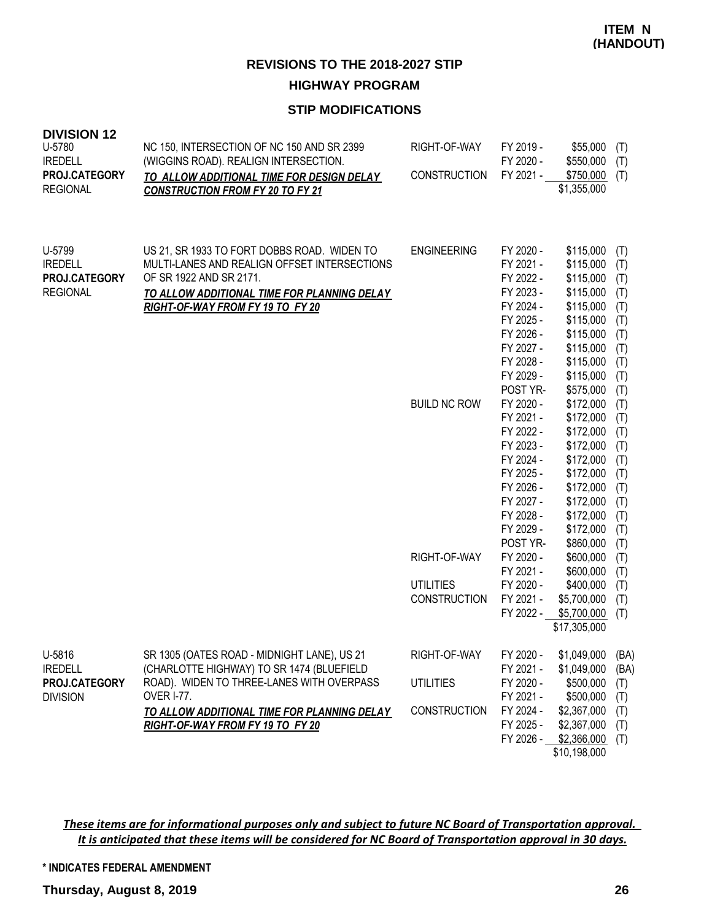**ITEM N (HANDOUT)**

## REVISIONS TO THE 2018-2027 STIP

### HIGHWAY PROGRAM

### STIP MODIFICATIONS

**DIVISION 12**

| Project | Description | Phase | Year | Amount | Source |
|---|---|---|---|---|---|
| U-5780<br>IREDELL<br>**PROJ.CATEGORY**<br>REGIONAL | NC 150, INTERSECTION OF NC 150 AND SR 2399 (WIGGINS ROAD). REALIGN INTERSECTION.<br>***TO ALLOW ADDITIONAL TIME FOR DESIGN DELAY CONSTRUCTION FROM FY 20 TO FY 21*** | RIGHT-OF-WAY | FY 2019 - | $55,000 | (T) |
| | | | FY 2020 - | $550,000 | (T) |
| | | CONSTRUCTION | FY 2021 - | $750,000 | (T) |
| | | | | $1,355,000 | |
| U-5799<br>IREDELL<br>**PROJ.CATEGORY**<br>REGIONAL | US 21, SR 1933 TO FORT DOBBS ROAD. WIDEN TO MULTI-LANES AND REALIGN OFFSET INTERSECTIONS OF SR 1922 AND SR 2171.<br>***TO ALLOW ADDITIONAL TIME FOR PLANNING DELAY RIGHT-OF-WAY FROM FY 19 TO FY 20*** | ENGINEERING | FY 2020 - | $115,000 | (T) |
| | | | FY 2021 - | $115,000 | (T) |
| | | | FY 2022 - | $115,000 | (T) |
| | | | FY 2023 - | $115,000 | (T) |
| | | | FY 2024 - | $115,000 | (T) |
| | | | FY 2025 - | $115,000 | (T) |
| | | | FY 2026 - | $115,000 | (T) |
| | | | FY 2027 - | $115,000 | (T) |
| | | | FY 2028 - | $115,000 | (T) |
| | | | FY 2029 - | $115,000 | (T) |
| | | | POST YR- | $575,000 | (T) |
| | | BUILD NC ROW | FY 2020 - | $172,000 | (T) |
| | | | FY 2021 - | $172,000 | (T) |
| | | | FY 2022 - | $172,000 | (T) |
| | | | FY 2023 - | $172,000 | (T) |
| | | | FY 2024 - | $172,000 | (T) |
| | | | FY 2025 - | $172,000 | (T) |
| | | | FY 2026 - | $172,000 | (T) |
| | | | FY 2027 - | $172,000 | (T) |
| | | | FY 2028 - | $172,000 | (T) |
| | | | FY 2029 - | $172,000 | (T) |
| | | | POST YR- | $860,000 | (T) |
| | | RIGHT-OF-WAY | FY 2020 - | $600,000 | (T) |
| | | | FY 2021 - | $600,000 | (T) |
| | | UTILITIES | FY 2020 - | $400,000 | (T) |
| | | CONSTRUCTION | FY 2021 - | $5,700,000 | (T) |
| | | | FY 2022 - | $5,700,000 | (T) |
| | | | | $17,305,000 | |
| U-5816<br>IREDELL<br>**PROJ.CATEGORY**<br>DIVISION | SR 1305 (OATES ROAD - MIDNIGHT LANE), US 21 (CHARLOTTE HIGHWAY) TO SR 1474 (BLUEFIELD ROAD). WIDEN TO THREE-LANES WITH OVERPASS OVER I-77.<br>***TO ALLOW ADDITIONAL TIME FOR PLANNING DELAY RIGHT-OF-WAY FROM FY 19 TO FY 20*** | RIGHT-OF-WAY | FY 2020 - | $1,049,000 | (BA) |
| | | | FY 2021 - | $1,049,000 | (BA) |
| | | UTILITIES | FY 2020 - | $500,000 | (T) |
| | | | FY 2021 - | $500,000 | (T) |
| | | CONSTRUCTION | FY 2024 - | $2,367,000 | (T) |
| | | | FY 2025 - | $2,367,000 | (T) |
| | | | FY 2026 - | $2,366,000 | (T) |
| | | | | $10,198,000 | |

***These items are for informational purposes only and subject to future NC Board of Transportation approval. It is anticipated that these items will be considered for NC Board of Transportation approval in 30 days.***

**\* INDICATES FEDERAL AMENDMENT**

**Thursday, August 8, 2019**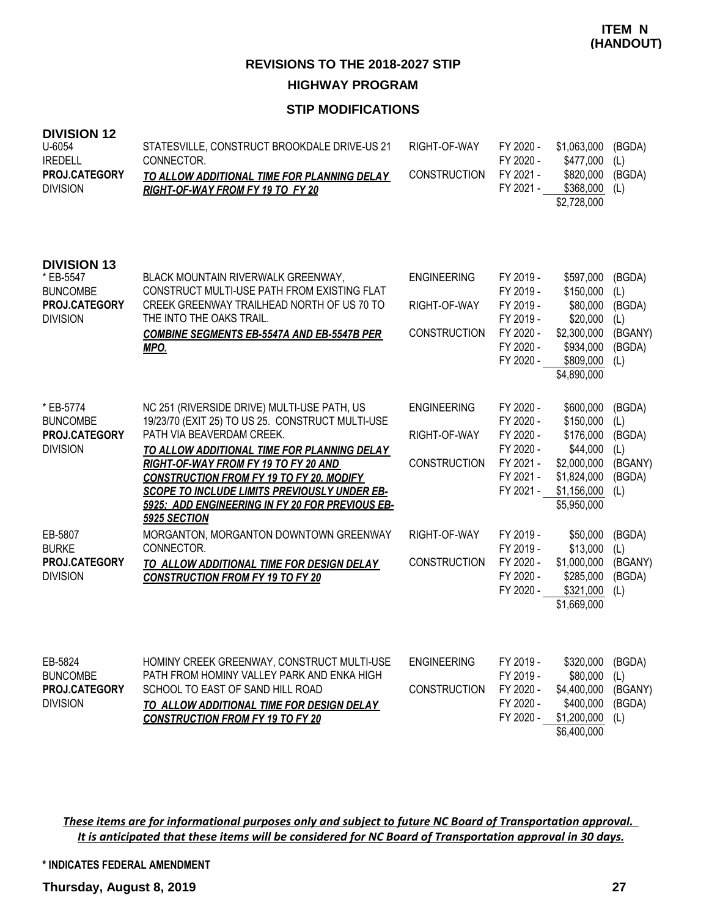**ITEM N (HANDOUT)**

## REVISIONS TO THE 2018-2027 STIP

### HIGHWAY PROGRAM

### STIP MODIFICATIONS

**DIVISION 12**

| Project | Description | Phase | Fiscal Year | Amount | Fund |
|---|---|---|---|---|---|
| U-6054<br>IREDELL<br>**PROJ.CATEGORY**<br>DIVISION | STATESVILLE, CONSTRUCT BROOKDALE DRIVE-US 21 CONNECTOR.<br>***TO ALLOW ADDITIONAL TIME FOR PLANNING DELAY RIGHT-OF-WAY FROM FY 19 TO FY 20*** | RIGHT-OF-WAY | FY 2020 - | $1,063,000 | (BGDA) |
| | | | FY 2020 - | $477,000 | (L) |
| | | CONSTRUCTION | FY 2021 - | $820,000 | (BGDA) |
| | | | FY 2021 - | $368,000 | (L) |
| | | | | $2,728,000 | |

**DIVISION 13**

| Project | Description | Phase | Fiscal Year | Amount | Fund |
|---|---|---|---|---|---|
| * EB-5547<br>BUNCOMBE<br>**PROJ.CATEGORY**<br>DIVISION | BLACK MOUNTAIN RIVERWALK GREENWAY, CONSTRUCT MULTI-USE PATH FROM EXISTING FLAT CREEK GREENWAY TRAILHEAD NORTH OF US 70 TO THE INTO THE OAKS TRAIL.<br>***COMBINE SEGMENTS EB-5547A AND EB-5547B PER MPO.*** | ENGINEERING | FY 2019 - | $597,000 | (BGDA) |
| | | | FY 2019 - | $150,000 | (L) |
| | | RIGHT-OF-WAY | FY 2019 - | $80,000 | (BGDA) |
| | | | FY 2019 - | $20,000 | (L) |
| | | CONSTRUCTION | FY 2020 - | $2,300,000 | (BGANY) |
| | | | FY 2020 - | $934,000 | (BGDA) |
| | | | FY 2020 - | $809,000 | (L) |
| | | | | $4,890,000 | |
| * EB-5774<br>BUNCOMBE<br>**PROJ.CATEGORY**<br>DIVISION | NC 251 (RIVERSIDE DRIVE) MULTI-USE PATH, US 19/23/70 (EXIT 25) TO US 25. CONSTRUCT MULTI-USE PATH VIA BEAVERDAM CREEK.<br>***TO ALLOW ADDITIONAL TIME FOR PLANNING DELAY RIGHT-OF-WAY FROM FY 19 TO FY 20 AND CONSTRUCTION FROM FY 19 TO FY 20. MODIFY SCOPE TO INCLUDE LIMITS PREVIOUSLY UNDER EB-5925; ADD ENGINEERING IN FY 20 FOR PREVIOUS EB-5925 SECTION*** | ENGINEERING | FY 2020 - | $600,000 | (BGDA) |
| | | | FY 2020 - | $150,000 | (L) |
| | | RIGHT-OF-WAY | FY 2020 - | $176,000 | (BGDA) |
| | | | FY 2020 - | $44,000 | (L) |
| | | CONSTRUCTION | FY 2021 - | $2,000,000 | (BGANY) |
| | | | FY 2021 - | $1,824,000 | (BGDA) |
| | | | FY 2021 - | $1,156,000 | (L) |
| | | | | $5,950,000 | |
| EB-5807<br>BURKE<br>**PROJ.CATEGORY**<br>DIVISION | MORGANTON, MORGANTON DOWNTOWN GREENWAY CONNECTOR.<br>***TO ALLOW ADDITIONAL TIME FOR DESIGN DELAY CONSTRUCTION FROM FY 19 TO FY 20*** | RIGHT-OF-WAY | FY 2019 - | $50,000 | (BGDA) |
| | | | FY 2019 - | $13,000 | (L) |
| | | CONSTRUCTION | FY 2020 - | $1,000,000 | (BGANY) |
| | | | FY 2020 - | $285,000 | (BGDA) |
| | | | FY 2020 - | $321,000 | (L) |
| | | | | $1,669,000 | |
| EB-5824<br>BUNCOMBE<br>**PROJ.CATEGORY**<br>DIVISION | HOMINY CREEK GREENWAY, CONSTRUCT MULTI-USE PATH FROM HOMINY VALLEY PARK AND ENKA HIGH SCHOOL TO EAST OF SAND HILL ROAD<br>***TO ALLOW ADDITIONAL TIME FOR DESIGN DELAY CONSTRUCTION FROM FY 19 TO FY 20*** | ENGINEERING | FY 2019 - | $320,000 | (BGDA) |
| | | | FY 2019 - | $80,000 | (L) |
| | | CONSTRUCTION | FY 2020 - | $4,400,000 | (BGANY) |
| | | | FY 2020 - | $400,000 | (BGDA) |
| | | | FY 2020 - | $1,200,000 | (L) |
| | | | | $6,400,000 | |

*These items are for informational purposes only and subject to future NC Board of Transportation approval. It is anticipated that these items will be considered for NC Board of Transportation approval in 30 days.*

**\* INDICATES FEDERAL AMENDMENT**

**Thursday, August 8, 2019**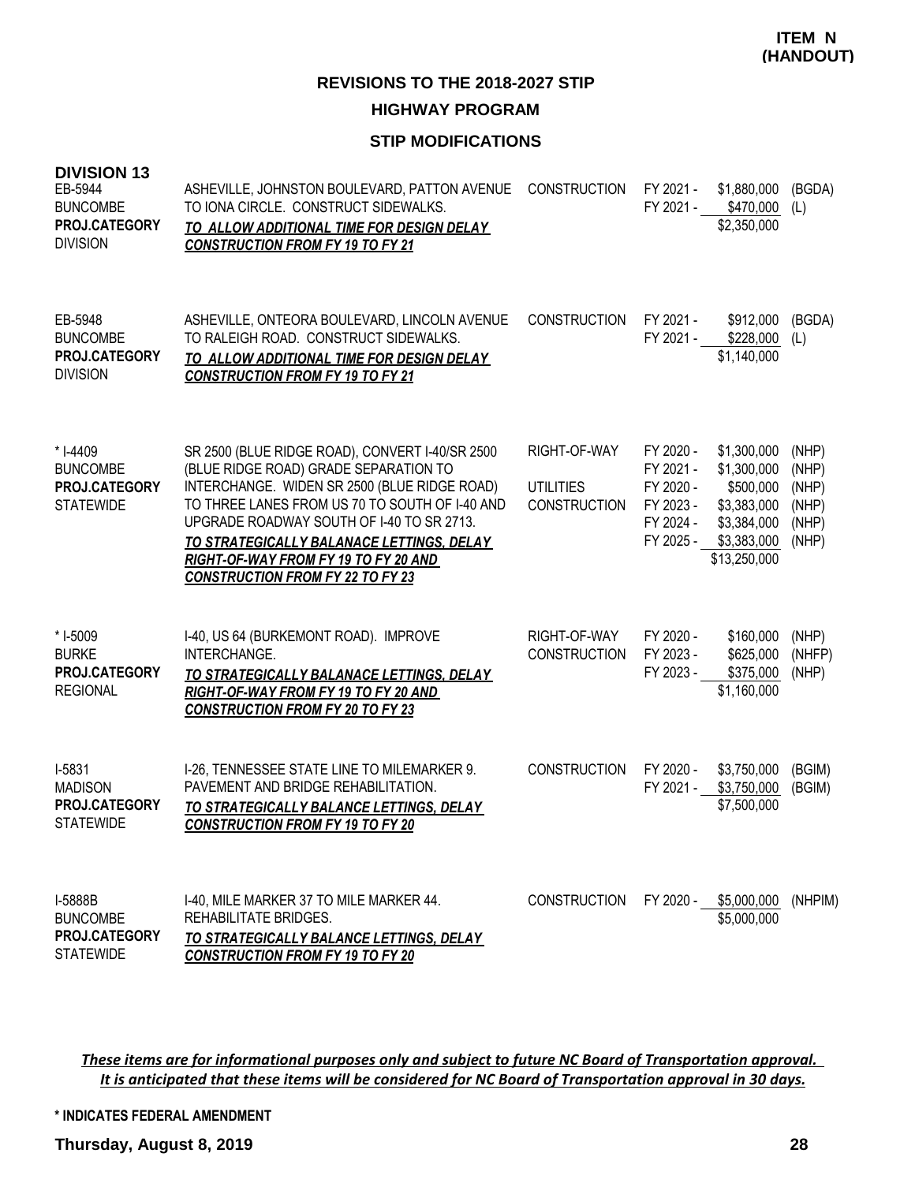**ITEM N (HANDOUT)**

# REVISIONS TO THE 2018-2027 STIP

## HIGHWAY PROGRAM

### STIP MODIFICATIONS

**DIVISION 13**

| Project | Description | Phase | Year | Amount | Fund |
|---|---|---|---|---|---|
| EB-5944<br>BUNCOMBE<br>**PROJ.CATEGORY**<br>DIVISION | ASHEVILLE, JOHNSTON BOULEVARD, PATTON AVENUE TO IONA CIRCLE. CONSTRUCT SIDEWALKS.<br>***TO ALLOW ADDITIONAL TIME FOR DESIGN DELAY CONSTRUCTION FROM FY 19 TO FY 21*** | CONSTRUCTION | FY 2021 -<br>FY 2021 - | \$1,880,000<br>\$470,000<br>\$2,350,000 | (BGDA)<br>(L) |
| EB-5948<br>BUNCOMBE<br>**PROJ.CATEGORY**<br>DIVISION | ASHEVILLE, ONTEORA BOULEVARD, LINCOLN AVENUE TO RALEIGH ROAD. CONSTRUCT SIDEWALKS.<br>***TO ALLOW ADDITIONAL TIME FOR DESIGN DELAY CONSTRUCTION FROM FY 19 TO FY 21*** | CONSTRUCTION | FY 2021 -<br>FY 2021 - | \$912,000<br>\$228,000<br>\$1,140,000 | (BGDA)<br>(L) |
| * I-4409<br>BUNCOMBE<br>**PROJ.CATEGORY**<br>STATEWIDE | SR 2500 (BLUE RIDGE ROAD), CONVERT I-40/SR 2500 (BLUE RIDGE ROAD) GRADE SEPARATION TO INTERCHANGE. WIDEN SR 2500 (BLUE RIDGE ROAD) TO THREE LANES FROM US 70 TO SOUTH OF I-40 AND UPGRADE ROADWAY SOUTH OF I-40 TO SR 2713.<br>***TO STRATEGICALLY BALANACE LETTINGS, DELAY RIGHT-OF-WAY FROM FY 19 TO FY 20 AND CONSTRUCTION FROM FY 22 TO FY 23*** | RIGHT-OF-WAY<br><br>UTILITIES<br>CONSTRUCTION | FY 2020 -<br>FY 2021 -<br>FY 2020 -<br>FY 2023 -<br>FY 2024 -<br>FY 2025 - | \$1,300,000<br>\$1,300,000<br>\$500,000<br>\$3,383,000<br>\$3,384,000<br>\$3,383,000<br>\$13,250,000 | (NHP)<br>(NHP)<br>(NHP)<br>(NHP)<br>(NHP)<br>(NHP) |
| * I-5009<br>BURKE<br>**PROJ.CATEGORY**<br>REGIONAL | I-40, US 64 (BURKEMONT ROAD). IMPROVE INTERCHANGE.<br>***TO STRATEGICALLY BALANACE LETTINGS, DELAY RIGHT-OF-WAY FROM FY 19 TO FY 20 AND CONSTRUCTION FROM FY 20 TO FY 23*** | RIGHT-OF-WAY<br>CONSTRUCTION | FY 2020 -<br>FY 2023 -<br>FY 2023 - | \$160,000<br>\$625,000<br>\$375,000<br>\$1,160,000 | (NHP)<br>(NHFP)<br>(NHP) |
| I-5831<br>MADISON<br>**PROJ.CATEGORY**<br>STATEWIDE | I-26, TENNESSEE STATE LINE TO MILEMARKER 9. PAVEMENT AND BRIDGE REHABILITATION.<br>***TO STRATEGICALLY BALANCE LETTINGS, DELAY CONSTRUCTION FROM FY 19 TO FY 20*** | CONSTRUCTION | FY 2020 -<br>FY 2021 - | \$3,750,000<br>\$3,750,000<br>\$7,500,000 | (BGIM)<br>(BGIM) |
| I-5888B<br>BUNCOMBE<br>**PROJ.CATEGORY**<br>STATEWIDE | I-40, MILE MARKER 37 TO MILE MARKER 44. REHABILITATE BRIDGES.<br>***TO STRATEGICALLY BALANCE LETTINGS, DELAY CONSTRUCTION FROM FY 19 TO FY 20*** | CONSTRUCTION | FY 2020 - | \$5,000,000<br>\$5,000,000 | (NHPIM) |

*These items are for informational purposes only and subject to future NC Board of Transportation approval. It is anticipated that these items will be considered for NC Board of Transportation approval in 30 days.*

**\* INDICATES FEDERAL AMENDMENT**

**Thursday, August 8, 2019**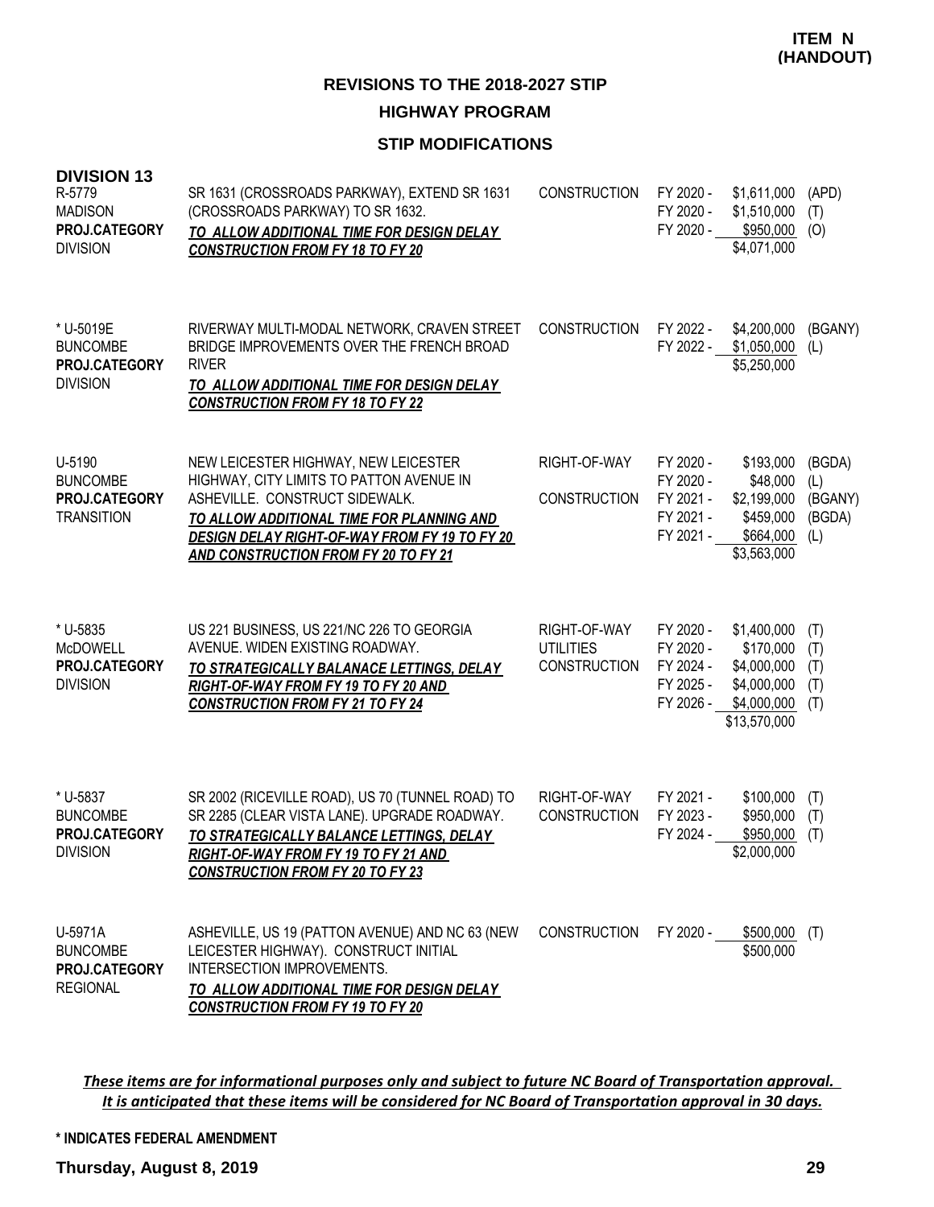**ITEM N (HANDOUT)**

## REVISIONS TO THE 2018-2027 STIP

### HIGHWAY PROGRAM

### STIP MODIFICATIONS

**DIVISION 13**

| Project | Description | Work Type | Fiscal Year | Amount | Fund |
|---|---|---|---|---|---|
| R-5779<br>MADISON<br>**PROJ.CATEGORY**<br>DIVISION | SR 1631 (CROSSROADS PARKWAY), EXTEND SR 1631 (CROSSROADS PARKWAY) TO SR 1632.<br>***TO ALLOW ADDITIONAL TIME FOR DESIGN DELAY CONSTRUCTION FROM FY 18 TO FY 20*** | CONSTRUCTION | FY 2020 - | $1,611,000 | (APD) |
| | | | FY 2020 - | $1,510,000 | (T) |
| | | | FY 2020 - | $950,000 | (O) |
| | | | | $4,071,000 | |
| * U-5019E<br>BUNCOMBE<br>**PROJ.CATEGORY**<br>DIVISION | RIVERWAY MULTI-MODAL NETWORK, CRAVEN STREET BRIDGE IMPROVEMENTS OVER THE FRENCH BROAD RIVER<br>***TO ALLOW ADDITIONAL TIME FOR DESIGN DELAY CONSTRUCTION FROM FY 18 TO FY 22*** | CONSTRUCTION | FY 2022 - | $4,200,000 | (BGANY) |
| | | | FY 2022 - | $1,050,000 | (L) |
| | | | | $5,250,000 | |
| U-5190<br>BUNCOMBE<br>**PROJ.CATEGORY**<br>TRANSITION | NEW LEICESTER HIGHWAY, NEW LEICESTER HIGHWAY, CITY LIMITS TO PATTON AVENUE IN ASHEVILLE. CONSTRUCT SIDEWALK.<br>***TO ALLOW ADDITIONAL TIME FOR PLANNING AND DESIGN DELAY RIGHT-OF-WAY FROM FY 19 TO FY 20 AND CONSTRUCTION FROM FY 20 TO FY 21*** | RIGHT-OF-WAY | FY 2020 - | $193,000 | (BGDA) |
| | | | FY 2020 - | $48,000 | (L) |
| | | CONSTRUCTION | FY 2021 - | $2,199,000 | (BGANY) |
| | | | FY 2021 - | $459,000 | (BGDA) |
| | | | FY 2021 - | $664,000 | (L) |
| | | | | $3,563,000 | |
| * U-5835<br>McDOWELL<br>**PROJ.CATEGORY**<br>DIVISION | US 221 BUSINESS, US 221/NC 226 TO GEORGIA AVENUE. WIDEN EXISTING ROADWAY.<br>***TO STRATEGICALLY BALANACE LETTINGS, DELAY RIGHT-OF-WAY FROM FY 19 TO FY 20 AND CONSTRUCTION FROM FY 21 TO FY 24*** | RIGHT-OF-WAY | FY 2020 - | $1,400,000 | (T) |
| | | UTILITIES | FY 2020 - | $170,000 | (T) |
| | | CONSTRUCTION | FY 2024 - | $4,000,000 | (T) |
| | | | FY 2025 - | $4,000,000 | (T) |
| | | | FY 2026 - | $4,000,000 | (T) |
| | | | | $13,570,000 | |
| * U-5837<br>BUNCOMBE<br>**PROJ.CATEGORY**<br>DIVISION | SR 2002 (RICEVILLE ROAD), US 70 (TUNNEL ROAD) TO SR 2285 (CLEAR VISTA LANE). UPGRADE ROADWAY.<br>***TO STRATEGICALLY BALANCE LETTINGS, DELAY RIGHT-OF-WAY FROM FY 19 TO FY 21 AND CONSTRUCTION FROM FY 20 TO FY 23*** | RIGHT-OF-WAY | FY 2021 - | $100,000 | (T) |
| | | CONSTRUCTION | FY 2023 - | $950,000 | (T) |
| | | | FY 2024 - | $950,000 | (T) |
| | | | | $2,000,000 | |
| U-5971A<br>BUNCOMBE<br>**PROJ.CATEGORY**<br>REGIONAL | ASHEVILLE, US 19 (PATTON AVENUE) AND NC 63 (NEW LEICESTER HIGHWAY). CONSTRUCT INITIAL INTERSECTION IMPROVEMENTS.<br>***TO ALLOW ADDITIONAL TIME FOR DESIGN DELAY CONSTRUCTION FROM FY 19 TO FY 20*** | CONSTRUCTION | FY 2020 - | $500,000 | (T) |
| | | | | $500,000 | |

***These items are for informational purposes only and subject to future NC Board of Transportation approval. It is anticipated that these items will be considered for NC Board of Transportation approval in 30 days.***

**\* INDICATES FEDERAL AMENDMENT**

**Thursday, August 8, 2019**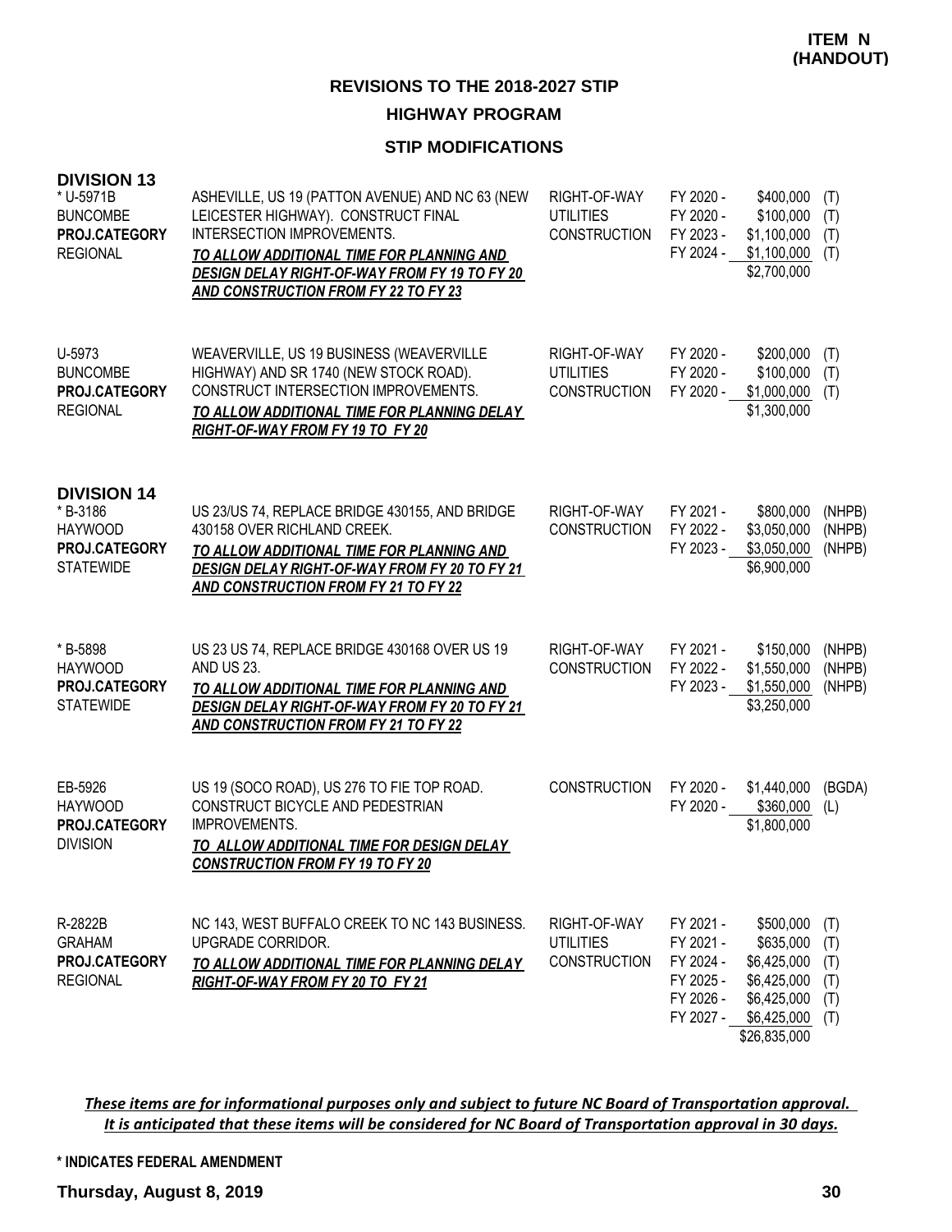**ITEM N (HANDOUT)**

## REVISIONS TO THE 2018-2027 STIP

## HIGHWAY PROGRAM

### STIP MODIFICATIONS

### DIVISION 13

| Project | Description | Phase | Fiscal Year | Amount | Fund |
|---|---|---|---|---|---|
| * U-5971B<br>BUNCOMBE<br>**PROJ.CATEGORY**<br>REGIONAL | ASHEVILLE, US 19 (PATTON AVENUE) AND NC 63 (NEW LEICESTER HIGHWAY). CONSTRUCT FINAL INTERSECTION IMPROVEMENTS.<br>***TO ALLOW ADDITIONAL TIME FOR PLANNING AND DESIGN DELAY RIGHT-OF-WAY FROM FY 19 TO FY 20 AND CONSTRUCTION FROM FY 22 TO FY 23*** | RIGHT-OF-WAY<br>UTILITIES<br>CONSTRUCTION | FY 2020 -<br>FY 2020 -<br>FY 2023 -<br>FY 2024 - | \$400,000<br>\$100,000<br>\$1,100,000<br>\$1,100,000<br>\$2,700,000 | (T)<br>(T)<br>(T)<br>(T) |
| U-5973<br>BUNCOMBE<br>**PROJ.CATEGORY**<br>REGIONAL | WEAVERVILLE, US 19 BUSINESS (WEAVERVILLE HIGHWAY) AND SR 1740 (NEW STOCK ROAD). CONSTRUCT INTERSECTION IMPROVEMENTS.<br>***TO ALLOW ADDITIONAL TIME FOR PLANNING DELAY RIGHT-OF-WAY FROM FY 19 TO FY 20*** | RIGHT-OF-WAY<br>UTILITIES<br>CONSTRUCTION | FY 2020 -<br>FY 2020 -<br>FY 2020 - | \$200,000<br>\$100,000<br>\$1,000,000<br>\$1,300,000 | (T)<br>(T)<br>(T) |

### DIVISION 14

| Project | Description | Phase | Fiscal Year | Amount | Fund |
|---|---|---|---|---|---|
| * B-3186<br>HAYWOOD<br>**PROJ.CATEGORY**<br>STATEWIDE | US 23/US 74, REPLACE BRIDGE 430155, AND BRIDGE 430158 OVER RICHLAND CREEK.<br>***TO ALLOW ADDITIONAL TIME FOR PLANNING AND DESIGN DELAY RIGHT-OF-WAY FROM FY 20 TO FY 21 AND CONSTRUCTION FROM FY 21 TO FY 22*** | RIGHT-OF-WAY<br>CONSTRUCTION | FY 2021 -<br>FY 2022 -<br>FY 2023 - | \$800,000<br>\$3,050,000<br>\$3,050,000<br>\$6,900,000 | (NHPB)<br>(NHPB)<br>(NHPB) |
| * B-5898<br>HAYWOOD<br>**PROJ.CATEGORY**<br>STATEWIDE | US 23 US 74, REPLACE BRIDGE 430168 OVER US 19 AND US 23.<br>***TO ALLOW ADDITIONAL TIME FOR PLANNING AND DESIGN DELAY RIGHT-OF-WAY FROM FY 20 TO FY 21 AND CONSTRUCTION FROM FY 21 TO FY 22*** | RIGHT-OF-WAY<br>CONSTRUCTION | FY 2021 -<br>FY 2022 -<br>FY 2023 - | \$150,000<br>\$1,550,000<br>\$1,550,000<br>\$3,250,000 | (NHPB)<br>(NHPB)<br>(NHPB) |
| EB-5926<br>HAYWOOD<br>**PROJ.CATEGORY**<br>DIVISION | US 19 (SOCO ROAD), US 276 TO FIE TOP ROAD. CONSTRUCT BICYCLE AND PEDESTRIAN IMPROVEMENTS.<br>***TO ALLOW ADDITIONAL TIME FOR DESIGN DELAY CONSTRUCTION FROM FY 19 TO FY 20*** | CONSTRUCTION | FY 2020 -<br>FY 2020 - | \$1,440,000<br>\$360,000<br>\$1,800,000 | (BGDA)<br>(L) |
| R-2822B<br>GRAHAM<br>**PROJ.CATEGORY**<br>REGIONAL | NC 143, WEST BUFFALO CREEK TO NC 143 BUSINESS. UPGRADE CORRIDOR.<br>***TO ALLOW ADDITIONAL TIME FOR PLANNING DELAY RIGHT-OF-WAY FROM FY 20 TO FY 21*** | RIGHT-OF-WAY<br>UTILITIES<br>CONSTRUCTION | FY 2021 -<br>FY 2021 -<br>FY 2024 -<br>FY 2025 -<br>FY 2026 -<br>FY 2027 - | \$500,000<br>\$635,000<br>\$6,425,000<br>\$6,425,000<br>\$6,425,000<br>\$6,425,000<br>\$26,835,000 | (T)<br>(T)<br>(T)<br>(T)<br>(T)<br>(T) |

*These items are for informational purposes only and subject to future NC Board of Transportation approval. It is anticipated that these items will be considered for NC Board of Transportation approval in 30 days.*

**\* INDICATES FEDERAL AMENDMENT**

**Thursday, August 8, 2019**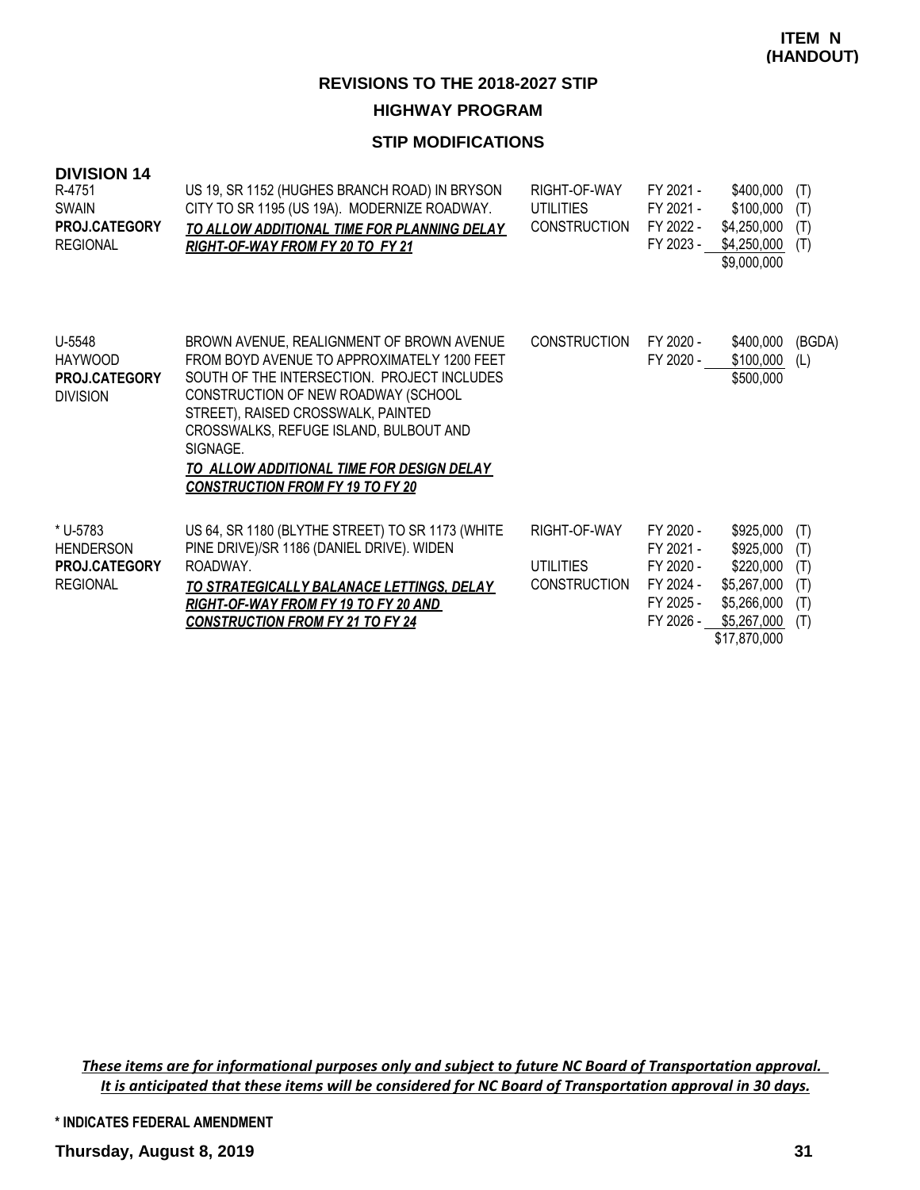**ITEM N (HANDOUT)**

## REVISIONS TO THE 2018-2027 STIP

### HIGHWAY PROGRAM

### STIP MODIFICATIONS

**DIVISION 14**

| Project | Description | Work Type | Fiscal Year | Amount | Source |
|---|---|---|---|---|---|
| R-4751<br>SWAIN<br>**PROJ.CATEGORY**<br>REGIONAL | US 19, SR 1152 (HUGHES BRANCH ROAD) IN BRYSON CITY TO SR 1195 (US 19A). MODERNIZE ROADWAY.<br>***TO ALLOW ADDITIONAL TIME FOR PLANNING DELAY RIGHT-OF-WAY FROM FY 20 TO FY 21*** | RIGHT-OF-WAY | FY 2021 - | $400,000 | (T) |
| | | UTILITIES | FY 2021 - | $100,000 | (T) |
| | | CONSTRUCTION | FY 2022 - | $4,250,000 | (T) |
| | | | FY 2023 - | $4,250,000 | (T) |
| | | | | $9,000,000 | |
| U-5548<br>HAYWOOD<br>**PROJ.CATEGORY**<br>DIVISION | BROWN AVENUE, REALIGNMENT OF BROWN AVENUE FROM BOYD AVENUE TO APPROXIMATELY 1200 FEET SOUTH OF THE INTERSECTION. PROJECT INCLUDES CONSTRUCTION OF NEW ROADWAY (SCHOOL STREET), RAISED CROSSWALK, PAINTED CROSSWALKS, REFUGE ISLAND, BULBOUT AND SIGNAGE.<br>***TO ALLOW ADDITIONAL TIME FOR DESIGN DELAY CONSTRUCTION FROM FY 19 TO FY 20*** | CONSTRUCTION | FY 2020 - | $400,000 | (BGDA) |
| | | | FY 2020 - | $100,000 | (L) |
| | | | | $500,000 | |
| * U-5783<br>HENDERSON<br>**PROJ.CATEGORY**<br>REGIONAL | US 64, SR 1180 (BLYTHE STREET) TO SR 1173 (WHITE PINE DRIVE)/SR 1186 (DANIEL DRIVE). WIDEN ROADWAY.<br>***TO STRATEGICALLY BALANACE LETTINGS, DELAY RIGHT-OF-WAY FROM FY 19 TO FY 20 AND CONSTRUCTION FROM FY 21 TO FY 24*** | RIGHT-OF-WAY | FY 2020 - | $925,000 | (T) |
| | | | FY 2021 - | $925,000 | (T) |
| | | UTILITIES | FY 2020 - | $220,000 | (T) |
| | | CONSTRUCTION | FY 2024 - | $5,267,000 | (T) |
| | | | FY 2025 - | $5,266,000 | (T) |
| | | | FY 2026 - | $5,267,000 | (T) |
| | | | | $17,870,000 | |

***These items are for informational purposes only and subject to future NC Board of Transportation approval. It is anticipated that these items will be considered for NC Board of Transportation approval in 30 days.***

**\* INDICATES FEDERAL AMENDMENT**

**Thursday, August 8, 2019**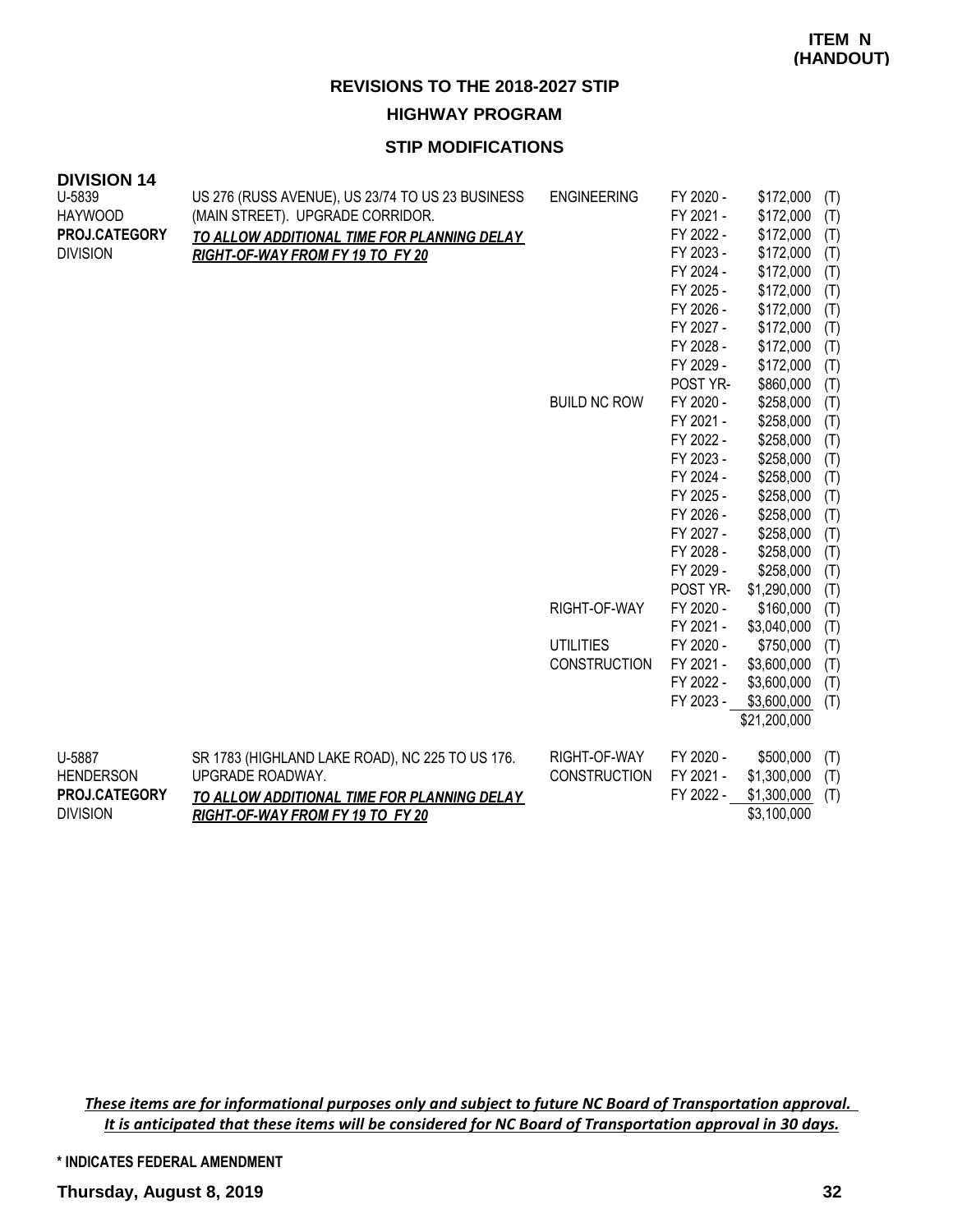**ITEM N (HANDOUT)**

# REVISIONS TO THE 2018-2027 STIP

## HIGHWAY PROGRAM

### STIP MODIFICATIONS

**DIVISION 14**

| Project | Description | Work Type | Fiscal Year | Amount | Source |
|---|---|---|---|---|---|
| U-5839<br>HAYWOOD<br>**PROJ.CATEGORY**<br>DIVISION | US 276 (RUSS AVENUE), US 23/74 TO US 23 BUSINESS (MAIN STREET). UPGRADE CORRIDOR.<br>***TO ALLOW ADDITIONAL TIME FOR PLANNING DELAY RIGHT-OF-WAY FROM FY 19 TO FY 20*** | ENGINEERING | FY 2020 - | $172,000 | (T) |
| | | | FY 2021 - | $172,000 | (T) |
| | | | FY 2022 - | $172,000 | (T) |
| | | | FY 2023 - | $172,000 | (T) |
| | | | FY 2024 - | $172,000 | (T) |
| | | | FY 2025 - | $172,000 | (T) |
| | | | FY 2026 - | $172,000 | (T) |
| | | | FY 2027 - | $172,000 | (T) |
| | | | FY 2028 - | $172,000 | (T) |
| | | | FY 2029 - | $172,000 | (T) |
| | | | POST YR- | $860,000 | (T) |
| | | BUILD NC ROW | FY 2020 - | $258,000 | (T) |
| | | | FY 2021 - | $258,000 | (T) |
| | | | FY 2022 - | $258,000 | (T) |
| | | | FY 2023 - | $258,000 | (T) |
| | | | FY 2024 - | $258,000 | (T) |
| | | | FY 2025 - | $258,000 | (T) |
| | | | FY 2026 - | $258,000 | (T) |
| | | | FY 2027 - | $258,000 | (T) |
| | | | FY 2028 - | $258,000 | (T) |
| | | | FY 2029 - | $258,000 | (T) |
| | | | POST YR- | $1,290,000 | (T) |
| | | RIGHT-OF-WAY | FY 2020 - | $160,000 | (T) |
| | | | FY 2021 - | $3,040,000 | (T) |
| | | UTILITIES | FY 2020 - | $750,000 | (T) |
| | | CONSTRUCTION | FY 2021 - | $3,600,000 | (T) |
| | | | FY 2022 - | $3,600,000 | (T) |
| | | | FY 2023 - | $3,600,000 | (T) |
| | | | | $21,200,000 | |
| U-5887<br>HENDERSON<br>**PROJ.CATEGORY**<br>DIVISION | SR 1783 (HIGHLAND LAKE ROAD), NC 225 TO US 176. UPGRADE ROADWAY.<br>***TO ALLOW ADDITIONAL TIME FOR PLANNING DELAY RIGHT-OF-WAY FROM FY 19 TO FY 20*** | RIGHT-OF-WAY | FY 2020 - | $500,000 | (T) |
| | | CONSTRUCTION | FY 2021 - | $1,300,000 | (T) |
| | | | FY 2022 - | $1,300,000 | (T) |
| | | | | $3,100,000 | |

*These items are for informational purposes only and subject to future NC Board of Transportation approval. It is anticipated that these items will be considered for NC Board of Transportation approval in 30 days.*

\* INDICATES FEDERAL AMENDMENT

**Thursday, August 8, 2019**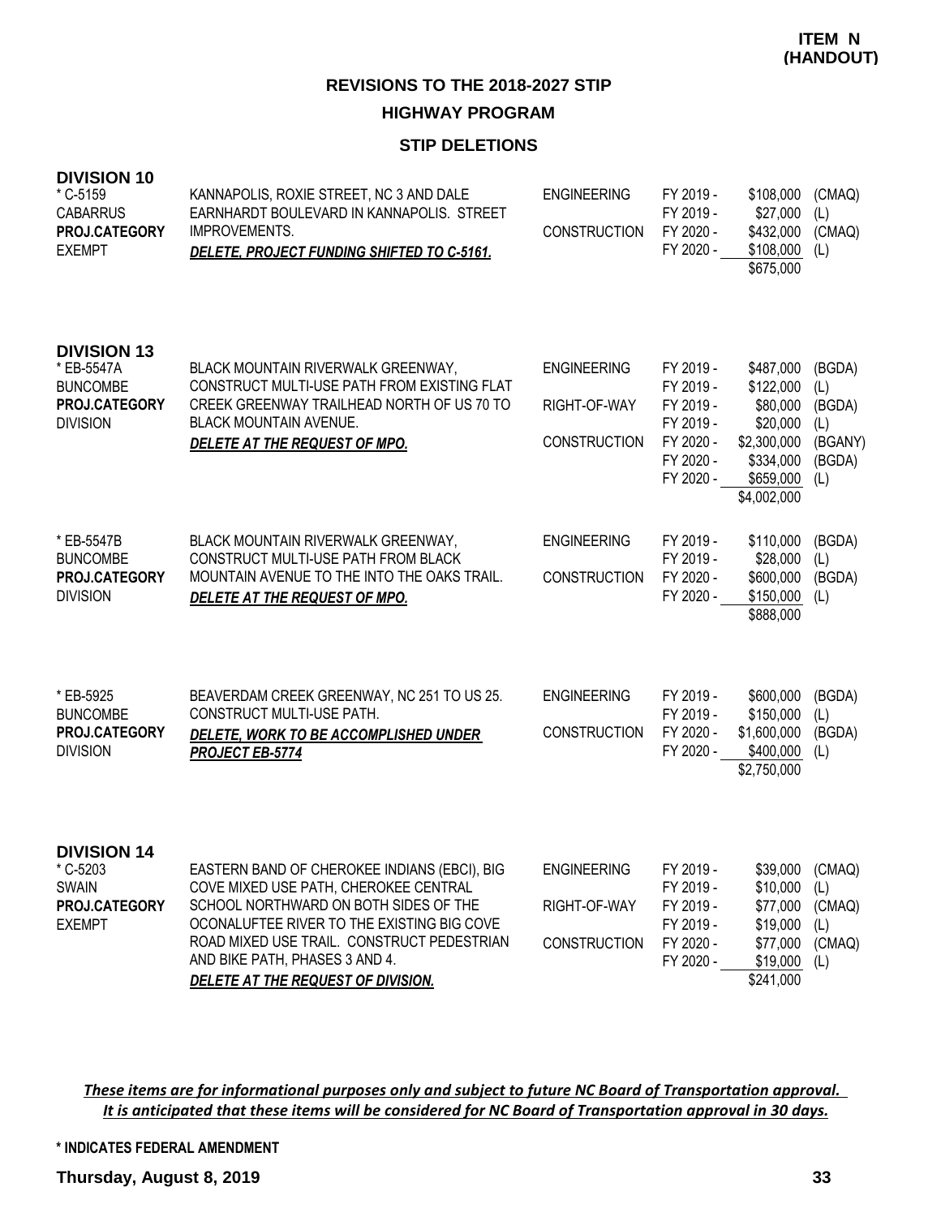**ITEM N (HANDOUT)**

# REVISIONS TO THE 2018-2027 STIP

## HIGHWAY PROGRAM

### STIP DELETIONS

**DIVISION 10**

| Project | Description | Phase | FY | Amount | Fund |
|---|---|---|---|---|---|
| * C-5159<br>CABARRUS<br>**PROJ.CATEGORY**<br>EXEMPT | KANNAPOLIS, ROXIE STREET, NC 3 AND DALE EARNHARDT BOULEVARD IN KANNAPOLIS. STREET IMPROVEMENTS.<br>***DELETE, PROJECT FUNDING SHIFTED TO C-5161.*** | ENGINEERING | FY 2019 - | $108,000 | (CMAQ) |
| | | | FY 2019 - | $27,000 | (L) |
| | | CONSTRUCTION | FY 2020 - | $432,000 | (CMAQ) |
| | | | FY 2020 - | $108,000 | (L) |
| | | | | $675,000 | |

**DIVISION 13**

| Project | Description | Phase | FY | Amount | Fund |
|---|---|---|---|---|---|
| * EB-5547A<br>BUNCOMBE<br>**PROJ.CATEGORY**<br>DIVISION | BLACK MOUNTAIN RIVERWALK GREENWAY, CONSTRUCT MULTI-USE PATH FROM EXISTING FLAT CREEK GREENWAY TRAILHEAD NORTH OF US 70 TO BLACK MOUNTAIN AVENUE.<br>***DELETE AT THE REQUEST OF MPO.*** | ENGINEERING | FY 2019 - | $487,000 | (BGDA) |
| | | | FY 2019 - | $122,000 | (L) |
| | | RIGHT-OF-WAY | FY 2019 - | $80,000 | (BGDA) |
| | | | FY 2019 - | $20,000 | (L) |
| | | CONSTRUCTION | FY 2020 - | $2,300,000 | (BGANY) |
| | | | FY 2020 - | $334,000 | (BGDA) |
| | | | FY 2020 - | $659,000 | (L) |
| | | | | $4,002,000 | |
| * EB-5547B<br>BUNCOMBE<br>**PROJ.CATEGORY**<br>DIVISION | BLACK MOUNTAIN RIVERWALK GREENWAY, CONSTRUCT MULTI-USE PATH FROM BLACK MOUNTAIN AVENUE TO THE INTO THE OAKS TRAIL.<br>***DELETE AT THE REQUEST OF MPO.*** | ENGINEERING | FY 2019 - | $110,000 | (BGDA) |
| | | | FY 2019 - | $28,000 | (L) |
| | | CONSTRUCTION | FY 2020 - | $600,000 | (BGDA) |
| | | | FY 2020 - | $150,000 | (L) |
| | | | | $888,000 | |
| * EB-5925<br>BUNCOMBE<br>**PROJ.CATEGORY**<br>DIVISION | BEAVERDAM CREEK GREENWAY, NC 251 TO US 25. CONSTRUCT MULTI-USE PATH.<br>***DELETE, WORK TO BE ACCOMPLISHED UNDER PROJECT EB-5774*** | ENGINEERING | FY 2019 - | $600,000 | (BGDA) |
| | | | FY 2019 - | $150,000 | (L) |
| | | CONSTRUCTION | FY 2020 - | $1,600,000 | (BGDA) |
| | | | FY 2020 - | $400,000 | (L) |
| | | | | $2,750,000 | |

**DIVISION 14**

| Project | Description | Phase | FY | Amount | Fund |
|---|---|---|---|---|---|
| * C-5203<br>SWAIN<br>**PROJ.CATEGORY**<br>EXEMPT | EASTERN BAND OF CHEROKEE INDIANS (EBCI), BIG COVE MIXED USE PATH, CHEROKEE CENTRAL SCHOOL NORTHWARD ON BOTH SIDES OF THE OCONALUFTEE RIVER TO THE EXISTING BIG COVE ROAD MIXED USE TRAIL. CONSTRUCT PEDESTRIAN AND BIKE PATH, PHASES 3 AND 4.<br>***DELETE AT THE REQUEST OF DIVISION.*** | ENGINEERING | FY 2019 - | $39,000 | (CMAQ) |
| | | | FY 2019 - | $10,000 | (L) |
| | | RIGHT-OF-WAY | FY 2019 - | $77,000 | (CMAQ) |
| | | | FY 2019 - | $19,000 | (L) |
| | | CONSTRUCTION | FY 2020 - | $77,000 | (CMAQ) |
| | | | FY 2020 - | $19,000 | (L) |
| | | | | $241,000 | |

***These items are for informational purposes only and subject to future NC Board of Transportation approval. It is anticipated that these items will be considered for NC Board of Transportation approval in 30 days.***

**\* INDICATES FEDERAL AMENDMENT**

**Thursday, August 8, 2019**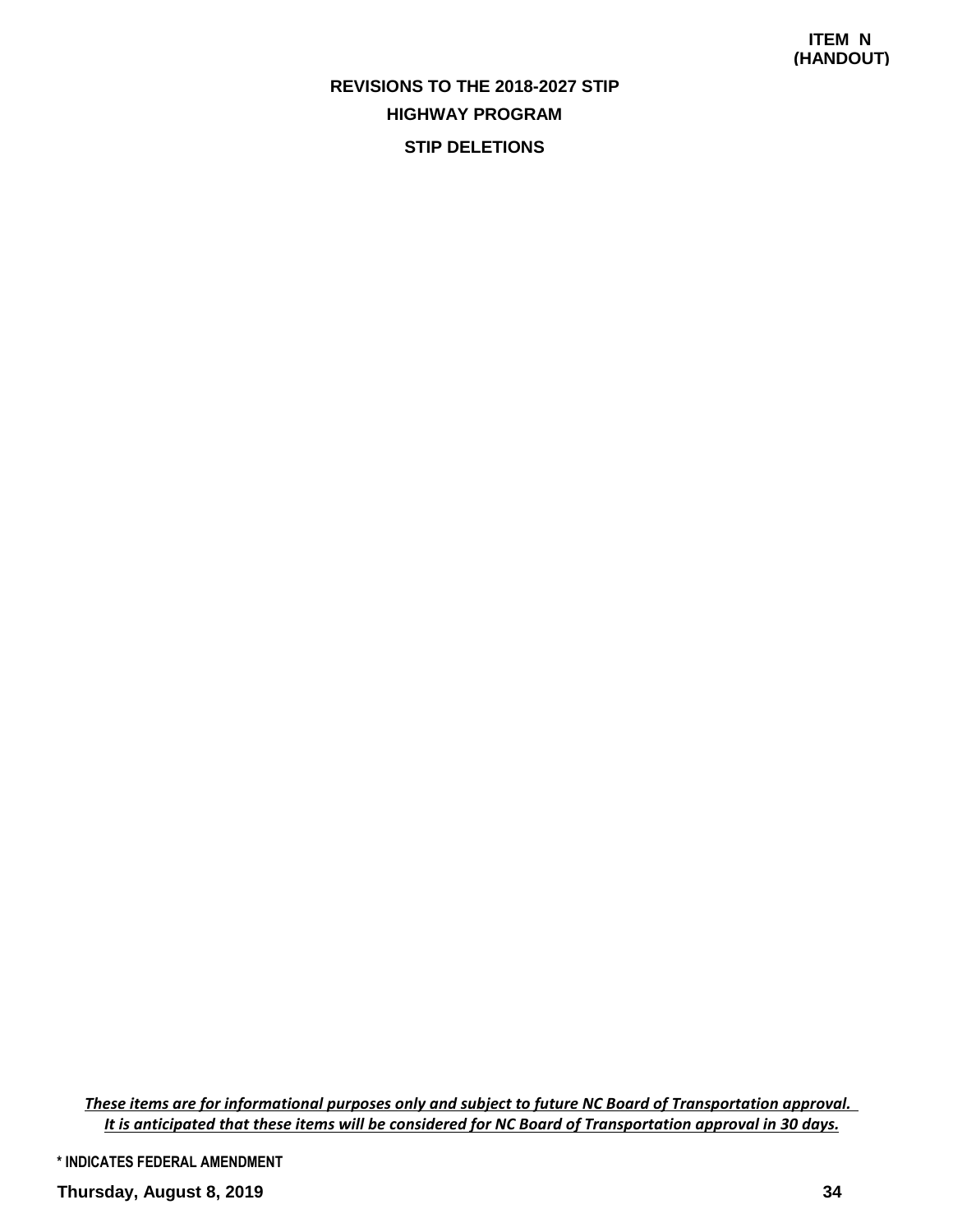**ITEM N**
**(HANDOUT)**

# REVISIONS TO THE 2018-2027 STIP

## HIGHWAY PROGRAM

### STIP DELETIONS

***These items are for informational purposes only and subject to future NC Board of Transportation approval. It is anticipated that these items will be considered for NC Board of Transportation approval in 30 days.***

**\* INDICATES FEDERAL AMENDMENT**

**Thursday, August 8, 2019**